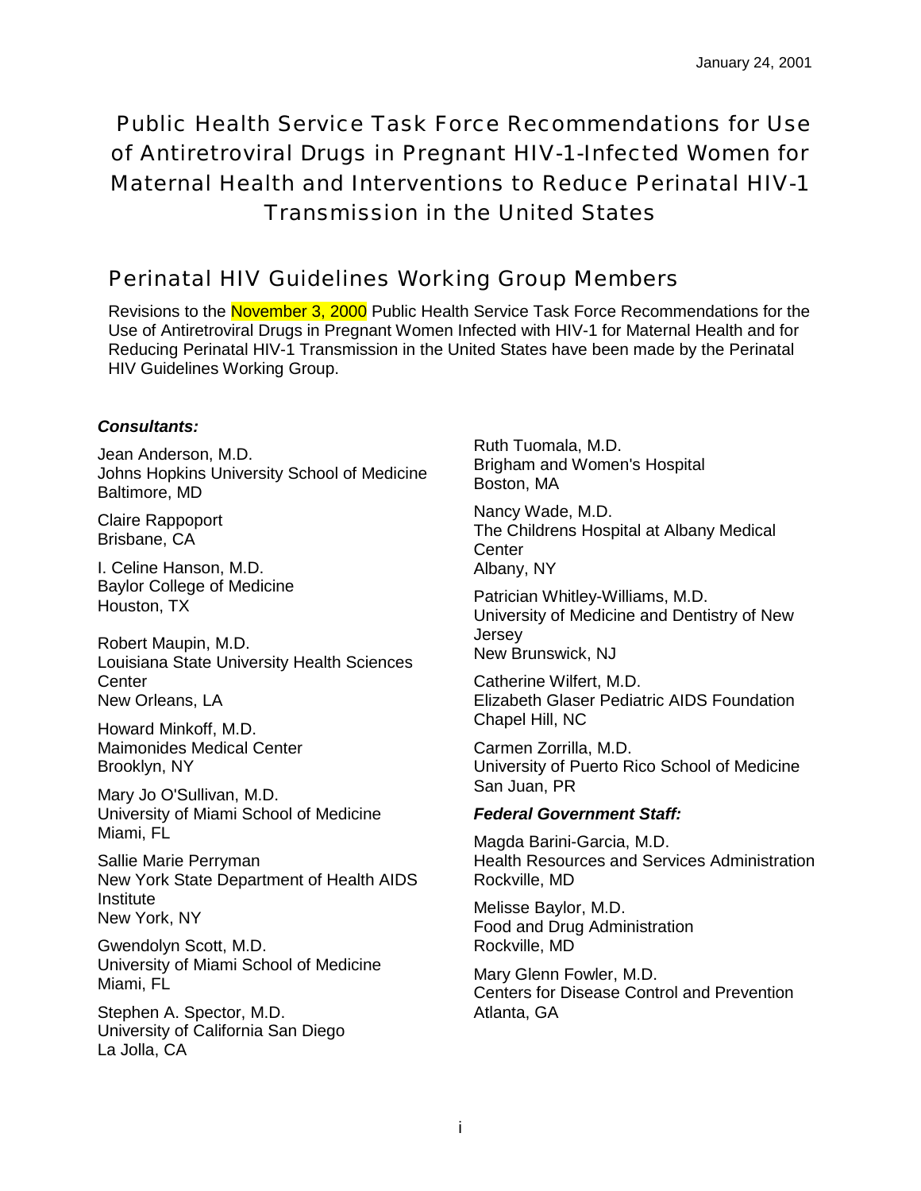January 24, 2001

# Public Health Service Task Force Recommendations for Use of Antiretroviral Drugs in Pregnant HIV-1-Infected Women for Maternal Health and Interventions to Reduce Perinatal HIV-1 Transmission in the United States

## Perinatal HIV Guidelines Working Group Members

Revisions to the November 3, 2000 Public Health Service Task Force Recommendations for the Use of Antiretroviral Drugs in Pregnant Women Infected with HIV-1 for Maternal Health and for Reducing Perinatal HIV-1 Transmission in the United States have been made by the Perinatal HIV Guidelines Working Group.

***Consultants:***

Jean Anderson, M.D.
Johns Hopkins University School of Medicine
Baltimore, MD

Claire Rappoport
Brisbane, CA

I. Celine Hanson, M.D.
Baylor College of Medicine
Houston, TX

Robert Maupin, M.D.
Louisiana State University Health Sciences Center
New Orleans, LA

Howard Minkoff, M.D.
Maimonides Medical Center
Brooklyn, NY

Mary Jo O'Sullivan, M.D.
University of Miami School of Medicine
Miami, FL

Sallie Marie Perryman
New York State Department of Health AIDS Institute
New York, NY

Gwendolyn Scott, M.D.
University of Miami School of Medicine
Miami, FL

Stephen A. Spector, M.D.
University of California San Diego
La Jolla, CA

Ruth Tuomala, M.D.
Brigham and Women's Hospital
Boston, MA

Nancy Wade, M.D.
The Childrens Hospital at Albany Medical Center
Albany, NY

Patrician Whitley-Williams, M.D.
University of Medicine and Dentistry of New Jersey
New Brunswick, NJ

Catherine Wilfert, M.D.
Elizabeth Glaser Pediatric AIDS Foundation
Chapel Hill, NC

Carmen Zorrilla, M.D.
University of Puerto Rico School of Medicine
San Juan, PR

***Federal Government Staff:***

Magda Barini-Garcia, M.D.
Health Resources and Services Administration
Rockville, MD

Melisse Baylor, M.D.
Food and Drug Administration
Rockville, MD

Mary Glenn Fowler, M.D.
Centers for Disease Control and Prevention
Atlanta, GA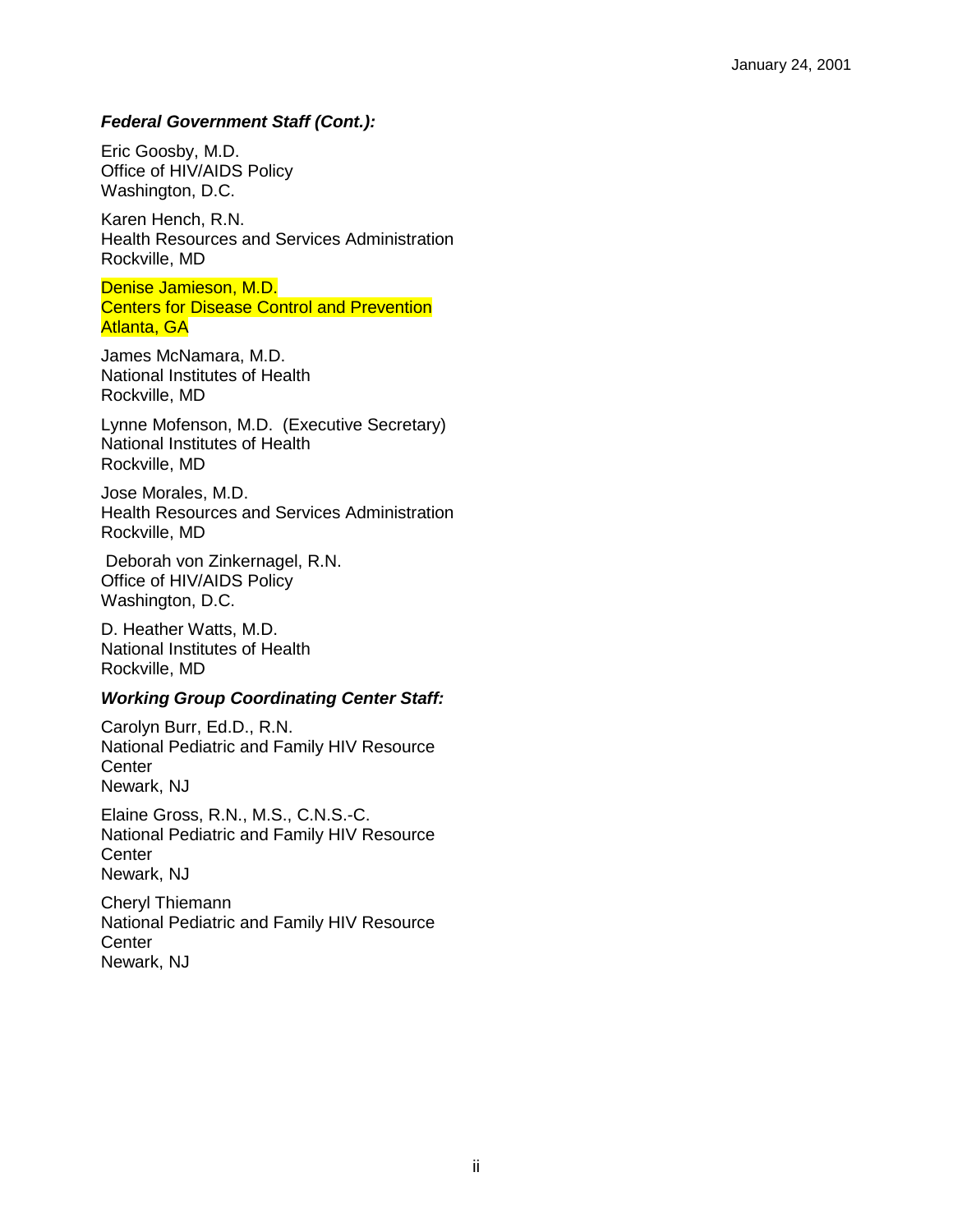***Federal Government Staff (Cont.):***

Eric Goosby, M.D.
Office of HIV/AIDS Policy
Washington, D.C.

Karen Hench, R.N.
Health Resources and Services Administration
Rockville, MD

Denise Jamieson, M.D.
Centers for Disease Control and Prevention
Atlanta, GA

James McNamara, M.D.
National Institutes of Health
Rockville, MD

Lynne Mofenson, M.D. (Executive Secretary)
National Institutes of Health
Rockville, MD

Jose Morales, M.D.
Health Resources and Services Administration
Rockville, MD

Deborah von Zinkernagel, R.N.
Office of HIV/AIDS Policy
Washington, D.C.

D. Heather Watts, M.D.
National Institutes of Health
Rockville, MD

***Working Group Coordinating Center Staff:***

Carolyn Burr, Ed.D., R.N.
National Pediatric and Family HIV Resource Center
Newark, NJ

Elaine Gross, R.N., M.S., C.N.S.-C.
National Pediatric and Family HIV Resource Center
Newark, NJ

Cheryl Thiemann
National Pediatric and Family HIV Resource Center
Newark, NJ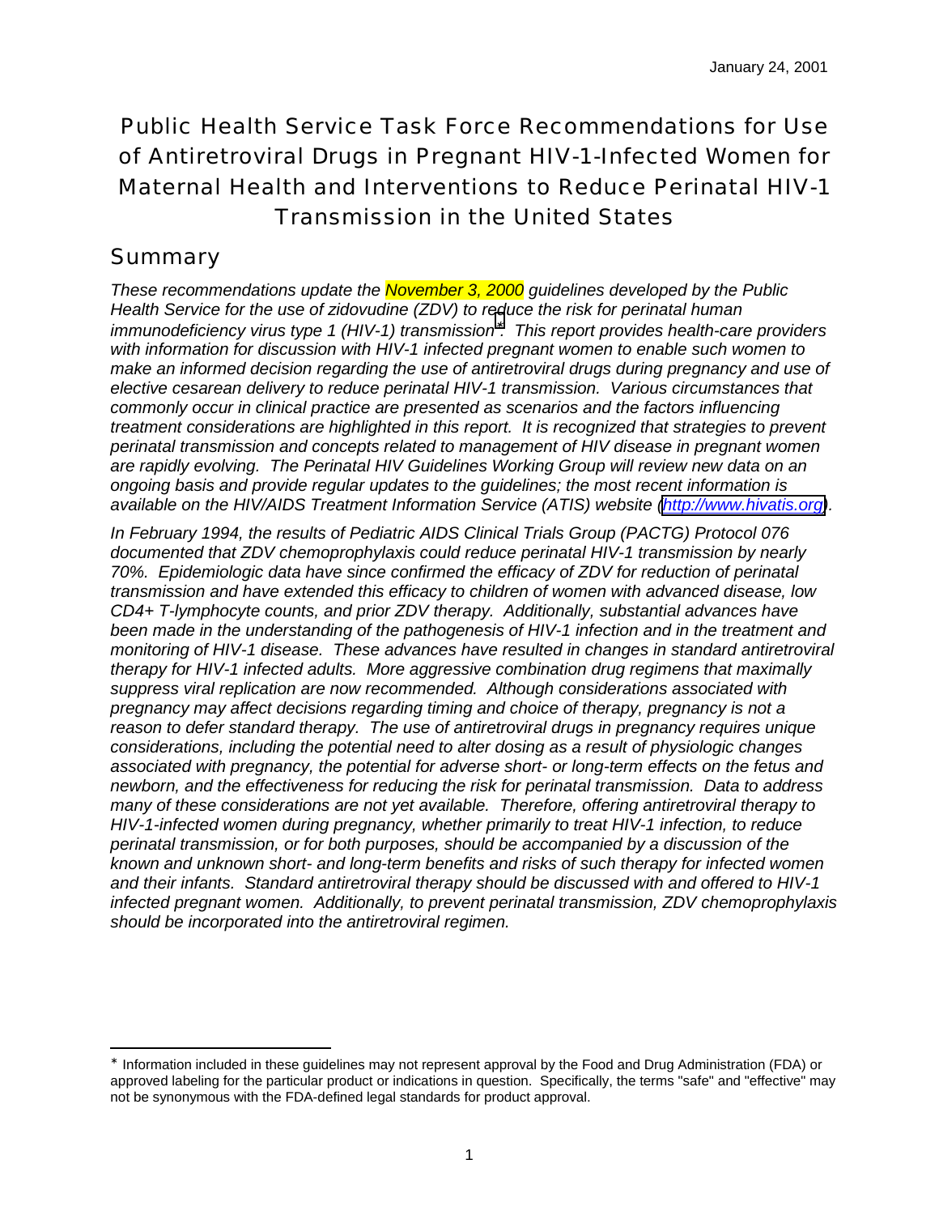January 24, 2001

# Public Health Service Task Force Recommendations for Use of Antiretroviral Drugs in Pregnant HIV-1-Infected Women for Maternal Health and Interventions to Reduce Perinatal HIV-1 Transmission in the United States

## Summary

*These recommendations update the November 3, 2000 guidelines developed by the Public Health Service for the use of zidovudine (ZDV) to reduce the risk for perinatal human immunodeficiency virus type 1 (HIV-1) transmission*\*. *This report provides health-care providers with information for discussion with HIV-1 infected pregnant women to enable such women to make an informed decision regarding the use of antiretroviral drugs during pregnancy and use of elective cesarean delivery to reduce perinatal HIV-1 transmission. Various circumstances that commonly occur in clinical practice are presented as scenarios and the factors influencing treatment considerations are highlighted in this report. It is recognized that strategies to prevent perinatal transmission and concepts related to management of HIV disease in pregnant women are rapidly evolving. The Perinatal HIV Guidelines Working Group will review new data on an ongoing basis and provide regular updates to the guidelines; the most recent information is available on the HIV/AIDS Treatment Information Service (ATIS) website (http://www.hivatis.org).*

*In February 1994, the results of Pediatric AIDS Clinical Trials Group (PACTG) Protocol 076 documented that ZDV chemoprophylaxis could reduce perinatal HIV-1 transmission by nearly 70%. Epidemiologic data have since confirmed the efficacy of ZDV for reduction of perinatal transmission and have extended this efficacy to children of women with advanced disease, low CD4+ T-lymphocyte counts, and prior ZDV therapy. Additionally, substantial advances have been made in the understanding of the pathogenesis of HIV-1 infection and in the treatment and monitoring of HIV-1 disease. These advances have resulted in changes in standard antiretroviral therapy for HIV-1 infected adults. More aggressive combination drug regimens that maximally suppress viral replication are now recommended. Although considerations associated with pregnancy may affect decisions regarding timing and choice of therapy, pregnancy is not a reason to defer standard therapy. The use of antiretroviral drugs in pregnancy requires unique considerations, including the potential need to alter dosing as a result of physiologic changes associated with pregnancy, the potential for adverse short- or long-term effects on the fetus and newborn, and the effectiveness for reducing the risk for perinatal transmission. Data to address many of these considerations are not yet available. Therefore, offering antiretroviral therapy to HIV-1-infected women during pregnancy, whether primarily to treat HIV-1 infection, to reduce perinatal transmission, or for both purposes, should be accompanied by a discussion of the known and unknown short- and long-term benefits and risks of such therapy for infected women and their infants. Standard antiretroviral therapy should be discussed with and offered to HIV-1 infected pregnant women. Additionally, to prevent perinatal transmission, ZDV chemoprophylaxis should be incorporated into the antiretroviral regimen.*

---

\* Information included in these guidelines may not represent approval by the Food and Drug Administration (FDA) or approved labeling for the particular product or indications in question. Specifically, the terms "safe" and "effective" may not be synonymous with the FDA-defined legal standards for product approval.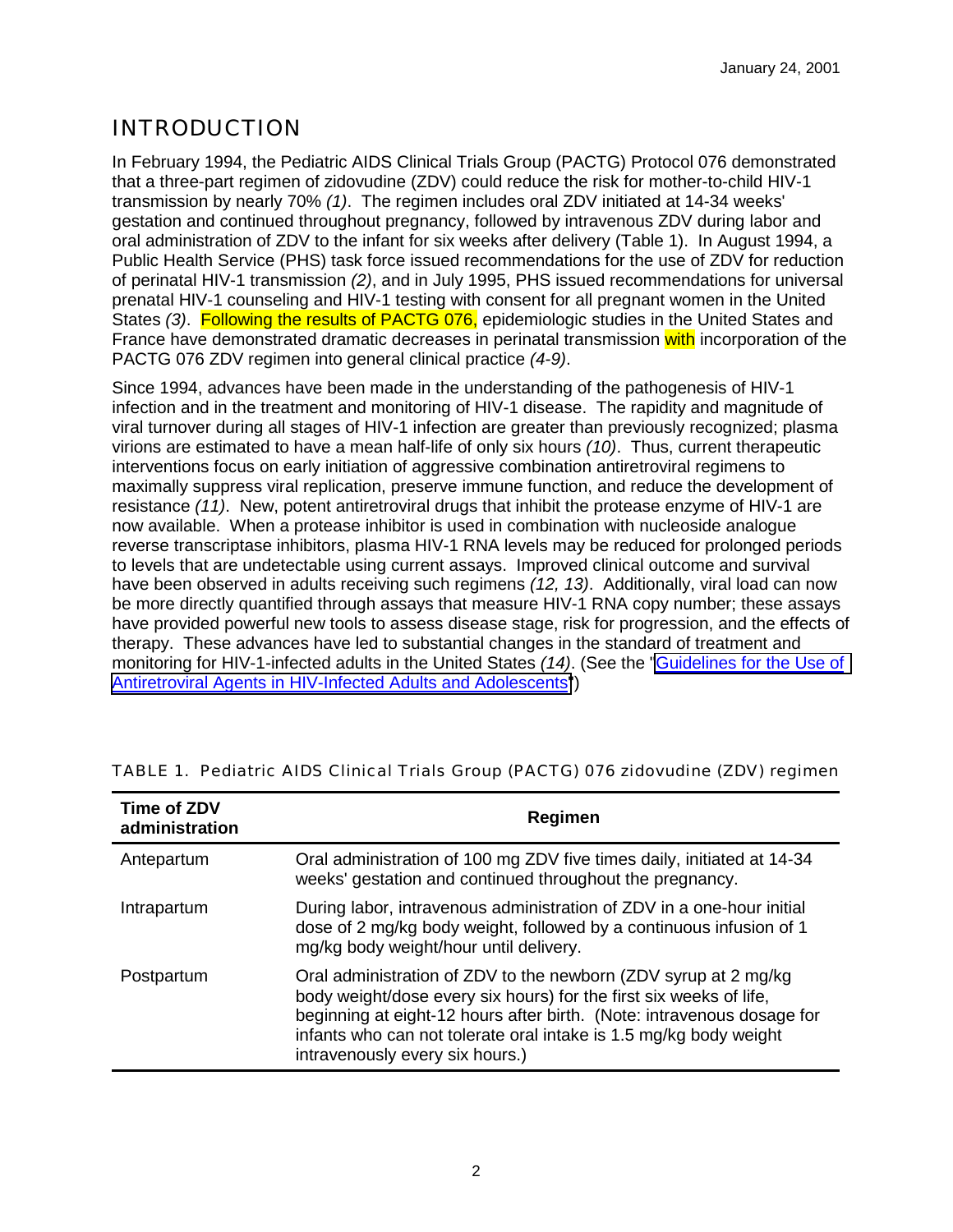# INTRODUCTION

In February 1994, the Pediatric AIDS Clinical Trials Group (PACTG) Protocol 076 demonstrated that a three-part regimen of zidovudine (ZDV) could reduce the risk for mother-to-child HIV-1 transmission by nearly 70% *(1)*. The regimen includes oral ZDV initiated at 14-34 weeks' gestation and continued throughout pregnancy, followed by intravenous ZDV during labor and oral administration of ZDV to the infant for six weeks after delivery (Table 1). In August 1994, a Public Health Service (PHS) task force issued recommendations for the use of ZDV for reduction of perinatal HIV-1 transmission *(2)*, and in July 1995, PHS issued recommendations for universal prenatal HIV-1 counseling and HIV-1 testing with consent for all pregnant women in the United States *(3)*. Following the results of PACTG 076, epidemiologic studies in the United States and France have demonstrated dramatic decreases in perinatal transmission with incorporation of the PACTG 076 ZDV regimen into general clinical practice *(4-9)*.

Since 1994, advances have been made in the understanding of the pathogenesis of HIV-1 infection and in the treatment and monitoring of HIV-1 disease. The rapidity and magnitude of viral turnover during all stages of HIV-1 infection are greater than previously recognized; plasma virions are estimated to have a mean half-life of only six hours *(10)*. Thus, current therapeutic interventions focus on early initiation of aggressive combination antiretroviral regimens to maximally suppress viral replication, preserve immune function, and reduce the development of resistance *(11)*. New, potent antiretroviral drugs that inhibit the protease enzyme of HIV-1 are now available. When a protease inhibitor is used in combination with nucleoside analogue reverse transcriptase inhibitors, plasma HIV-1 RNA levels may be reduced for prolonged periods to levels that are undetectable using current assays. Improved clinical outcome and survival have been observed in adults receiving such regimens *(12, 13)*. Additionally, viral load can now be more directly quantified through assays that measure HIV-1 RNA copy number; these assays have provided powerful new tools to assess disease stage, risk for progression, and the effects of therapy. These advances have led to substantial changes in the standard of treatment and monitoring for HIV-1-infected adults in the United States *(14)*. (See the "Guidelines for the Use of Antiretroviral Agents in HIV-Infected Adults and Adolescents")

TABLE 1. Pediatric AIDS Clinical Trials Group (PACTG) 076 zidovudine (ZDV) regimen

| Time of ZDV administration | Regimen |
|---|---|
| Antepartum | Oral administration of 100 mg ZDV five times daily, initiated at 14-34 weeks' gestation and continued throughout the pregnancy. |
| Intrapartum | During labor, intravenous administration of ZDV in a one-hour initial dose of 2 mg/kg body weight, followed by a continuous infusion of 1 mg/kg body weight/hour until delivery. |
| Postpartum | Oral administration of ZDV to the newborn (ZDV syrup at 2 mg/kg body weight/dose every six hours) for the first six weeks of life, beginning at eight-12 hours after birth. (Note: intravenous dosage for infants who can not tolerate oral intake is 1.5 mg/kg body weight intravenously every six hours.) |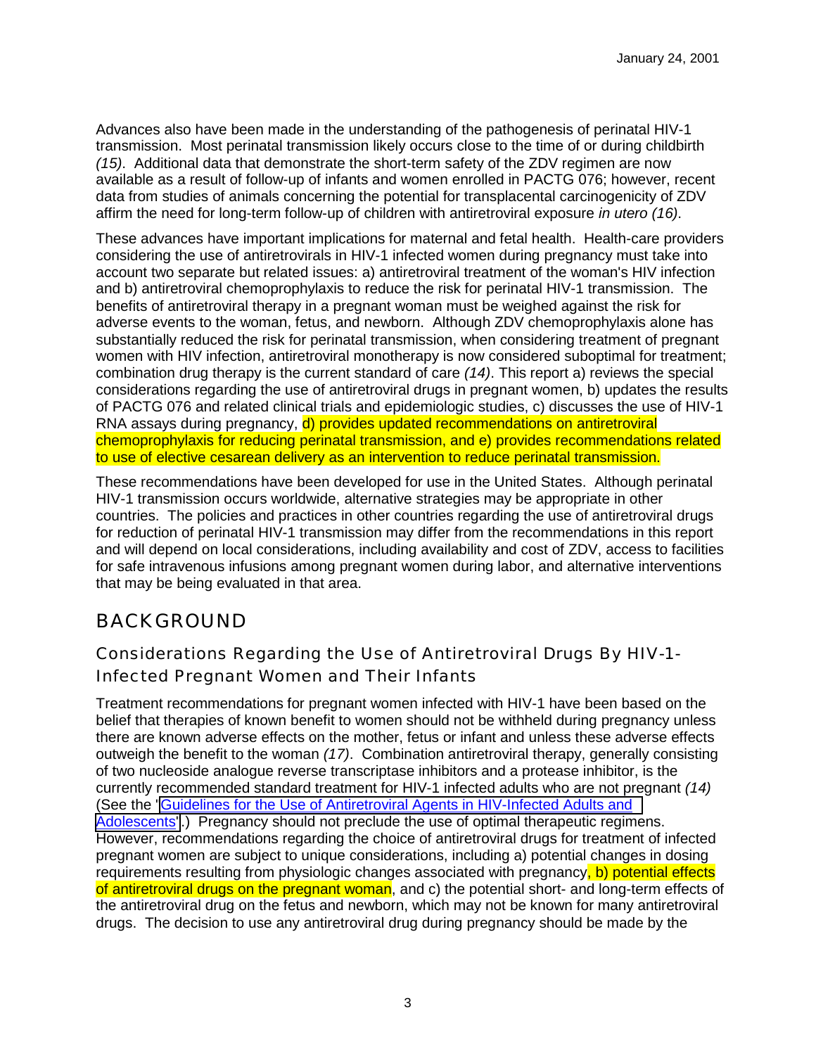Advances also have been made in the understanding of the pathogenesis of perinatal HIV-1 transmission. Most perinatal transmission likely occurs close to the time of or during childbirth *(15)*. Additional data that demonstrate the short-term safety of the ZDV regimen are now available as a result of follow-up of infants and women enrolled in PACTG 076; however, recent data from studies of animals concerning the potential for transplacental carcinogenicity of ZDV affirm the need for long-term follow-up of children with antiretroviral exposure *in utero (16)*.

These advances have important implications for maternal and fetal health. Health-care providers considering the use of antiretrovirals in HIV-1 infected women during pregnancy must take into account two separate but related issues: a) antiretroviral treatment of the woman's HIV infection and b) antiretroviral chemoprophylaxis to reduce the risk for perinatal HIV-1 transmission. The benefits of antiretroviral therapy in a pregnant woman must be weighed against the risk for adverse events to the woman, fetus, and newborn. Although ZDV chemoprophylaxis alone has substantially reduced the risk for perinatal transmission, when considering treatment of pregnant women with HIV infection, antiretroviral monotherapy is now considered suboptimal for treatment; combination drug therapy is the current standard of care *(14)*. This report a) reviews the special considerations regarding the use of antiretroviral drugs in pregnant women, b) updates the results of PACTG 076 and related clinical trials and epidemiologic studies, c) discusses the use of HIV-1 RNA assays during pregnancy, d) provides updated recommendations on antiretroviral chemoprophylaxis for reducing perinatal transmission, and e) provides recommendations related to use of elective cesarean delivery as an intervention to reduce perinatal transmission.

These recommendations have been developed for use in the United States. Although perinatal HIV-1 transmission occurs worldwide, alternative strategies may be appropriate in other countries. The policies and practices in other countries regarding the use of antiretroviral drugs for reduction of perinatal HIV-1 transmission may differ from the recommendations in this report and will depend on local considerations, including availability and cost of ZDV, access to facilities for safe intravenous infusions among pregnant women during labor, and alternative interventions that may be being evaluated in that area.

# BACKGROUND

## Considerations Regarding the Use of Antiretroviral Drugs By HIV-1-Infected Pregnant Women and Their Infants

Treatment recommendations for pregnant women infected with HIV-1 have been based on the belief that therapies of known benefit to women should not be withheld during pregnancy unless there are known adverse effects on the mother, fetus or infant and unless these adverse effects outweigh the benefit to the woman *(17)*. Combination antiretroviral therapy, generally consisting of two nucleoside analogue reverse transcriptase inhibitors and a protease inhibitor, is the currently recommended standard treatment for HIV-1 infected adults who are not pregnant *(14)* (See the 'Guidelines for the Use of Antiretroviral Agents in HIV-Infected Adults and Adolescents'.) Pregnancy should not preclude the use of optimal therapeutic regimens. However, recommendations regarding the choice of antiretroviral drugs for treatment of infected pregnant women are subject to unique considerations, including a) potential changes in dosing requirements resulting from physiologic changes associated with pregnancy, b) potential effects of antiretroviral drugs on the pregnant woman, and c) the potential short- and long-term effects of the antiretroviral drug on the fetus and newborn, which may not be known for many antiretroviral drugs. The decision to use any antiretroviral drug during pregnancy should be made by the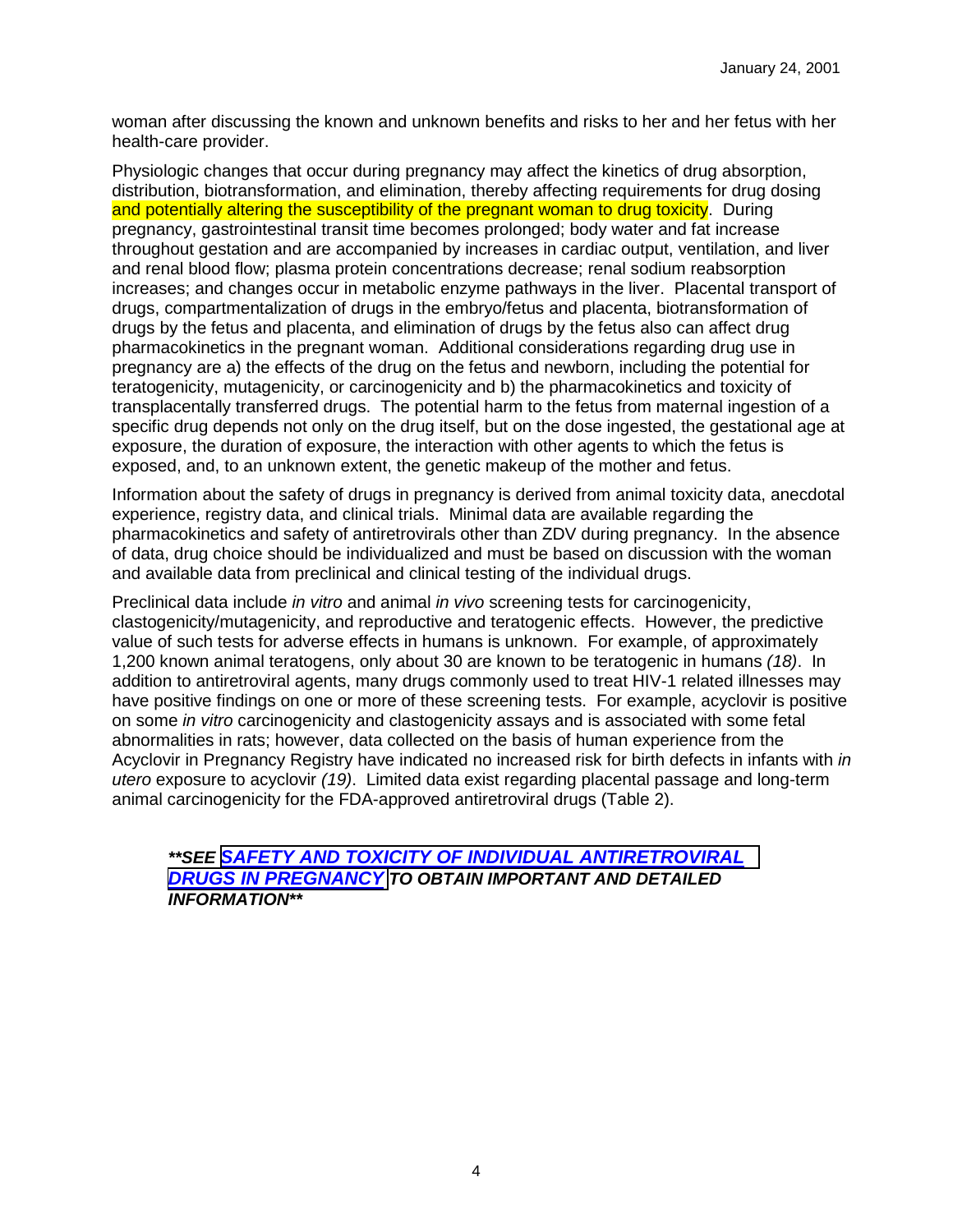woman after discussing the known and unknown benefits and risks to her and her fetus with her health-care provider.

Physiologic changes that occur during pregnancy may affect the kinetics of drug absorption, distribution, biotransformation, and elimination, thereby affecting requirements for drug dosing and potentially altering the susceptibility of the pregnant woman to drug toxicity. During pregnancy, gastrointestinal transit time becomes prolonged; body water and fat increase throughout gestation and are accompanied by increases in cardiac output, ventilation, and liver and renal blood flow; plasma protein concentrations decrease; renal sodium reabsorption increases; and changes occur in metabolic enzyme pathways in the liver. Placental transport of drugs, compartmentalization of drugs in the embryo/fetus and placenta, biotransformation of drugs by the fetus and placenta, and elimination of drugs by the fetus also can affect drug pharmacokinetics in the pregnant woman. Additional considerations regarding drug use in pregnancy are a) the effects of the drug on the fetus and newborn, including the potential for teratogenicity, mutagenicity, or carcinogenicity and b) the pharmacokinetics and toxicity of transplacentally transferred drugs. The potential harm to the fetus from maternal ingestion of a specific drug depends not only on the drug itself, but on the dose ingested, the gestational age at exposure, the duration of exposure, the interaction with other agents to which the fetus is exposed, and, to an unknown extent, the genetic makeup of the mother and fetus.

Information about the safety of drugs in pregnancy is derived from animal toxicity data, anecdotal experience, registry data, and clinical trials. Minimal data are available regarding the pharmacokinetics and safety of antiretrovirals other than ZDV during pregnancy. In the absence of data, drug choice should be individualized and must be based on discussion with the woman and available data from preclinical and clinical testing of the individual drugs.

Preclinical data include *in vitro* and animal *in vivo* screening tests for carcinogenicity, clastogenicity/mutagenicity, and reproductive and teratogenic effects. However, the predictive value of such tests for adverse effects in humans is unknown. For example, of approximately 1,200 known animal teratogens, only about 30 are known to be teratogenic in humans *(18)*. In addition to antiretroviral agents, many drugs commonly used to treat HIV-1 related illnesses may have positive findings on one or more of these screening tests. For example, acyclovir is positive on some *in vitro* carcinogenicity and clastogenicity assays and is associated with some fetal abnormalities in rats; however, data collected on the basis of human experience from the Acyclovir in Pregnancy Registry have indicated no increased risk for birth defects in infants with *in utero* exposure to acyclovir *(19)*. Limited data exist regarding placental passage and long-term animal carcinogenicity for the FDA-approved antiretroviral drugs (Table 2).

***\*\*SEE SAFETY AND TOXICITY OF INDIVIDUAL ANTIRETROVIRAL DRUGS IN PREGNANCY TO OBTAIN IMPORTANT AND DETAILED INFORMATION\*\****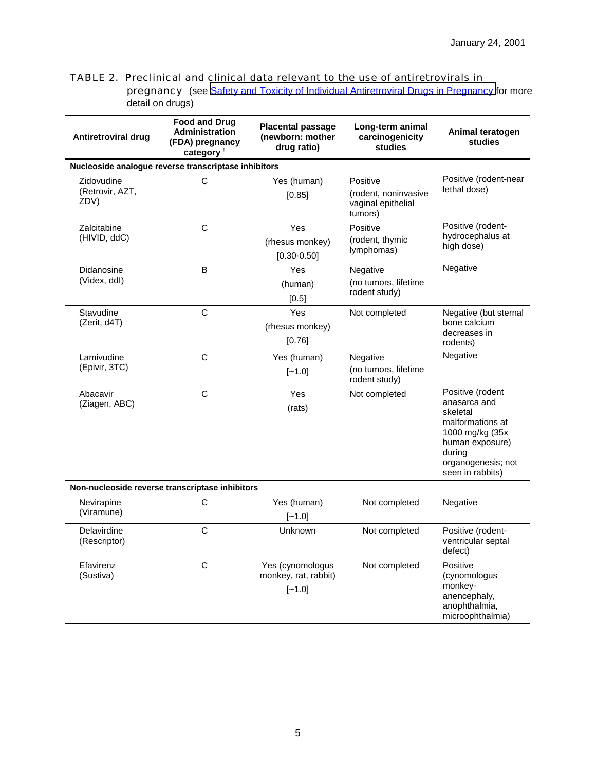January 24, 2001

TABLE 2. Preclinical and clinical data relevant to the use of antiretrovirals in pregnancy (see Safety and Toxicity of Individual Antiretroviral Drugs in Pregnancy for more detail on drugs)

| Antiretroviral drug | Food and Drug Administration (FDA) pregnancy category [†] | Placental passage (newborn: mother drug ratio) | Long-term animal carcinogenicity studies | Animal teratogen studies |
|---|---|---|---|---|
| **Nucleoside analogue reverse transcriptase inhibitors** | | | | |
| Zidovudine (Retrovir, AZT, ZDV) | C | Yes (human) [0.85] | Positive (rodent, noninvasive vaginal epithelial tumors) | Positive (rodent-near lethal dose) |
| Zalcitabine (HIVID, ddC) | C | Yes (rhesus monkey) [0.30-0.50] | Positive (rodent, thymic lymphomas) | Positive (rodent-hydrocephalus at high dose) |
| Didanosine (Videx, ddI) | B | Yes (human) [0.5] | Negative (no tumors, lifetime rodent study) | Negative |
| Stavudine (Zerit, d4T) | C | Yes (rhesus monkey) [0.76] | Not completed | Negative (but sternal bone calcium decreases in rodents) |
| Lamivudine (Epivir, 3TC) | C | Yes (human) [~1.0] | Negative (no tumors, lifetime rodent study) | Negative |
| Abacavir (Ziagen, ABC) | C | Yes (rats) | Not completed | Positive (rodent anasarca and skeletal malformations at 1000 mg/kg (35x human exposure) during organogenesis; not seen in rabbits) |
| **Non-nucleoside reverse transcriptase inhibitors** | | | | |
| Nevirapine (Viramune) | C | Yes (human) [~1.0] | Not completed | Negative |
| Delavirdine (Rescriptor) | C | Unknown | Not completed | Positive (rodent-ventricular septal defect) |
| Efavirenz (Sustiva) | C | Yes (cynomologus monkey, rat, rabbit) [~1.0] | Not completed | Positive (cynomologus monkey-anencephaly, anophthalmia, microphthalmia) |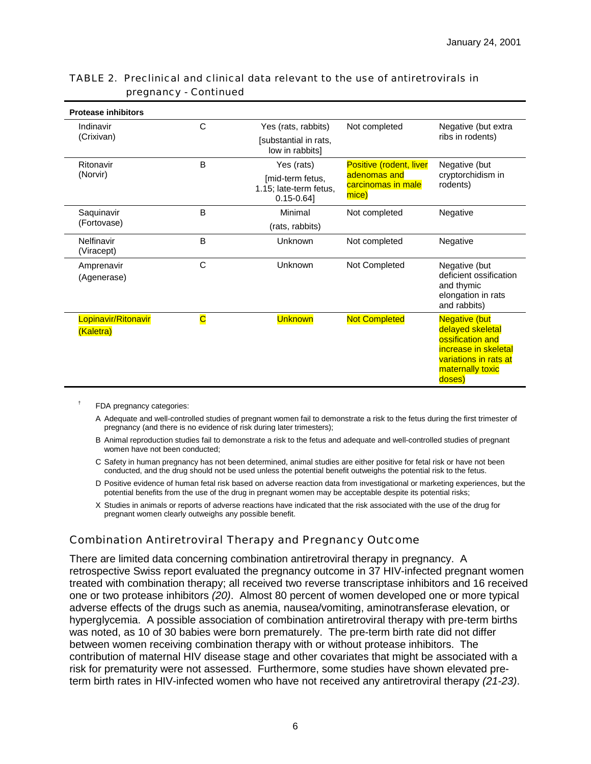TABLE 2. Preclinical and clinical data relevant to the use of antiretrovirals in pregnancy - Continued

| | | | | |
|---|---|---|---|---|
| **Protease inhibitors** | | | | |
| Indinavir (Crixivan) | C | Yes (rats, rabbits) [substantial in rats, low in rabbits] | Not completed | Negative (but extra ribs in rodents) |
| Ritonavir (Norvir) | B | Yes (rats) [mid-term fetus, 1.15; late-term fetus, 0.15-0.64] | Positive (rodent, liver adenomas and carcinomas in male mice) | Negative (but cryptorchidism in rodents) |
| Saquinavir (Fortovase) | B | Minimal (rats, rabbits) | Not completed | Negative |
| Nelfinavir (Viracept) | B | Unknown | Not completed | Negative |
| Amprenavir (Agenerase) | C | Unknown | Not Completed | Negative (but deficient ossification and thymic elongation in rats and rabbits) |
| Lopinavir/Ritonavir (Kaletra) | C | Unknown | Not Completed | Negative (but delayed skeletal ossification and increase in skeletal variations in rats at maternally toxic doses) |

† FDA pregnancy categories:

A Adequate and well-controlled studies of pregnant women fail to demonstrate a risk to the fetus during the first trimester of pregnancy (and there is no evidence of risk during later trimesters);

B Animal reproduction studies fail to demonstrate a risk to the fetus and adequate and well-controlled studies of pregnant women have not been conducted;

C Safety in human pregnancy has not been determined, animal studies are either positive for fetal risk or have not been conducted, and the drug should not be used unless the potential benefit outweighs the potential risk to the fetus.

D Positive evidence of human fetal risk based on adverse reaction data from investigational or marketing experiences, but the potential benefits from the use of the drug in pregnant women may be acceptable despite its potential risks;

X Studies in animals or reports of adverse reactions have indicated that the risk associated with the use of the drug for pregnant women clearly outweighs any possible benefit.

## Combination Antiretroviral Therapy and Pregnancy Outcome

There are limited data concerning combination antiretroviral therapy in pregnancy. A retrospective Swiss report evaluated the pregnancy outcome in 37 HIV-infected pregnant women treated with combination therapy; all received two reverse transcriptase inhibitors and 16 received one or two protease inhibitors *(20)*. Almost 80 percent of women developed one or more typical adverse effects of the drugs such as anemia, nausea/vomiting, aminotransferase elevation, or hyperglycemia. A possible association of combination antiretroviral therapy with pre-term births was noted, as 10 of 30 babies were born prematurely. The pre-term birth rate did not differ between women receiving combination therapy with or without protease inhibitors. The contribution of maternal HIV disease stage and other covariates that might be associated with a risk for prematurity were not assessed. Furthermore, some studies have shown elevated pre-term birth rates in HIV-infected women who have not received any antiretroviral therapy *(21-23)*.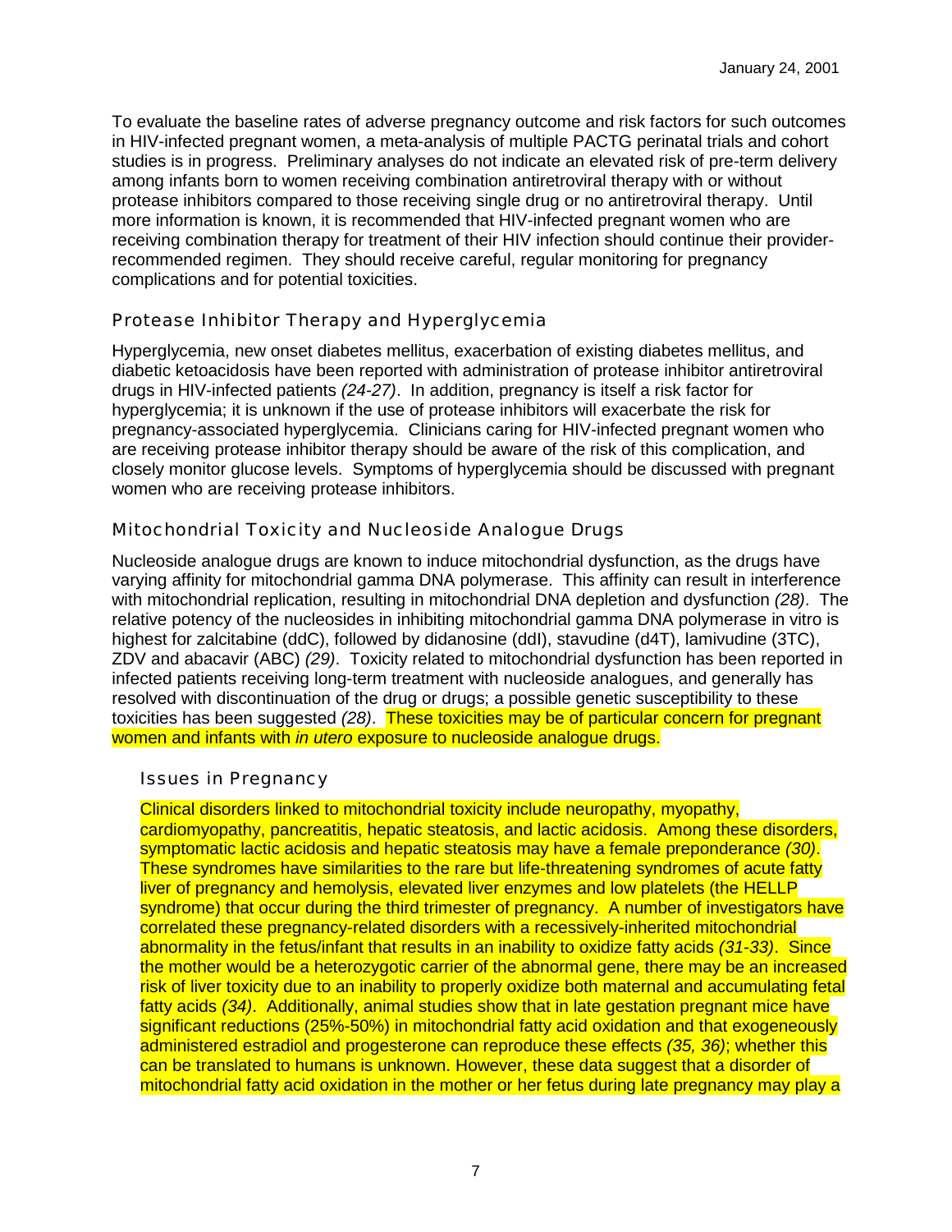To evaluate the baseline rates of adverse pregnancy outcome and risk factors for such outcomes in HIV-infected pregnant women, a meta-analysis of multiple PACTG perinatal trials and cohort studies is in progress. Preliminary analyses do not indicate an elevated risk of pre-term delivery among infants born to women receiving combination antiretroviral therapy with or without protease inhibitors compared to those receiving single drug or no antiretroviral therapy. Until more information is known, it is recommended that HIV-infected pregnant women who are receiving combination therapy for treatment of their HIV infection should continue their provider-recommended regimen. They should receive careful, regular monitoring for pregnancy complications and for potential toxicities.

## Protease Inhibitor Therapy and Hyperglycemia

Hyperglycemia, new onset diabetes mellitus, exacerbation of existing diabetes mellitus, and diabetic ketoacidosis have been reported with administration of protease inhibitor antiretroviral drugs in HIV-infected patients *(24-27)*. In addition, pregnancy is itself a risk factor for hyperglycemia; it is unknown if the use of protease inhibitors will exacerbate the risk for pregnancy-associated hyperglycemia. Clinicians caring for HIV-infected pregnant women who are receiving protease inhibitor therapy should be aware of the risk of this complication, and closely monitor glucose levels. Symptoms of hyperglycemia should be discussed with pregnant women who are receiving protease inhibitors.

## Mitochondrial Toxicity and Nucleoside Analogue Drugs

Nucleoside analogue drugs are known to induce mitochondrial dysfunction, as the drugs have varying affinity for mitochondrial gamma DNA polymerase. This affinity can result in interference with mitochondrial replication, resulting in mitochondrial DNA depletion and dysfunction *(28)*. The relative potency of the nucleosides in inhibiting mitochondrial gamma DNA polymerase in vitro is highest for zalcitabine (ddC), followed by didanosine (ddI), stavudine (d4T), lamivudine (3TC), ZDV and abacavir (ABC) *(29)*. Toxicity related to mitochondrial dysfunction has been reported in infected patients receiving long-term treatment with nucleoside analogues, and generally has resolved with discontinuation of the drug or drugs; a possible genetic susceptibility to these toxicities has been suggested *(28)*. These toxicities may be of particular concern for pregnant women and infants with *in utero* exposure to nucleoside analogue drugs.

### Issues in Pregnancy

Clinical disorders linked to mitochondrial toxicity include neuropathy, myopathy, cardiomyopathy, pancreatitis, hepatic steatosis, and lactic acidosis. Among these disorders, symptomatic lactic acidosis and hepatic steatosis may have a female preponderance *(30)*. These syndromes have similarities to the rare but life-threatening syndromes of acute fatty liver of pregnancy and hemolysis, elevated liver enzymes and low platelets (the HELLP syndrome) that occur during the third trimester of pregnancy. A number of investigators have correlated these pregnancy-related disorders with a recessively-inherited mitochondrial abnormality in the fetus/infant that results in an inability to oxidize fatty acids *(31-33)*. Since the mother would be a heterozygotic carrier of the abnormal gene, there may be an increased risk of liver toxicity due to an inability to properly oxidize both maternal and accumulating fetal fatty acids *(34)*. Additionally, animal studies show that in late gestation pregnant mice have significant reductions (25%-50%) in mitochondrial fatty acid oxidation and that exogeneously administered estradiol and progesterone can reproduce these effects *(35, 36)*; whether this can be translated to humans is unknown. However, these data suggest that a disorder of mitochondrial fatty acid oxidation in the mother or her fetus during late pregnancy may play a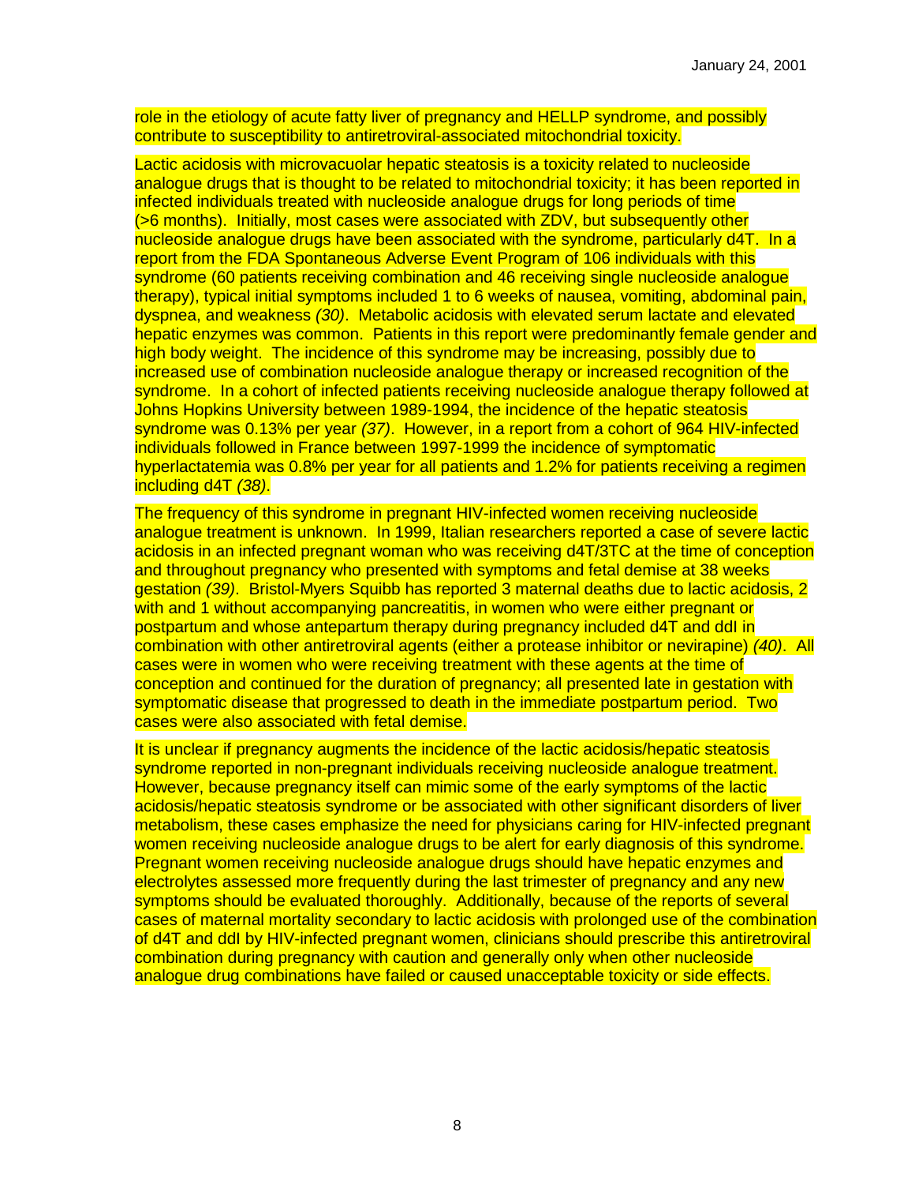role in the etiology of acute fatty liver of pregnancy and HELLP syndrome, and possibly contribute to susceptibility to antiretroviral-associated mitochondrial toxicity.

Lactic acidosis with microvacuolar hepatic steatosis is a toxicity related to nucleoside analogue drugs that is thought to be related to mitochondrial toxicity; it has been reported in infected individuals treated with nucleoside analogue drugs for long periods of time (>6 months). Initially, most cases were associated with ZDV, but subsequently other nucleoside analogue drugs have been associated with the syndrome, particularly d4T. In a report from the FDA Spontaneous Adverse Event Program of 106 individuals with this syndrome (60 patients receiving combination and 46 receiving single nucleoside analogue therapy), typical initial symptoms included 1 to 6 weeks of nausea, vomiting, abdominal pain, dyspnea, and weakness *(30)*. Metabolic acidosis with elevated serum lactate and elevated hepatic enzymes was common. Patients in this report were predominantly female gender and high body weight. The incidence of this syndrome may be increasing, possibly due to increased use of combination nucleoside analogue therapy or increased recognition of the syndrome. In a cohort of infected patients receiving nucleoside analogue therapy followed at Johns Hopkins University between 1989-1994, the incidence of the hepatic steatosis syndrome was 0.13% per year *(37)*. However, in a report from a cohort of 964 HIV-infected individuals followed in France between 1997-1999 the incidence of symptomatic hyperlactatemia was 0.8% per year for all patients and 1.2% for patients receiving a regimen including d4T *(38)*.

The frequency of this syndrome in pregnant HIV-infected women receiving nucleoside analogue treatment is unknown. In 1999, Italian researchers reported a case of severe lactic acidosis in an infected pregnant woman who was receiving d4T/3TC at the time of conception and throughout pregnancy who presented with symptoms and fetal demise at 38 weeks gestation *(39)*. Bristol-Myers Squibb has reported 3 maternal deaths due to lactic acidosis, 2 with and 1 without accompanying pancreatitis, in women who were either pregnant or postpartum and whose antepartum therapy during pregnancy included d4T and ddI in combination with other antiretroviral agents (either a protease inhibitor or nevirapine) *(40)*. All cases were in women who were receiving treatment with these agents at the time of conception and continued for the duration of pregnancy; all presented late in gestation with symptomatic disease that progressed to death in the immediate postpartum period. Two cases were also associated with fetal demise.

It is unclear if pregnancy augments the incidence of the lactic acidosis/hepatic steatosis syndrome reported in non-pregnant individuals receiving nucleoside analogue treatment. However, because pregnancy itself can mimic some of the early symptoms of the lactic acidosis/hepatic steatosis syndrome or be associated with other significant disorders of liver metabolism, these cases emphasize the need for physicians caring for HIV-infected pregnant women receiving nucleoside analogue drugs to be alert for early diagnosis of this syndrome. Pregnant women receiving nucleoside analogue drugs should have hepatic enzymes and electrolytes assessed more frequently during the last trimester of pregnancy and any new symptoms should be evaluated thoroughly. Additionally, because of the reports of several cases of maternal mortality secondary to lactic acidosis with prolonged use of the combination of d4T and ddI by HIV-infected pregnant women, clinicians should prescribe this antiretroviral combination during pregnancy with caution and generally only when other nucleoside analogue drug combinations have failed or caused unacceptable toxicity or side effects.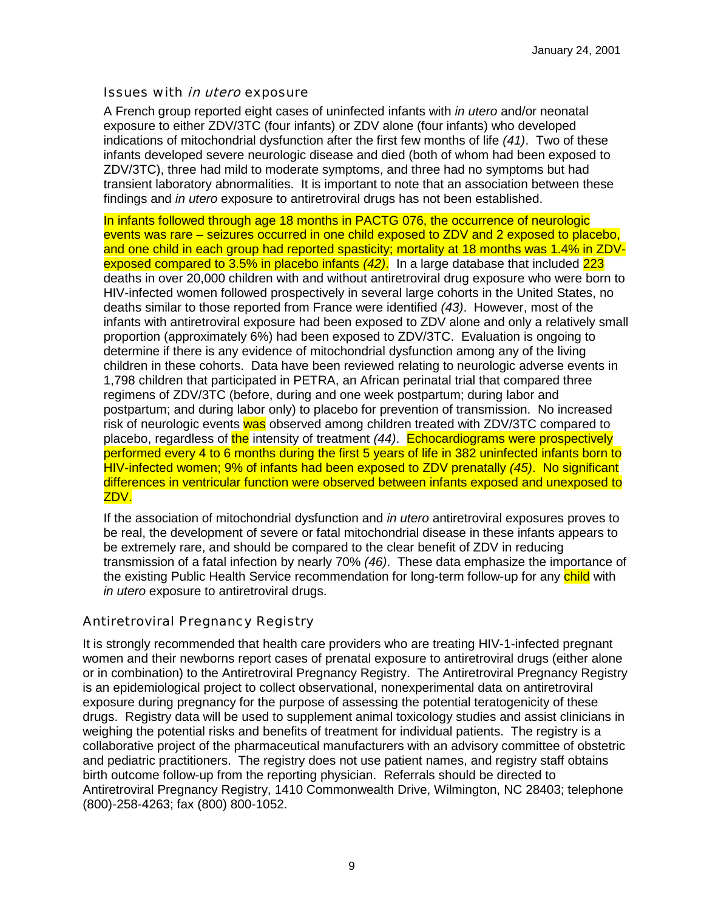### Issues with *in utero* exposure

A French group reported eight cases of uninfected infants with *in utero* and/or neonatal exposure to either ZDV/3TC (four infants) or ZDV alone (four infants) who developed indications of mitochondrial dysfunction after the first few months of life *(41)*. Two of these infants developed severe neurologic disease and died (both of whom had been exposed to ZDV/3TC), three had mild to moderate symptoms, and three had no symptoms but had transient laboratory abnormalities. It is important to note that an association between these findings and *in utero* exposure to antiretroviral drugs has not been established.

In infants followed through age 18 months in PACTG 076, the occurrence of neurologic events was rare – seizures occurred in one child exposed to ZDV and 2 exposed to placebo, and one child in each group had reported spasticity; mortality at 18 months was 1.4% in ZDV-exposed compared to 3.5% in placebo infants *(42)*. In a large database that included 223 deaths in over 20,000 children with and without antiretroviral drug exposure who were born to HIV-infected women followed prospectively in several large cohorts in the United States, no deaths similar to those reported from France were identified *(43)*. However, most of the infants with antiretroviral exposure had been exposed to ZDV alone and only a relatively small proportion (approximately 6%) had been exposed to ZDV/3TC. Evaluation is ongoing to determine if there is any evidence of mitochondrial dysfunction among any of the living children in these cohorts. Data have been reviewed relating to neurologic adverse events in 1,798 children that participated in PETRA, an African perinatal trial that compared three regimens of ZDV/3TC (before, during and one week postpartum; during labor and postpartum; and during labor only) to placebo for prevention of transmission. No increased risk of neurologic events was observed among children treated with ZDV/3TC compared to placebo, regardless of the intensity of treatment *(44)*. Echocardiograms were prospectively performed every 4 to 6 months during the first 5 years of life in 382 uninfected infants born to HIV-infected women; 9% of infants had been exposed to ZDV prenatally *(45)*. No significant differences in ventricular function were observed between infants exposed and unexposed to ZDV.

If the association of mitochondrial dysfunction and *in utero* antiretroviral exposures proves to be real, the development of severe or fatal mitochondrial disease in these infants appears to be extremely rare, and should be compared to the clear benefit of ZDV in reducing transmission of a fatal infection by nearly 70% *(46)*. These data emphasize the importance of the existing Public Health Service recommendation for long-term follow-up for any child with *in utero* exposure to antiretroviral drugs.

## Antiretroviral Pregnancy Registry

It is strongly recommended that health care providers who are treating HIV-1-infected pregnant women and their newborns report cases of prenatal exposure to antiretroviral drugs (either alone or in combination) to the Antiretroviral Pregnancy Registry. The Antiretroviral Pregnancy Registry is an epidemiological project to collect observational, nonexperimental data on antiretroviral exposure during pregnancy for the purpose of assessing the potential teratogenicity of these drugs. Registry data will be used to supplement animal toxicology studies and assist clinicians in weighing the potential risks and benefits of treatment for individual patients. The registry is a collaborative project of the pharmaceutical manufacturers with an advisory committee of obstetric and pediatric practitioners. The registry does not use patient names, and registry staff obtains birth outcome follow-up from the reporting physician. Referrals should be directed to Antiretroviral Pregnancy Registry, 1410 Commonwealth Drive, Wilmington, NC 28403; telephone (800)-258-4263; fax (800) 800-1052.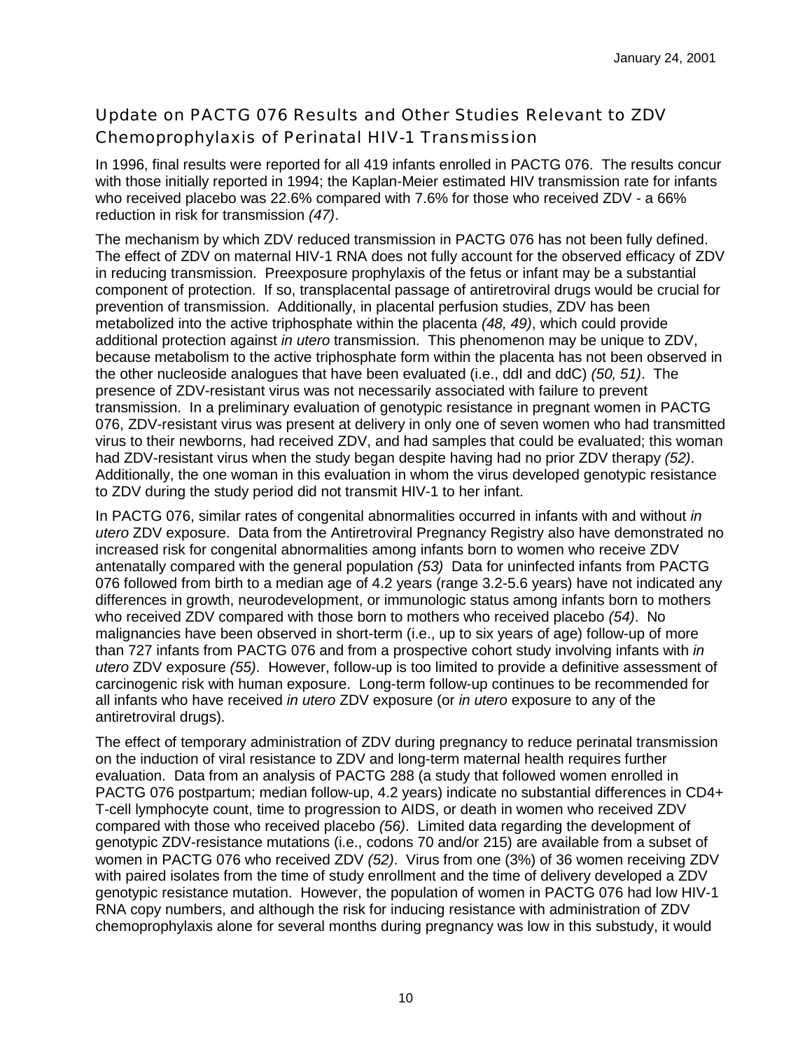## Update on PACTG 076 Results and Other Studies Relevant to ZDV Chemoprophylaxis of Perinatal HIV-1 Transmission

In 1996, final results were reported for all 419 infants enrolled in PACTG 076. The results concur with those initially reported in 1994; the Kaplan-Meier estimated HIV transmission rate for infants who received placebo was 22.6% compared with 7.6% for those who received ZDV - a 66% reduction in risk for transmission *(47)*.

The mechanism by which ZDV reduced transmission in PACTG 076 has not been fully defined. The effect of ZDV on maternal HIV-1 RNA does not fully account for the observed efficacy of ZDV in reducing transmission. Preexposure prophylaxis of the fetus or infant may be a substantial component of protection. If so, transplacental passage of antiretroviral drugs would be crucial for prevention of transmission. Additionally, in placental perfusion studies, ZDV has been metabolized into the active triphosphate within the placenta *(48, 49)*, which could provide additional protection against *in utero* transmission. This phenomenon may be unique to ZDV, because metabolism to the active triphosphate form within the placenta has not been observed in the other nucleoside analogues that have been evaluated (i.e., ddI and ddC) *(50, 51)*. The presence of ZDV-resistant virus was not necessarily associated with failure to prevent transmission. In a preliminary evaluation of genotypic resistance in pregnant women in PACTG 076, ZDV-resistant virus was present at delivery in only one of seven women who had transmitted virus to their newborns, had received ZDV, and had samples that could be evaluated; this woman had ZDV-resistant virus when the study began despite having had no prior ZDV therapy *(52)*. Additionally, the one woman in this evaluation in whom the virus developed genotypic resistance to ZDV during the study period did not transmit HIV-1 to her infant.

In PACTG 076, similar rates of congenital abnormalities occurred in infants with and without *in utero* ZDV exposure. Data from the Antiretroviral Pregnancy Registry also have demonstrated no increased risk for congenital abnormalities among infants born to women who receive ZDV antenatally compared with the general population *(53)* Data for uninfected infants from PACTG 076 followed from birth to a median age of 4.2 years (range 3.2-5.6 years) have not indicated any differences in growth, neurodevelopment, or immunologic status among infants born to mothers who received ZDV compared with those born to mothers who received placebo *(54)*. No malignancies have been observed in short-term (i.e., up to six years of age) follow-up of more than 727 infants from PACTG 076 and from a prospective cohort study involving infants with *in utero* ZDV exposure *(55)*. However, follow-up is too limited to provide a definitive assessment of carcinogenic risk with human exposure. Long-term follow-up continues to be recommended for all infants who have received *in utero* ZDV exposure (or *in utero* exposure to any of the antiretroviral drugs).

The effect of temporary administration of ZDV during pregnancy to reduce perinatal transmission on the induction of viral resistance to ZDV and long-term maternal health requires further evaluation. Data from an analysis of PACTG 288 (a study that followed women enrolled in PACTG 076 postpartum; median follow-up, 4.2 years) indicate no substantial differences in CD4+ T-cell lymphocyte count, time to progression to AIDS, or death in women who received ZDV compared with those who received placebo *(56)*. Limited data regarding the development of genotypic ZDV-resistance mutations (i.e., codons 70 and/or 215) are available from a subset of women in PACTG 076 who received ZDV *(52)*. Virus from one (3%) of 36 women receiving ZDV with paired isolates from the time of study enrollment and the time of delivery developed a ZDV genotypic resistance mutation. However, the population of women in PACTG 076 had low HIV-1 RNA copy numbers, and although the risk for inducing resistance with administration of ZDV chemoprophylaxis alone for several months during pregnancy was low in this substudy, it would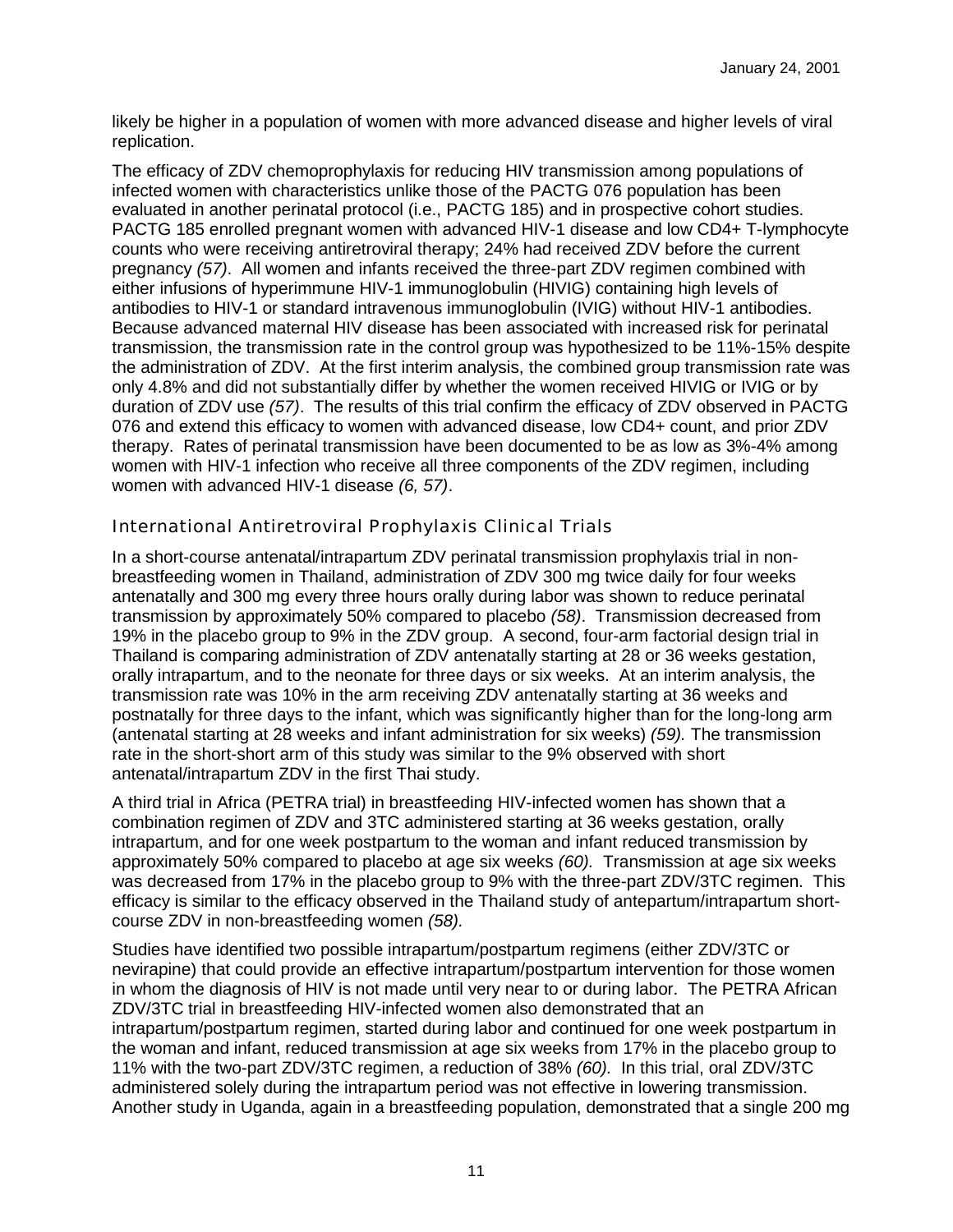likely be higher in a population of women with more advanced disease and higher levels of viral replication.

The efficacy of ZDV chemoprophylaxis for reducing HIV transmission among populations of infected women with characteristics unlike those of the PACTG 076 population has been evaluated in another perinatal protocol (i.e., PACTG 185) and in prospective cohort studies. PACTG 185 enrolled pregnant women with advanced HIV-1 disease and low CD4+ T-lymphocyte counts who were receiving antiretroviral therapy; 24% had received ZDV before the current pregnancy *(57)*. All women and infants received the three-part ZDV regimen combined with either infusions of hyperimmune HIV-1 immunoglobulin (HIVIG) containing high levels of antibodies to HIV-1 or standard intravenous immunoglobulin (IVIG) without HIV-1 antibodies. Because advanced maternal HIV disease has been associated with increased risk for perinatal transmission, the transmission rate in the control group was hypothesized to be 11%-15% despite the administration of ZDV. At the first interim analysis, the combined group transmission rate was only 4.8% and did not substantially differ by whether the women received HIVIG or IVIG or by duration of ZDV use *(57)*. The results of this trial confirm the efficacy of ZDV observed in PACTG 076 and extend this efficacy to women with advanced disease, low CD4+ count, and prior ZDV therapy. Rates of perinatal transmission have been documented to be as low as 3%-4% among women with HIV-1 infection who receive all three components of the ZDV regimen, including women with advanced HIV-1 disease *(6, 57)*.

## International Antiretroviral Prophylaxis Clinical Trials

In a short-course antenatal/intrapartum ZDV perinatal transmission prophylaxis trial in non-breastfeeding women in Thailand, administration of ZDV 300 mg twice daily for four weeks antenatally and 300 mg every three hours orally during labor was shown to reduce perinatal transmission by approximately 50% compared to placebo *(58)*. Transmission decreased from 19% in the placebo group to 9% in the ZDV group. A second, four-arm factorial design trial in Thailand is comparing administration of ZDV antenatally starting at 28 or 36 weeks gestation, orally intrapartum, and to the neonate for three days or six weeks. At an interim analysis, the transmission rate was 10% in the arm receiving ZDV antenatally starting at 36 weeks and postnatally for three days to the infant, which was significantly higher than for the long-long arm (antenatal starting at 28 weeks and infant administration for six weeks) *(59).* The transmission rate in the short-short arm of this study was similar to the 9% observed with short antenatal/intrapartum ZDV in the first Thai study.

A third trial in Africa (PETRA trial) in breastfeeding HIV-infected women has shown that a combination regimen of ZDV and 3TC administered starting at 36 weeks gestation, orally intrapartum, and for one week postpartum to the woman and infant reduced transmission by approximately 50% compared to placebo at age six weeks *(60).* Transmission at age six weeks was decreased from 17% in the placebo group to 9% with the three-part ZDV/3TC regimen. This efficacy is similar to the efficacy observed in the Thailand study of antepartum/intrapartum short-course ZDV in non-breastfeeding women *(58).*

Studies have identified two possible intrapartum/postpartum regimens (either ZDV/3TC or nevirapine) that could provide an effective intrapartum/postpartum intervention for those women in whom the diagnosis of HIV is not made until very near to or during labor. The PETRA African ZDV/3TC trial in breastfeeding HIV-infected women also demonstrated that an intrapartum/postpartum regimen, started during labor and continued for one week postpartum in the woman and infant, reduced transmission at age six weeks from 17% in the placebo group to 11% with the two-part ZDV/3TC regimen, a reduction of 38% *(60).* In this trial, oral ZDV/3TC administered solely during the intrapartum period was not effective in lowering transmission. Another study in Uganda, again in a breastfeeding population, demonstrated that a single 200 mg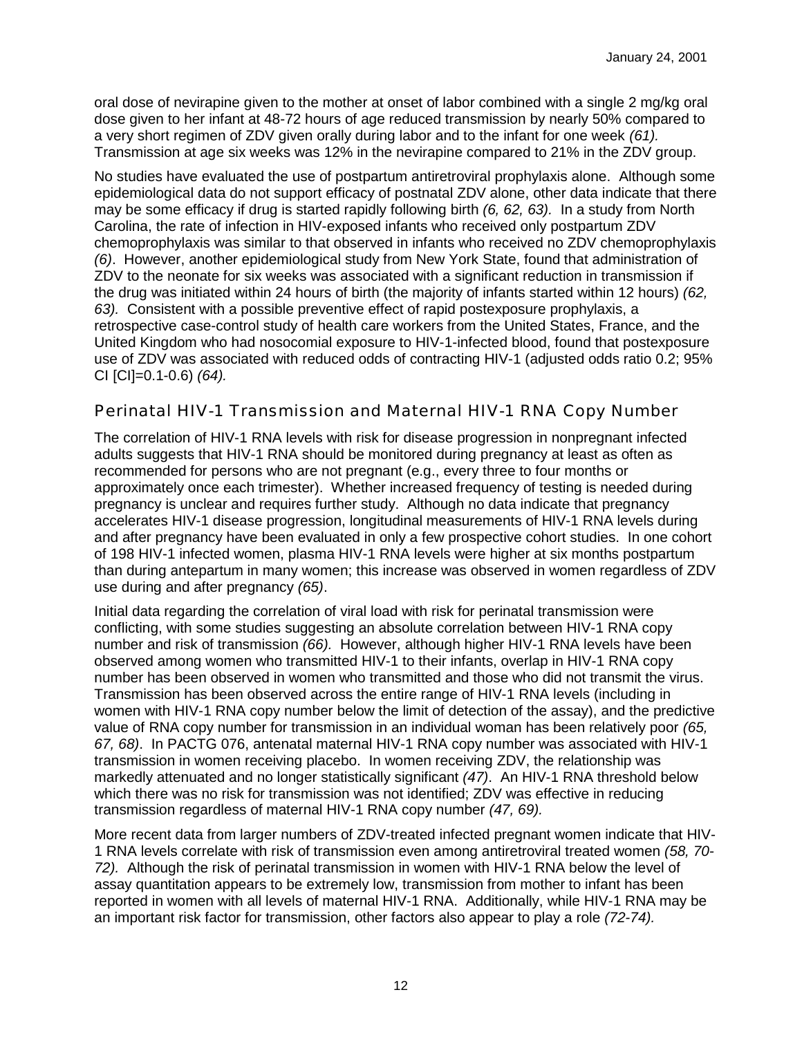oral dose of nevirapine given to the mother at onset of labor combined with a single 2 mg/kg oral dose given to her infant at 48-72 hours of age reduced transmission by nearly 50% compared to a very short regimen of ZDV given orally during labor and to the infant for one week *(61).* Transmission at age six weeks was 12% in the nevirapine compared to 21% in the ZDV group.

No studies have evaluated the use of postpartum antiretroviral prophylaxis alone. Although some epidemiological data do not support efficacy of postnatal ZDV alone, other data indicate that there may be some efficacy if drug is started rapidly following birth *(6, 62, 63).* In a study from North Carolina, the rate of infection in HIV-exposed infants who received only postpartum ZDV chemoprophylaxis was similar to that observed in infants who received no ZDV chemoprophylaxis *(6)*. However, another epidemiological study from New York State, found that administration of ZDV to the neonate for six weeks was associated with a significant reduction in transmission if the drug was initiated within 24 hours of birth (the majority of infants started within 12 hours) *(62, 63).* Consistent with a possible preventive effect of rapid postexposure prophylaxis, a retrospective case-control study of health care workers from the United States, France, and the United Kingdom who had nosocomial exposure to HIV-1-infected blood, found that postexposure use of ZDV was associated with reduced odds of contracting HIV-1 (adjusted odds ratio 0.2; 95% CI [CI]=0.1-0.6) *(64).*

## Perinatal HIV-1 Transmission and Maternal HIV-1 RNA Copy Number

The correlation of HIV-1 RNA levels with risk for disease progression in nonpregnant infected adults suggests that HIV-1 RNA should be monitored during pregnancy at least as often as recommended for persons who are not pregnant (e.g., every three to four months or approximately once each trimester). Whether increased frequency of testing is needed during pregnancy is unclear and requires further study. Although no data indicate that pregnancy accelerates HIV-1 disease progression, longitudinal measurements of HIV-1 RNA levels during and after pregnancy have been evaluated in only a few prospective cohort studies. In one cohort of 198 HIV-1 infected women, plasma HIV-1 RNA levels were higher at six months postpartum than during antepartum in many women; this increase was observed in women regardless of ZDV use during and after pregnancy *(65)*.

Initial data regarding the correlation of viral load with risk for perinatal transmission were conflicting, with some studies suggesting an absolute correlation between HIV-1 RNA copy number and risk of transmission *(66).* However, although higher HIV-1 RNA levels have been observed among women who transmitted HIV-1 to their infants, overlap in HIV-1 RNA copy number has been observed in women who transmitted and those who did not transmit the virus. Transmission has been observed across the entire range of HIV-1 RNA levels (including in women with HIV-1 RNA copy number below the limit of detection of the assay), and the predictive value of RNA copy number for transmission in an individual woman has been relatively poor *(65, 67, 68)*. In PACTG 076, antenatal maternal HIV-1 RNA copy number was associated with HIV-1 transmission in women receiving placebo. In women receiving ZDV, the relationship was markedly attenuated and no longer statistically significant *(47)*. An HIV-1 RNA threshold below which there was no risk for transmission was not identified; ZDV was effective in reducing transmission regardless of maternal HIV-1 RNA copy number *(47, 69).*

More recent data from larger numbers of ZDV-treated infected pregnant women indicate that HIV-1 RNA levels correlate with risk of transmission even among antiretroviral treated women *(58, 70-72).* Although the risk of perinatal transmission in women with HIV-1 RNA below the level of assay quantitation appears to be extremely low, transmission from mother to infant has been reported in women with all levels of maternal HIV-1 RNA. Additionally, while HIV-1 RNA may be an important risk factor for transmission, other factors also appear to play a role *(72-74).*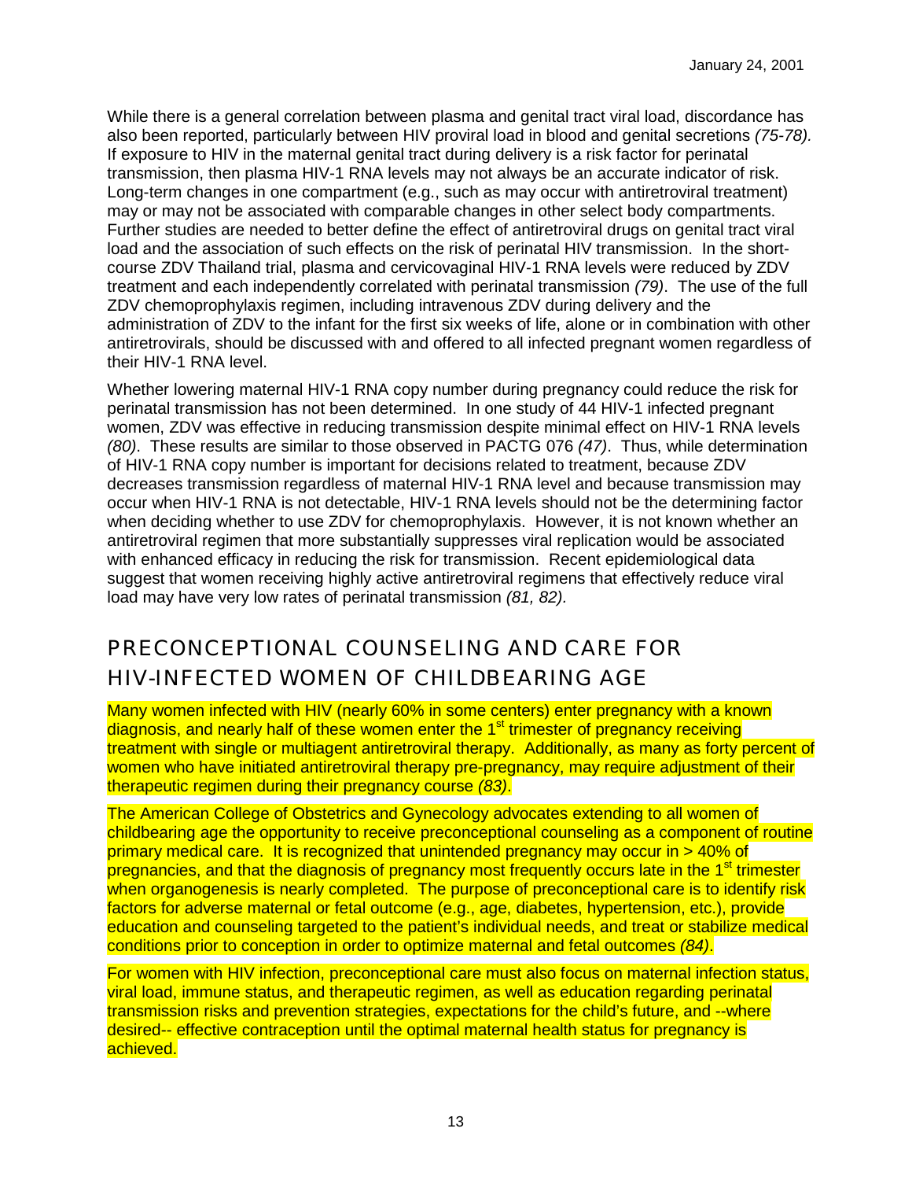While there is a general correlation between plasma and genital tract viral load, discordance has also been reported, particularly between HIV proviral load in blood and genital secretions *(75-78).* If exposure to HIV in the maternal genital tract during delivery is a risk factor for perinatal transmission, then plasma HIV-1 RNA levels may not always be an accurate indicator of risk. Long-term changes in one compartment (e.g., such as may occur with antiretroviral treatment) may or may not be associated with comparable changes in other select body compartments. Further studies are needed to better define the effect of antiretroviral drugs on genital tract viral load and the association of such effects on the risk of perinatal HIV transmission. In the short-course ZDV Thailand trial, plasma and cervicovaginal HIV-1 RNA levels were reduced by ZDV treatment and each independently correlated with perinatal transmission *(79)*. The use of the full ZDV chemoprophylaxis regimen, including intravenous ZDV during delivery and the administration of ZDV to the infant for the first six weeks of life, alone or in combination with other antiretrovirals, should be discussed with and offered to all infected pregnant women regardless of their HIV-1 RNA level.

Whether lowering maternal HIV-1 RNA copy number during pregnancy could reduce the risk for perinatal transmission has not been determined. In one study of 44 HIV-1 infected pregnant women, ZDV was effective in reducing transmission despite minimal effect on HIV-1 RNA levels *(80)*. These results are similar to those observed in PACTG 076 *(47)*. Thus, while determination of HIV-1 RNA copy number is important for decisions related to treatment, because ZDV decreases transmission regardless of maternal HIV-1 RNA level and because transmission may occur when HIV-1 RNA is not detectable, HIV-1 RNA levels should not be the determining factor when deciding whether to use ZDV for chemoprophylaxis. However, it is not known whether an antiretroviral regimen that more substantially suppresses viral replication would be associated with enhanced efficacy in reducing the risk for transmission. Recent epidemiological data suggest that women receiving highly active antiretroviral regimens that effectively reduce viral load may have very low rates of perinatal transmission *(81, 82).*

## PRECONCEPTIONAL COUNSELING AND CARE FOR HIV-INFECTED WOMEN OF CHILDBEARING AGE

Many women infected with HIV (nearly 60% in some centers) enter pregnancy with a known diagnosis, and nearly half of these women enter the 1st trimester of pregnancy receiving treatment with single or multiagent antiretroviral therapy. Additionally, as many as forty percent of women who have initiated antiretroviral therapy pre-pregnancy, may require adjustment of their therapeutic regimen during their pregnancy course *(83)*.

The American College of Obstetrics and Gynecology advocates extending to all women of childbearing age the opportunity to receive preconceptional counseling as a component of routine primary medical care. It is recognized that unintended pregnancy may occur in > 40% of pregnancies, and that the diagnosis of pregnancy most frequently occurs late in the 1st trimester when organogenesis is nearly completed. The purpose of preconceptional care is to identify risk factors for adverse maternal or fetal outcome (e.g., age, diabetes, hypertension, etc.), provide education and counseling targeted to the patient's individual needs, and treat or stabilize medical conditions prior to conception in order to optimize maternal and fetal outcomes *(84)*.

For women with HIV infection, preconceptional care must also focus on maternal infection status, viral load, immune status, and therapeutic regimen, as well as education regarding perinatal transmission risks and prevention strategies, expectations for the child's future, and --where desired-- effective contraception until the optimal maternal health status for pregnancy is achieved.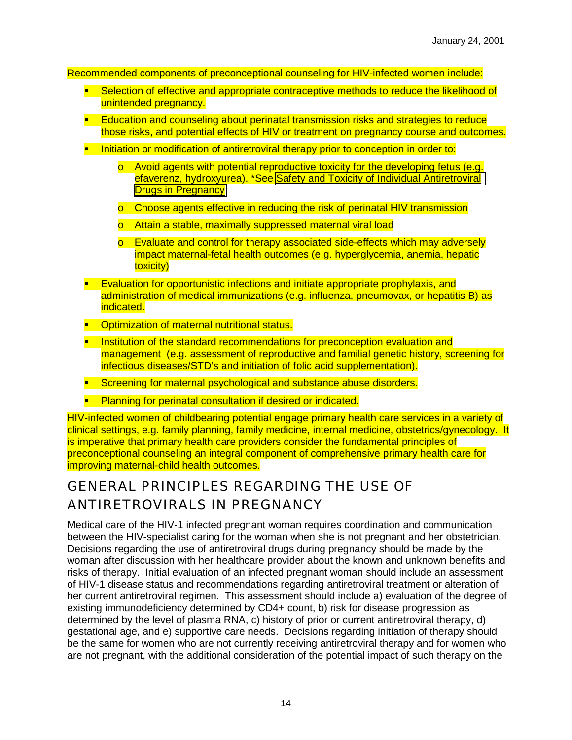Recommended components of preconceptional counseling for HIV-infected women include:

- Selection of effective and appropriate contraceptive methods to reduce the likelihood of unintended pregnancy.
- Education and counseling about perinatal transmission risks and strategies to reduce those risks, and potential effects of HIV or treatment on pregnancy course and outcomes.
- Initiation or modification of antiretroviral therapy prior to conception in order to:
  - Avoid agents with potential reproductive toxicity for the developing fetus (e.g. efaverenz, hydroxyurea). *See Safety and Toxicity of Individual Antiretroviral Drugs in Pregnancy
  - Choose agents effective in reducing the risk of perinatal HIV transmission
  - Attain a stable, maximally suppressed maternal viral load
  - Evaluate and control for therapy associated side-effects which may adversely impact maternal-fetal health outcomes (e.g. hyperglycemia, anemia, hepatic toxicity)
- Evaluation for opportunistic infections and initiate appropriate prophylaxis, and administration of medical immunizations (e.g. influenza, pneumovax, or hepatitis B) as indicated.
- Optimization of maternal nutritional status.
- Institution of the standard recommendations for preconception evaluation and management (e.g. assessment of reproductive and familial genetic history, screening for infectious diseases/STD's and initiation of folic acid supplementation).
- Screening for maternal psychological and substance abuse disorders.
- Planning for perinatal consultation if desired or indicated.

HIV-infected women of childbearing potential engage primary health care services in a variety of clinical settings, e.g. family planning, family medicine, internal medicine, obstetrics/gynecology. It is imperative that primary health care providers consider the fundamental principles of preconceptional counseling an integral component of comprehensive primary health care for improving maternal-child health outcomes.

## GENERAL PRINCIPLES REGARDING THE USE OF ANTIRETROVIRALS IN PREGNANCY

Medical care of the HIV-1 infected pregnant woman requires coordination and communication between the HIV-specialist caring for the woman when she is not pregnant and her obstetrician. Decisions regarding the use of antiretroviral drugs during pregnancy should be made by the woman after discussion with her healthcare provider about the known and unknown benefits and risks of therapy. Initial evaluation of an infected pregnant woman should include an assessment of HIV-1 disease status and recommendations regarding antiretroviral treatment or alteration of her current antiretroviral regimen. This assessment should include a) evaluation of the degree of existing immunodeficiency determined by CD4+ count, b) risk for disease progression as determined by the level of plasma RNA, c) history of prior or current antiretroviral therapy, d) gestational age, and e) supportive care needs. Decisions regarding initiation of therapy should be the same for women who are not currently receiving antiretroviral therapy and for women who are not pregnant, with the additional consideration of the potential impact of such therapy on the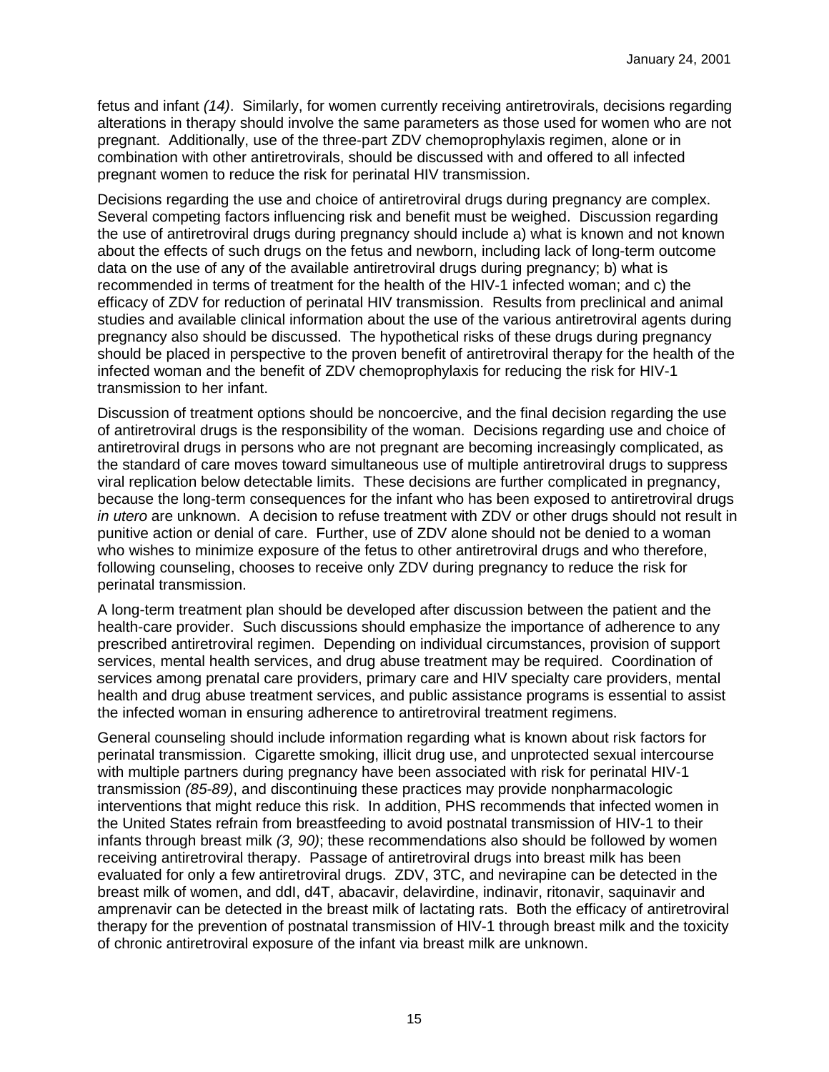fetus and infant *(14)*. Similarly, for women currently receiving antiretrovirals, decisions regarding alterations in therapy should involve the same parameters as those used for women who are not pregnant. Additionally, use of the three-part ZDV chemoprophylaxis regimen, alone or in combination with other antiretrovirals, should be discussed with and offered to all infected pregnant women to reduce the risk for perinatal HIV transmission.

Decisions regarding the use and choice of antiretroviral drugs during pregnancy are complex. Several competing factors influencing risk and benefit must be weighed. Discussion regarding the use of antiretroviral drugs during pregnancy should include a) what is known and not known about the effects of such drugs on the fetus and newborn, including lack of long-term outcome data on the use of any of the available antiretroviral drugs during pregnancy; b) what is recommended in terms of treatment for the health of the HIV-1 infected woman; and c) the efficacy of ZDV for reduction of perinatal HIV transmission. Results from preclinical and animal studies and available clinical information about the use of the various antiretroviral agents during pregnancy also should be discussed. The hypothetical risks of these drugs during pregnancy should be placed in perspective to the proven benefit of antiretroviral therapy for the health of the infected woman and the benefit of ZDV chemoprophylaxis for reducing the risk for HIV-1 transmission to her infant.

Discussion of treatment options should be noncoercive, and the final decision regarding the use of antiretroviral drugs is the responsibility of the woman. Decisions regarding use and choice of antiretroviral drugs in persons who are not pregnant are becoming increasingly complicated, as the standard of care moves toward simultaneous use of multiple antiretroviral drugs to suppress viral replication below detectable limits. These decisions are further complicated in pregnancy, because the long-term consequences for the infant who has been exposed to antiretroviral drugs *in utero* are unknown. A decision to refuse treatment with ZDV or other drugs should not result in punitive action or denial of care. Further, use of ZDV alone should not be denied to a woman who wishes to minimize exposure of the fetus to other antiretroviral drugs and who therefore, following counseling, chooses to receive only ZDV during pregnancy to reduce the risk for perinatal transmission.

A long-term treatment plan should be developed after discussion between the patient and the health-care provider. Such discussions should emphasize the importance of adherence to any prescribed antiretroviral regimen. Depending on individual circumstances, provision of support services, mental health services, and drug abuse treatment may be required. Coordination of services among prenatal care providers, primary care and HIV specialty care providers, mental health and drug abuse treatment services, and public assistance programs is essential to assist the infected woman in ensuring adherence to antiretroviral treatment regimens.

General counseling should include information regarding what is known about risk factors for perinatal transmission. Cigarette smoking, illicit drug use, and unprotected sexual intercourse with multiple partners during pregnancy have been associated with risk for perinatal HIV-1 transmission *(85-89)*, and discontinuing these practices may provide nonpharmacologic interventions that might reduce this risk. In addition, PHS recommends that infected women in the United States refrain from breastfeeding to avoid postnatal transmission of HIV-1 to their infants through breast milk *(3, 90)*; these recommendations also should be followed by women receiving antiretroviral therapy. Passage of antiretroviral drugs into breast milk has been evaluated for only a few antiretroviral drugs. ZDV, 3TC, and nevirapine can be detected in the breast milk of women, and ddI, d4T, abacavir, delavirdine, indinavir, ritonavir, saquinavir and amprenavir can be detected in the breast milk of lactating rats. Both the efficacy of antiretroviral therapy for the prevention of postnatal transmission of HIV-1 through breast milk and the toxicity of chronic antiretroviral exposure of the infant via breast milk are unknown.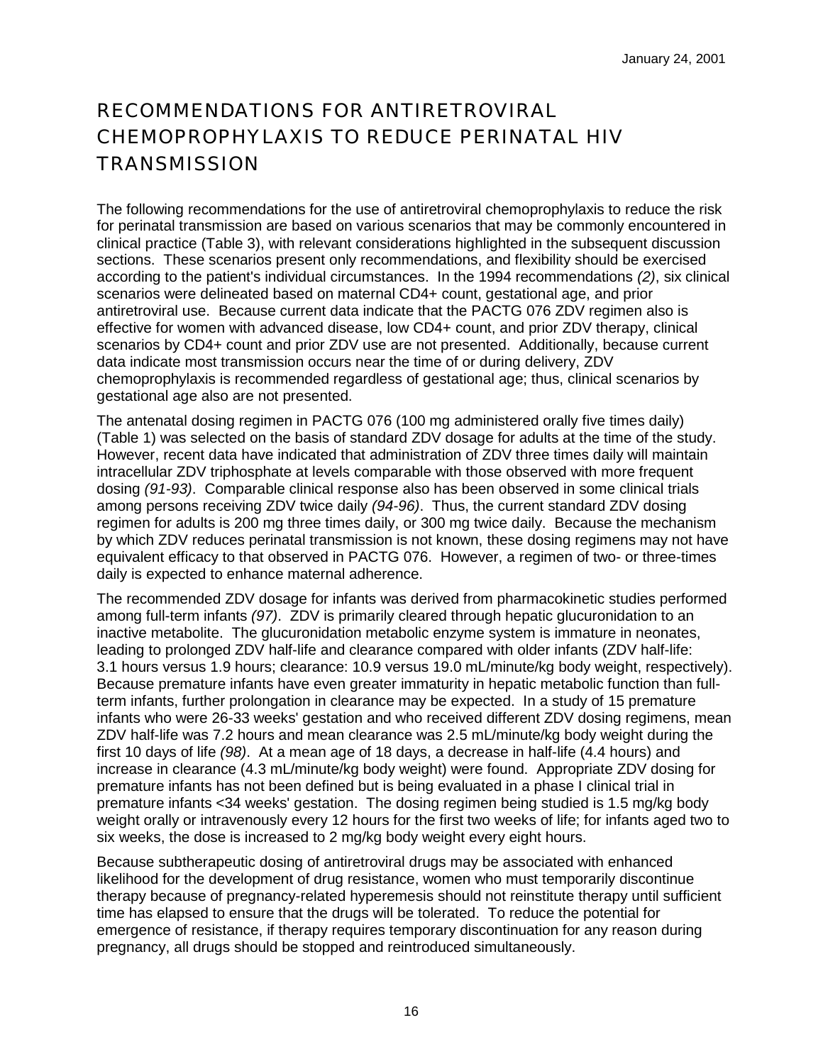# RECOMMENDATIONS FOR ANTIRETROVIRAL CHEMOPROPHYLAXIS TO REDUCE PERINATAL HIV TRANSMISSION

The following recommendations for the use of antiretroviral chemoprophylaxis to reduce the risk for perinatal transmission are based on various scenarios that may be commonly encountered in clinical practice (Table 3), with relevant considerations highlighted in the subsequent discussion sections. These scenarios present only recommendations, and flexibility should be exercised according to the patient's individual circumstances. In the 1994 recommendations *(2)*, six clinical scenarios were delineated based on maternal CD4+ count, gestational age, and prior antiretroviral use. Because current data indicate that the PACTG 076 ZDV regimen also is effective for women with advanced disease, low CD4+ count, and prior ZDV therapy, clinical scenarios by CD4+ count and prior ZDV use are not presented. Additionally, because current data indicate most transmission occurs near the time of or during delivery, ZDV chemoprophylaxis is recommended regardless of gestational age; thus, clinical scenarios by gestational age also are not presented.

The antenatal dosing regimen in PACTG 076 (100 mg administered orally five times daily) (Table 1) was selected on the basis of standard ZDV dosage for adults at the time of the study. However, recent data have indicated that administration of ZDV three times daily will maintain intracellular ZDV triphosphate at levels comparable with those observed with more frequent dosing *(91-93)*. Comparable clinical response also has been observed in some clinical trials among persons receiving ZDV twice daily *(94-96)*. Thus, the current standard ZDV dosing regimen for adults is 200 mg three times daily, or 300 mg twice daily. Because the mechanism by which ZDV reduces perinatal transmission is not known, these dosing regimens may not have equivalent efficacy to that observed in PACTG 076. However, a regimen of two- or three-times daily is expected to enhance maternal adherence.

The recommended ZDV dosage for infants was derived from pharmacokinetic studies performed among full-term infants *(97)*. ZDV is primarily cleared through hepatic glucuronidation to an inactive metabolite. The glucuronidation metabolic enzyme system is immature in neonates, leading to prolonged ZDV half-life and clearance compared with older infants (ZDV half-life: 3.1 hours versus 1.9 hours; clearance: 10.9 versus 19.0 mL/minute/kg body weight, respectively). Because premature infants have even greater immaturity in hepatic metabolic function than full-term infants, further prolongation in clearance may be expected. In a study of 15 premature infants who were 26-33 weeks' gestation and who received different ZDV dosing regimens, mean ZDV half-life was 7.2 hours and mean clearance was 2.5 mL/minute/kg body weight during the first 10 days of life *(98)*. At a mean age of 18 days, a decrease in half-life (4.4 hours) and increase in clearance (4.3 mL/minute/kg body weight) were found. Appropriate ZDV dosing for premature infants has not been defined but is being evaluated in a phase I clinical trial in premature infants <34 weeks' gestation. The dosing regimen being studied is 1.5 mg/kg body weight orally or intravenously every 12 hours for the first two weeks of life; for infants aged two to six weeks, the dose is increased to 2 mg/kg body weight every eight hours.

Because subtherapeutic dosing of antiretroviral drugs may be associated with enhanced likelihood for the development of drug resistance, women who must temporarily discontinue therapy because of pregnancy-related hyperemesis should not reinstitute therapy until sufficient time has elapsed to ensure that the drugs will be tolerated. To reduce the potential for emergence of resistance, if therapy requires temporary discontinuation for any reason during pregnancy, all drugs should be stopped and reintroduced simultaneously.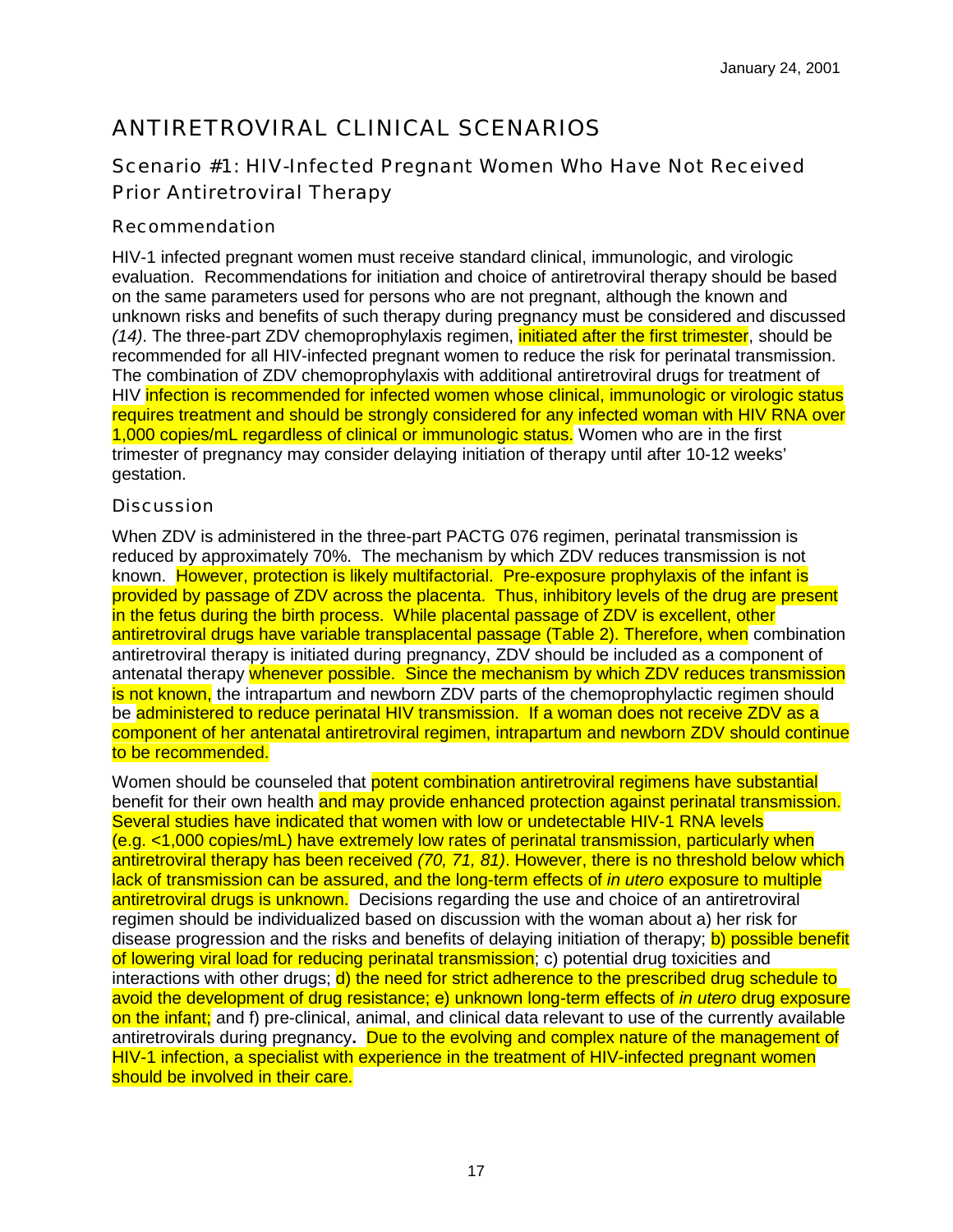# ANTIRETROVIRAL CLINICAL SCENARIOS

## Scenario #1: HIV-Infected Pregnant Women Who Have Not Received Prior Antiretroviral Therapy

### Recommendation

HIV-1 infected pregnant women must receive standard clinical, immunologic, and virologic evaluation. Recommendations for initiation and choice of antiretroviral therapy should be based on the same parameters used for persons who are not pregnant, although the known and unknown risks and benefits of such therapy during pregnancy must be considered and discussed *(14)*. The three-part ZDV chemoprophylaxis regimen, initiated after the first trimester, should be recommended for all HIV-infected pregnant women to reduce the risk for perinatal transmission. The combination of ZDV chemoprophylaxis with additional antiretroviral drugs for treatment of HIV infection is recommended for infected women whose clinical, immunologic or virologic status requires treatment and should be strongly considered for any infected woman with HIV RNA over 1,000 copies/mL regardless of clinical or immunologic status. Women who are in the first trimester of pregnancy may consider delaying initiation of therapy until after 10-12 weeks' gestation.

### Discussion

When ZDV is administered in the three-part PACTG 076 regimen, perinatal transmission is reduced by approximately 70%. The mechanism by which ZDV reduces transmission is not known. However, protection is likely multifactorial. Pre-exposure prophylaxis of the infant is provided by passage of ZDV across the placenta. Thus, inhibitory levels of the drug are present in the fetus during the birth process. While placental passage of ZDV is excellent, other antiretroviral drugs have variable transplacental passage (Table 2). Therefore, when combination antiretroviral therapy is initiated during pregnancy, ZDV should be included as a component of antenatal therapy whenever possible. Since the mechanism by which ZDV reduces transmission is not known, the intrapartum and newborn ZDV parts of the chemoprophylactic regimen should be administered to reduce perinatal HIV transmission. If a woman does not receive ZDV as a component of her antenatal antiretroviral regimen, intrapartum and newborn ZDV should continue to be recommended.

Women should be counseled that potent combination antiretroviral regimens have substantial benefit for their own health and may provide enhanced protection against perinatal transmission. Several studies have indicated that women with low or undetectable HIV-1 RNA levels (e.g. <1,000 copies/mL) have extremely low rates of perinatal transmission, particularly when antiretroviral therapy has been received *(70, 71, 81)*. However, there is no threshold below which lack of transmission can be assured, and the long-term effects of *in utero* exposure to multiple antiretroviral drugs is unknown. Decisions regarding the use and choice of an antiretroviral regimen should be individualized based on discussion with the woman about a) her risk for disease progression and the risks and benefits of delaying initiation of therapy; b) possible benefit of lowering viral load for reducing perinatal transmission; c) potential drug toxicities and interactions with other drugs; d) the need for strict adherence to the prescribed drug schedule to avoid the development of drug resistance; e) unknown long-term effects of *in utero* drug exposure on the infant; and f) pre-clinical, animal, and clinical data relevant to use of the currently available antiretrovirals during pregnancy**.** Due to the evolving and complex nature of the management of HIV-1 infection, a specialist with experience in the treatment of HIV-infected pregnant women should be involved in their care.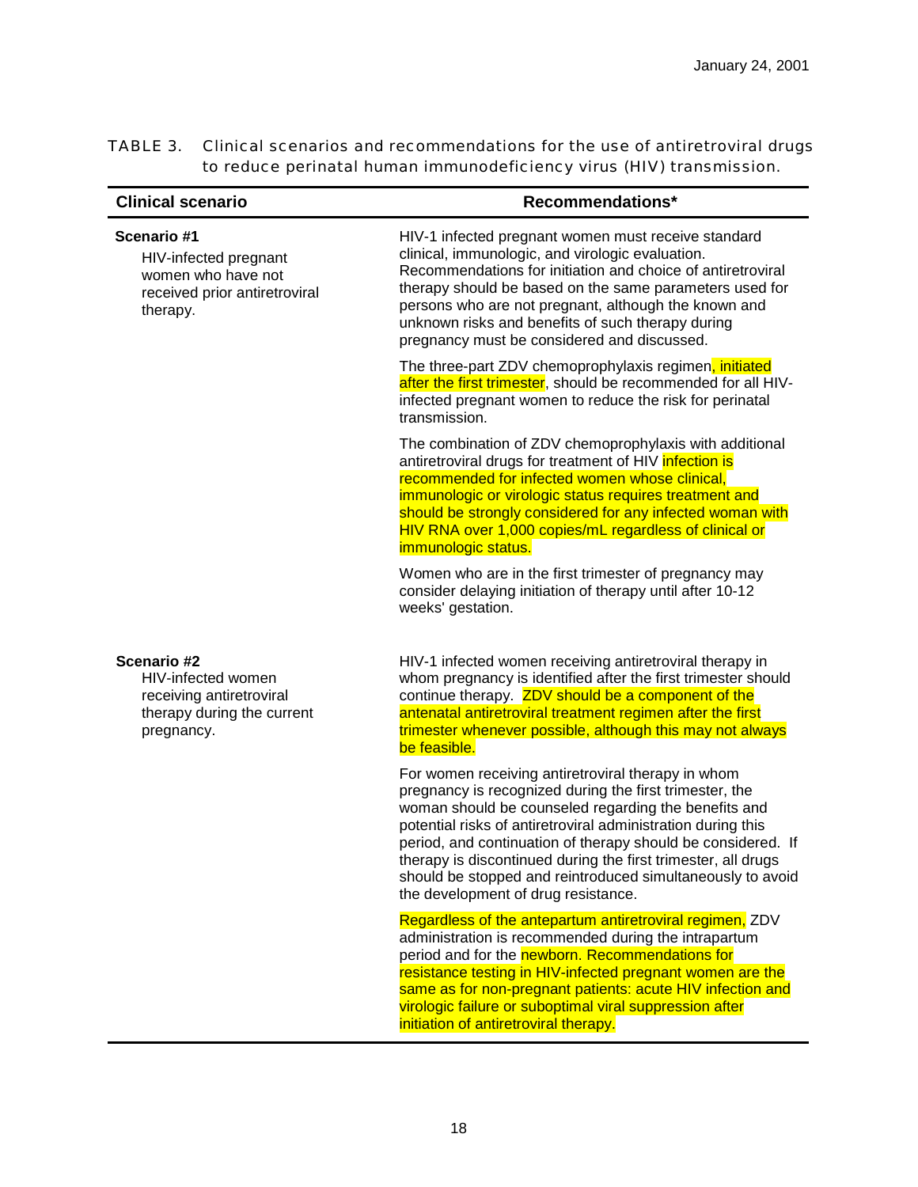January 24, 2001

TABLE 3. Clinical scenarios and recommendations for the use of antiretroviral drugs to reduce perinatal human immunodeficiency virus (HIV) transmission.

| Clinical scenario | Recommendations* |
|---|---|
| **Scenario #1** HIV-infected pregnant women who have not received prior antiretroviral therapy. | HIV-1 infected pregnant women must receive standard clinical, immunologic, and virologic evaluation. Recommendations for initiation and choice of antiretroviral therapy should be based on the same parameters used for persons who are not pregnant, although the known and unknown risks and benefits of such therapy during pregnancy must be considered and discussed. |
| | The three-part ZDV chemoprophylaxis regimen, initiated after the first trimester, should be recommended for all HIV-infected pregnant women to reduce the risk for perinatal transmission. |
| | The combination of ZDV chemoprophylaxis with additional antiretroviral drugs for treatment of HIV infection is recommended for infected women whose clinical, immunologic or virologic status requires treatment and should be strongly considered for any infected woman with HIV RNA over 1,000 copies/mL regardless of clinical or immunologic status. |
| | Women who are in the first trimester of pregnancy may consider delaying initiation of therapy until after 10-12 weeks' gestation. |
| **Scenario #2** HIV-infected women receiving antiretroviral therapy during the current pregnancy. | HIV-1 infected women receiving antiretroviral therapy in whom pregnancy is identified after the first trimester should continue therapy. ZDV should be a component of the antenatal antiretroviral treatment regimen after the first trimester whenever possible, although this may not always be feasible. |
| | For women receiving antiretroviral therapy in whom pregnancy is recognized during the first trimester, the woman should be counseled regarding the benefits and potential risks of antiretroviral administration during this period, and continuation of therapy should be considered. If therapy is discontinued during the first trimester, all drugs should be stopped and reintroduced simultaneously to avoid the development of drug resistance. |
| | Regardless of the antepartum antiretroviral regimen, ZDV administration is recommended during the intrapartum period and for the newborn. Recommendations for resistance testing in HIV-infected pregnant women are the same as for non-pregnant patients: acute HIV infection and virologic failure or suboptimal viral suppression after initiation of antiretroviral therapy. |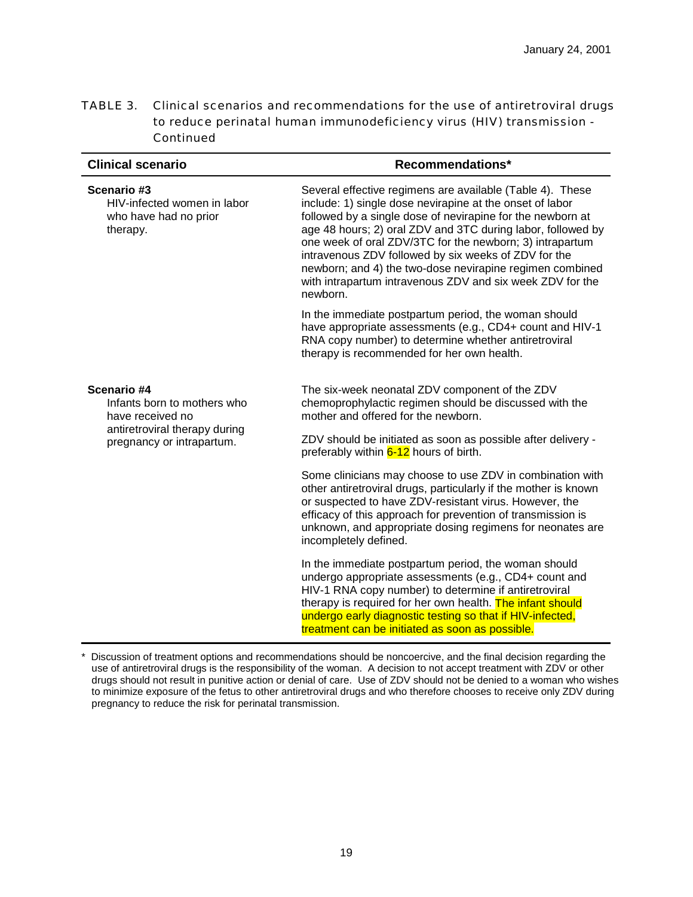January 24, 2001

TABLE 3. Clinical scenarios and recommendations for the use of antiretroviral drugs to reduce perinatal human immunodeficiency virus (HIV) transmission - Continued

| Clinical scenario | Recommendations* |
| --- | --- |
| **Scenario #3**<br>HIV-infected women in labor who have had no prior therapy. | Several effective regimens are available (Table 4). These include: 1) single dose nevirapine at the onset of labor followed by a single dose of nevirapine for the newborn at age 48 hours; 2) oral ZDV and 3TC during labor, followed by one week of oral ZDV/3TC for the newborn; 3) intrapartum intravenous ZDV followed by six weeks of ZDV for the newborn; and 4) the two-dose nevirapine regimen combined with intrapartum intravenous ZDV and six week ZDV for the newborn.<br><br>In the immediate postpartum period, the woman should have appropriate assessments (e.g., CD4+ count and HIV-1 RNA copy number) to determine whether antiretroviral therapy is recommended for her own health. |
| **Scenario #4**<br>Infants born to mothers who have received no antiretroviral therapy during pregnancy or intrapartum. | The six-week neonatal ZDV component of the ZDV chemoprophylactic regimen should be discussed with the mother and offered for the newborn.<br><br>ZDV should be initiated as soon as possible after delivery - preferably within 6-12 hours of birth.<br><br>Some clinicians may choose to use ZDV in combination with other antiretroviral drugs, particularly if the mother is known or suspected to have ZDV-resistant virus. However, the efficacy of this approach for prevention of transmission is unknown, and appropriate dosing regimens for neonates are incompletely defined.<br><br>In the immediate postpartum period, the woman should undergo appropriate assessments (e.g., CD4+ count and HIV-1 RNA copy number) to determine if antiretroviral therapy is required for her own health. The infant should undergo early diagnostic testing so that if HIV-infected, treatment can be initiated as soon as possible. |

\* Discussion of treatment options and recommendations should be noncoercive, and the final decision regarding the use of antiretroviral drugs is the responsibility of the woman. A decision to not accept treatment with ZDV or other drugs should not result in punitive action or denial of care. Use of ZDV should not be denied to a woman who wishes to minimize exposure of the fetus to other antiretroviral drugs and who therefore chooses to receive only ZDV during pregnancy to reduce the risk for perinatal transmission.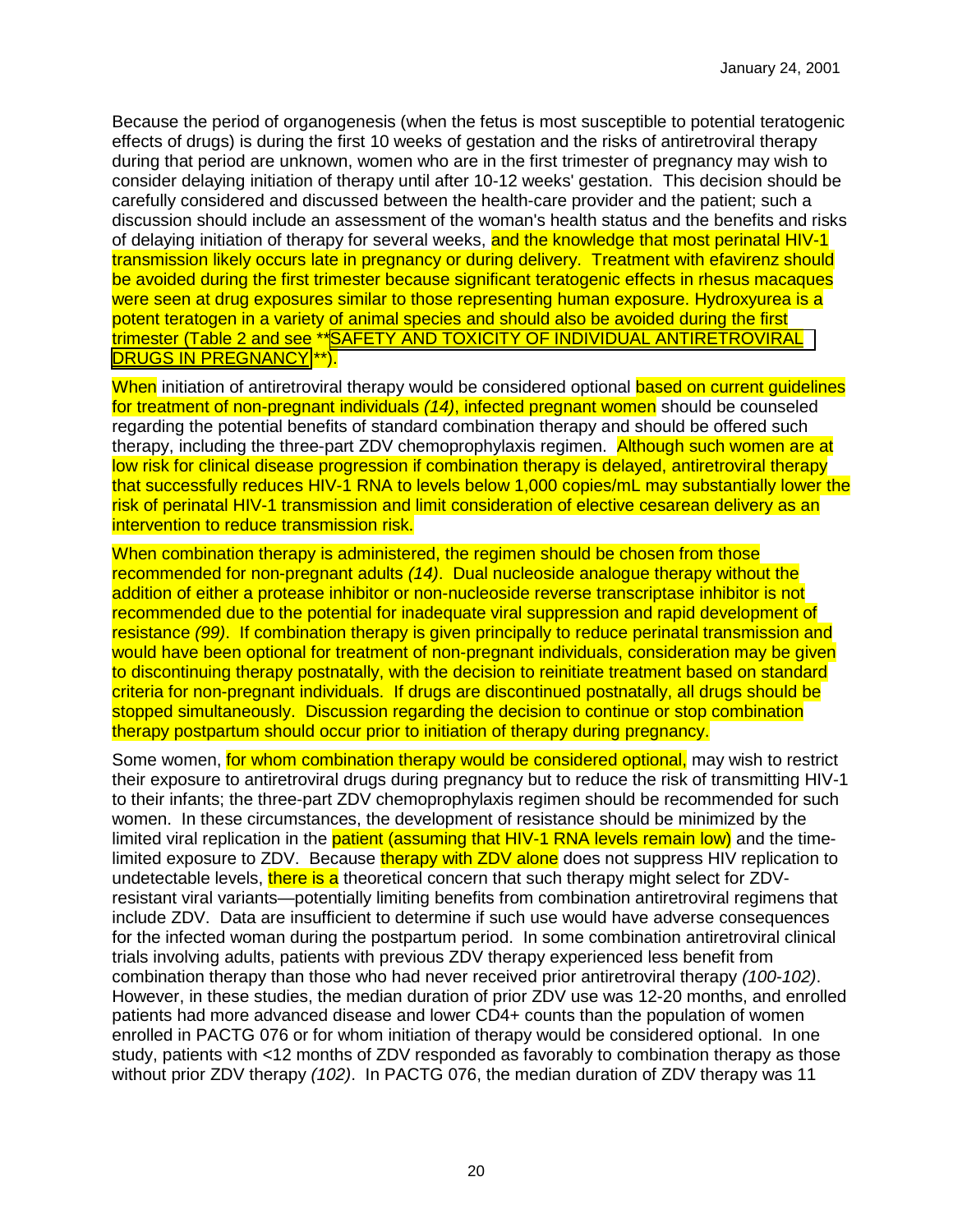Because the period of organogenesis (when the fetus is most susceptible to potential teratogenic effects of drugs) is during the first 10 weeks of gestation and the risks of antiretroviral therapy during that period are unknown, women who are in the first trimester of pregnancy may wish to consider delaying initiation of therapy until after 10-12 weeks' gestation. This decision should be carefully considered and discussed between the health-care provider and the patient; such a discussion should include an assessment of the woman's health status and the benefits and risks of delaying initiation of therapy for several weeks, and the knowledge that most perinatal HIV-1 transmission likely occurs late in pregnancy or during delivery. Treatment with efavirenz should be avoided during the first trimester because significant teratogenic effects in rhesus macaques were seen at drug exposures similar to those representing human exposure. Hydroxyurea is a potent teratogen in a variety of animal species and should also be avoided during the first trimester (Table 2 and see **SAFETY AND TOXICITY OF INDIVIDUAL ANTIRETROVIRAL DRUGS IN PREGNANCY**).

When initiation of antiretroviral therapy would be considered optional based on current guidelines for treatment of non-pregnant individuals *(14)*, infected pregnant women should be counseled regarding the potential benefits of standard combination therapy and should be offered such therapy, including the three-part ZDV chemoprophylaxis regimen. Although such women are at low risk for clinical disease progression if combination therapy is delayed, antiretroviral therapy that successfully reduces HIV-1 RNA to levels below 1,000 copies/mL may substantially lower the risk of perinatal HIV-1 transmission and limit consideration of elective cesarean delivery as an intervention to reduce transmission risk.

When combination therapy is administered, the regimen should be chosen from those recommended for non-pregnant adults *(14)*. Dual nucleoside analogue therapy without the addition of either a protease inhibitor or non-nucleoside reverse transcriptase inhibitor is not recommended due to the potential for inadequate viral suppression and rapid development of resistance *(99)*. If combination therapy is given principally to reduce perinatal transmission and would have been optional for treatment of non-pregnant individuals, consideration may be given to discontinuing therapy postnatally, with the decision to reinitiate treatment based on standard criteria for non-pregnant individuals. If drugs are discontinued postnatally, all drugs should be stopped simultaneously. Discussion regarding the decision to continue or stop combination therapy postpartum should occur prior to initiation of therapy during pregnancy.

Some women, for whom combination therapy would be considered optional, may wish to restrict their exposure to antiretroviral drugs during pregnancy but to reduce the risk of transmitting HIV-1 to their infants; the three-part ZDV chemoprophylaxis regimen should be recommended for such women. In these circumstances, the development of resistance should be minimized by the limited viral replication in the patient (assuming that HIV-1 RNA levels remain low) and the time-limited exposure to ZDV. Because therapy with ZDV alone does not suppress HIV replication to undetectable levels, there is a theoretical concern that such therapy might select for ZDV-resistant viral variants—potentially limiting benefits from combination antiretroviral regimens that include ZDV. Data are insufficient to determine if such use would have adverse consequences for the infected woman during the postpartum period. In some combination antiretroviral clinical trials involving adults, patients with previous ZDV therapy experienced less benefit from combination therapy than those who had never received prior antiretroviral therapy *(100-102)*. However, in these studies, the median duration of prior ZDV use was 12-20 months, and enrolled patients had more advanced disease and lower CD4+ counts than the population of women enrolled in PACTG 076 or for whom initiation of therapy would be considered optional. In one study, patients with <12 months of ZDV responded as favorably to combination therapy as those without prior ZDV therapy *(102)*. In PACTG 076, the median duration of ZDV therapy was 11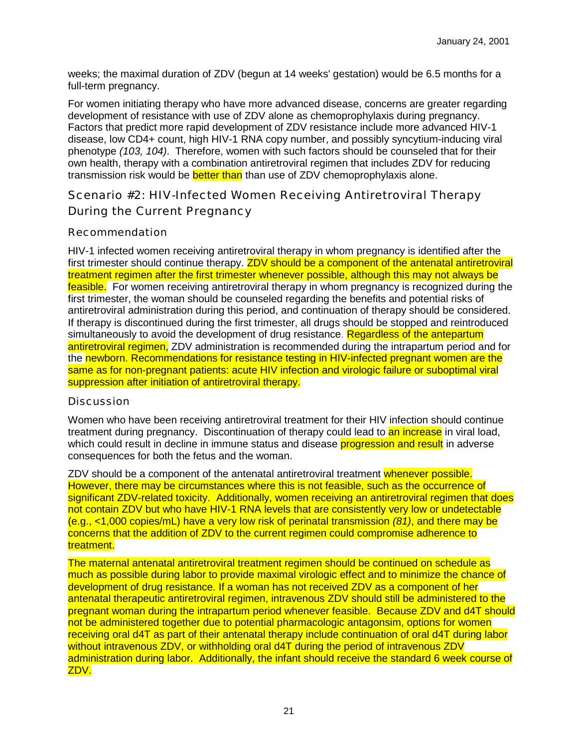weeks; the maximal duration of ZDV (begun at 14 weeks' gestation) would be 6.5 months for a full-term pregnancy.

For women initiating therapy who have more advanced disease, concerns are greater regarding development of resistance with use of ZDV alone as chemoprophylaxis during pregnancy. Factors that predict more rapid development of ZDV resistance include more advanced HIV-1 disease, low CD4+ count, high HIV-1 RNA copy number, and possibly syncytium-inducing viral phenotype *(103, 104)*. Therefore, women with such factors should be counseled that for their own health, therapy with a combination antiretroviral regimen that includes ZDV for reducing transmission risk would be better than than use of ZDV chemoprophylaxis alone.

## Scenario #2: HIV-Infected Women Receiving Antiretroviral Therapy During the Current Pregnancy

### Recommendation

HIV-1 infected women receiving antiretroviral therapy in whom pregnancy is identified after the first trimester should continue therapy. ZDV should be a component of the antenatal antiretroviral treatment regimen after the first trimester whenever possible, although this may not always be feasible. For women receiving antiretroviral therapy in whom pregnancy is recognized during the first trimester, the woman should be counseled regarding the benefits and potential risks of antiretroviral administration during this period, and continuation of therapy should be considered. If therapy is discontinued during the first trimester, all drugs should be stopped and reintroduced simultaneously to avoid the development of drug resistance. Regardless of the antepartum antiretroviral regimen, ZDV administration is recommended during the intrapartum period and for the newborn. Recommendations for resistance testing in HIV-infected pregnant women are the same as for non-pregnant patients: acute HIV infection and virologic failure or suboptimal viral suppression after initiation of antiretroviral therapy.

### Discussion

Women who have been receiving antiretroviral treatment for their HIV infection should continue treatment during pregnancy. Discontinuation of therapy could lead to an increase in viral load, which could result in decline in immune status and disease progression and result in adverse consequences for both the fetus and the woman.

ZDV should be a component of the antenatal antiretroviral treatment whenever possible. However, there may be circumstances where this is not feasible, such as the occurrence of significant ZDV-related toxicity. Additionally, women receiving an antiretroviral regimen that does not contain ZDV but who have HIV-1 RNA levels that are consistently very low or undetectable (e.g., <1,000 copies/mL) have a very low risk of perinatal transmission *(81)*, and there may be concerns that the addition of ZDV to the current regimen could compromise adherence to treatment.

The maternal antenatal antiretroviral treatment regimen should be continued on schedule as much as possible during labor to provide maximal virologic effect and to minimize the chance of development of drug resistance. If a woman has not received ZDV as a component of her antenatal therapeutic antiretroviral regimen, intravenous ZDV should still be administered to the pregnant woman during the intrapartum period whenever feasible. Because ZDV and d4T should not be administered together due to potential pharmacologic antagonsim, options for women receiving oral d4T as part of their antenatal therapy include continuation of oral d4T during labor without intravenous ZDV, or withholding oral d4T during the period of intravenous ZDV administration during labor. Additionally, the infant should receive the standard 6 week course of ZDV.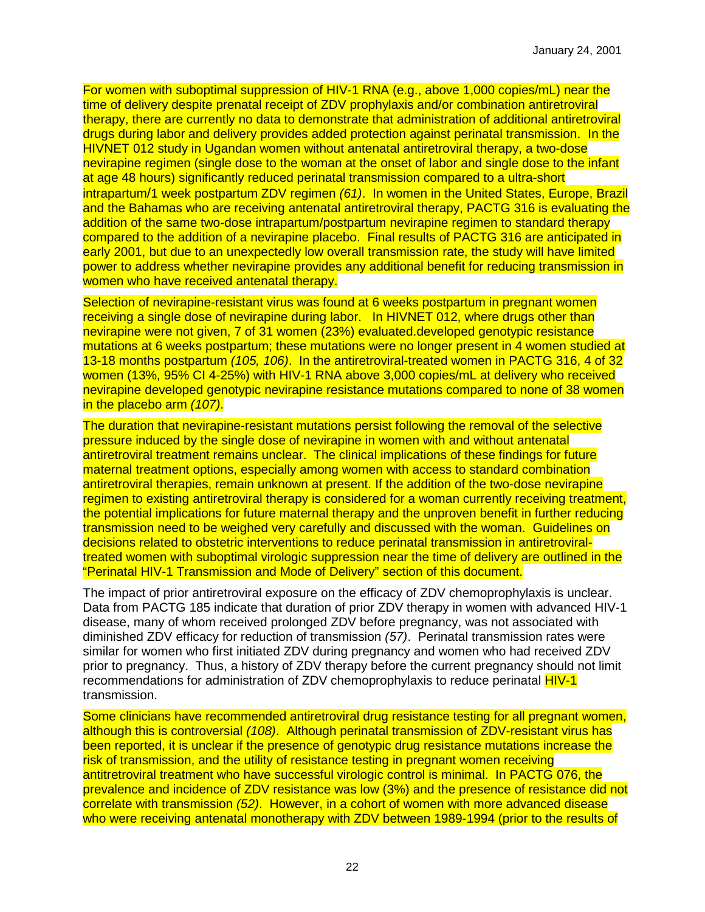For women with suboptimal suppression of HIV-1 RNA (e.g., above 1,000 copies/mL) near the time of delivery despite prenatal receipt of ZDV prophylaxis and/or combination antiretroviral therapy, there are currently no data to demonstrate that administration of additional antiretroviral drugs during labor and delivery provides added protection against perinatal transmission. In the HIVNET 012 study in Ugandan women without antenatal antiretroviral therapy, a two-dose nevirapine regimen (single dose to the woman at the onset of labor and single dose to the infant at age 48 hours) significantly reduced perinatal transmission compared to a ultra-short intrapartum/1 week postpartum ZDV regimen *(61)*. In women in the United States, Europe, Brazil and the Bahamas who are receiving antenatal antiretroviral therapy, PACTG 316 is evaluating the addition of the same two-dose intrapartum/postpartum nevirapine regimen to standard therapy compared to the addition of a nevirapine placebo. Final results of PACTG 316 are anticipated in early 2001, but due to an unexpectedly low overall transmission rate, the study will have limited power to address whether nevirapine provides any additional benefit for reducing transmission in women who have received antenatal therapy.

Selection of nevirapine-resistant virus was found at 6 weeks postpartum in pregnant women receiving a single dose of nevirapine during labor. In HIVNET 012, where drugs other than nevirapine were not given, 7 of 31 women (23%) evaluated.developed genotypic resistance mutations at 6 weeks postpartum; these mutations were no longer present in 4 women studied at 13-18 months postpartum *(105, 106)*. In the antiretroviral-treated women in PACTG 316, 4 of 32 women (13%, 95% CI 4-25%) with HIV-1 RNA above 3,000 copies/mL at delivery who received nevirapine developed genotypic nevirapine resistance mutations compared to none of 38 women in the placebo arm *(107)*.

The duration that nevirapine-resistant mutations persist following the removal of the selective pressure induced by the single dose of nevirapine in women with and without antenatal antiretroviral treatment remains unclear. The clinical implications of these findings for future maternal treatment options, especially among women with access to standard combination antiretroviral therapies, remain unknown at present. If the addition of the two-dose nevirapine regimen to existing antiretroviral therapy is considered for a woman currently receiving treatment, the potential implications for future maternal therapy and the unproven benefit in further reducing transmission need to be weighed very carefully and discussed with the woman. Guidelines on decisions related to obstetric interventions to reduce perinatal transmission in antiretroviral-treated women with suboptimal virologic suppression near the time of delivery are outlined in the "Perinatal HIV-1 Transmission and Mode of Delivery" section of this document.

The impact of prior antiretroviral exposure on the efficacy of ZDV chemoprophylaxis is unclear. Data from PACTG 185 indicate that duration of prior ZDV therapy in women with advanced HIV-1 disease, many of whom received prolonged ZDV before pregnancy, was not associated with diminished ZDV efficacy for reduction of transmission *(57)*. Perinatal transmission rates were similar for women who first initiated ZDV during pregnancy and women who had received ZDV prior to pregnancy. Thus, a history of ZDV therapy before the current pregnancy should not limit recommendations for administration of ZDV chemoprophylaxis to reduce perinatal HIV-1 transmission.

Some clinicians have recommended antiretroviral drug resistance testing for all pregnant women, although this is controversial *(108)*. Although perinatal transmission of ZDV-resistant virus has been reported, it is unclear if the presence of genotypic drug resistance mutations increase the risk of transmission, and the utility of resistance testing in pregnant women receiving antitretroviral treatment who have successful virologic control is minimal. In PACTG 076, the prevalence and incidence of ZDV resistance was low (3%) and the presence of resistance did not correlate with transmission *(52)*. However, in a cohort of women with more advanced disease who were receiving antenatal monotherapy with ZDV between 1989-1994 (prior to the results of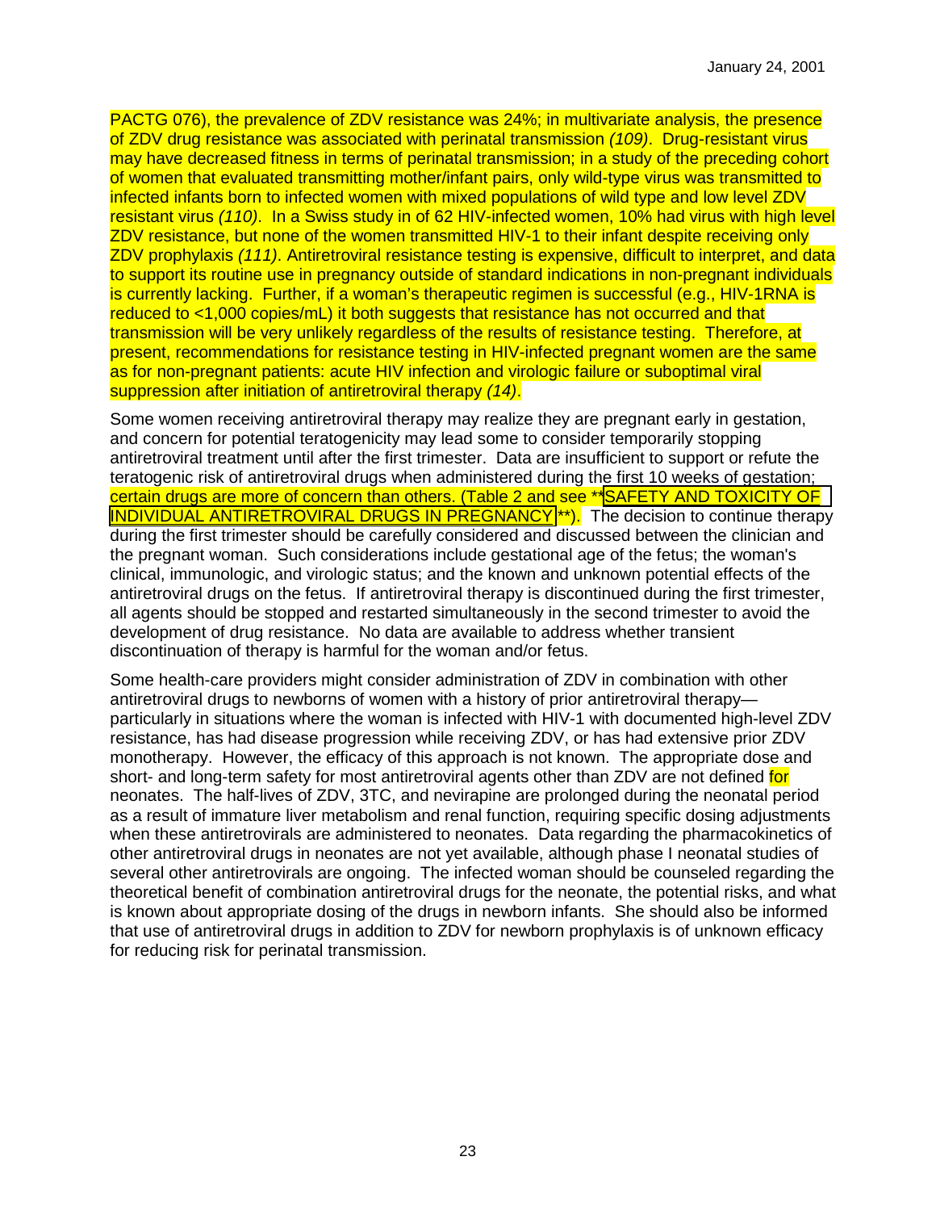PACTG 076), the prevalence of ZDV resistance was 24%; in multivariate analysis, the presence of ZDV drug resistance was associated with perinatal transmission *(109)*. Drug-resistant virus may have decreased fitness in terms of perinatal transmission; in a study of the preceding cohort of women that evaluated transmitting mother/infant pairs, only wild-type virus was transmitted to infected infants born to infected women with mixed populations of wild type and low level ZDV resistant virus *(110)*. In a Swiss study in of 62 HIV-infected women, 10% had virus with high level ZDV resistance, but none of the women transmitted HIV-1 to their infant despite receiving only ZDV prophylaxis *(111)*. Antiretroviral resistance testing is expensive, difficult to interpret, and data to support its routine use in pregnancy outside of standard indications in non-pregnant individuals is currently lacking. Further, if a woman's therapeutic regimen is successful (e.g., HIV-1RNA is reduced to <1,000 copies/mL) it both suggests that resistance has not occurred and that transmission will be very unlikely regardless of the results of resistance testing. Therefore, at present, recommendations for resistance testing in HIV-infected pregnant women are the same as for non-pregnant patients: acute HIV infection and virologic failure or suboptimal viral suppression after initiation of antiretroviral therapy *(14)*.

Some women receiving antiretroviral therapy may realize they are pregnant early in gestation, and concern for potential teratogenicity may lead some to consider temporarily stopping antiretroviral treatment until after the first trimester. Data are insufficient to support or refute the teratogenic risk of antiretroviral drugs when administered during the first 10 weeks of gestation; certain drugs are more of concern than others. (Table 2 and see **SAFETY AND TOXICITY OF INDIVIDUAL ANTIRETROVIRAL DRUGS IN PREGNANCY**). The decision to continue therapy during the first trimester should be carefully considered and discussed between the clinician and the pregnant woman. Such considerations include gestational age of the fetus; the woman's clinical, immunologic, and virologic status; and the known and unknown potential effects of the antiretroviral drugs on the fetus. If antiretroviral therapy is discontinued during the first trimester, all agents should be stopped and restarted simultaneously in the second trimester to avoid the development of drug resistance. No data are available to address whether transient discontinuation of therapy is harmful for the woman and/or fetus.

Some health-care providers might consider administration of ZDV in combination with other antiretroviral drugs to newborns of women with a history of prior antiretroviral therapy—particularly in situations where the woman is infected with HIV-1 with documented high-level ZDV resistance, has had disease progression while receiving ZDV, or has had extensive prior ZDV monotherapy. However, the efficacy of this approach is not known. The appropriate dose and short- and long-term safety for most antiretroviral agents other than ZDV are not defined for neonates. The half-lives of ZDV, 3TC, and nevirapine are prolonged during the neonatal period as a result of immature liver metabolism and renal function, requiring specific dosing adjustments when these antiretrovirals are administered to neonates. Data regarding the pharmacokinetics of other antiretroviral drugs in neonates are not yet available, although phase I neonatal studies of several other antiretrovirals are ongoing. The infected woman should be counseled regarding the theoretical benefit of combination antiretroviral drugs for the neonate, the potential risks, and what is known about appropriate dosing of the drugs in newborn infants. She should also be informed that use of antiretroviral drugs in addition to ZDV for newborn prophylaxis is of unknown efficacy for reducing risk for perinatal transmission.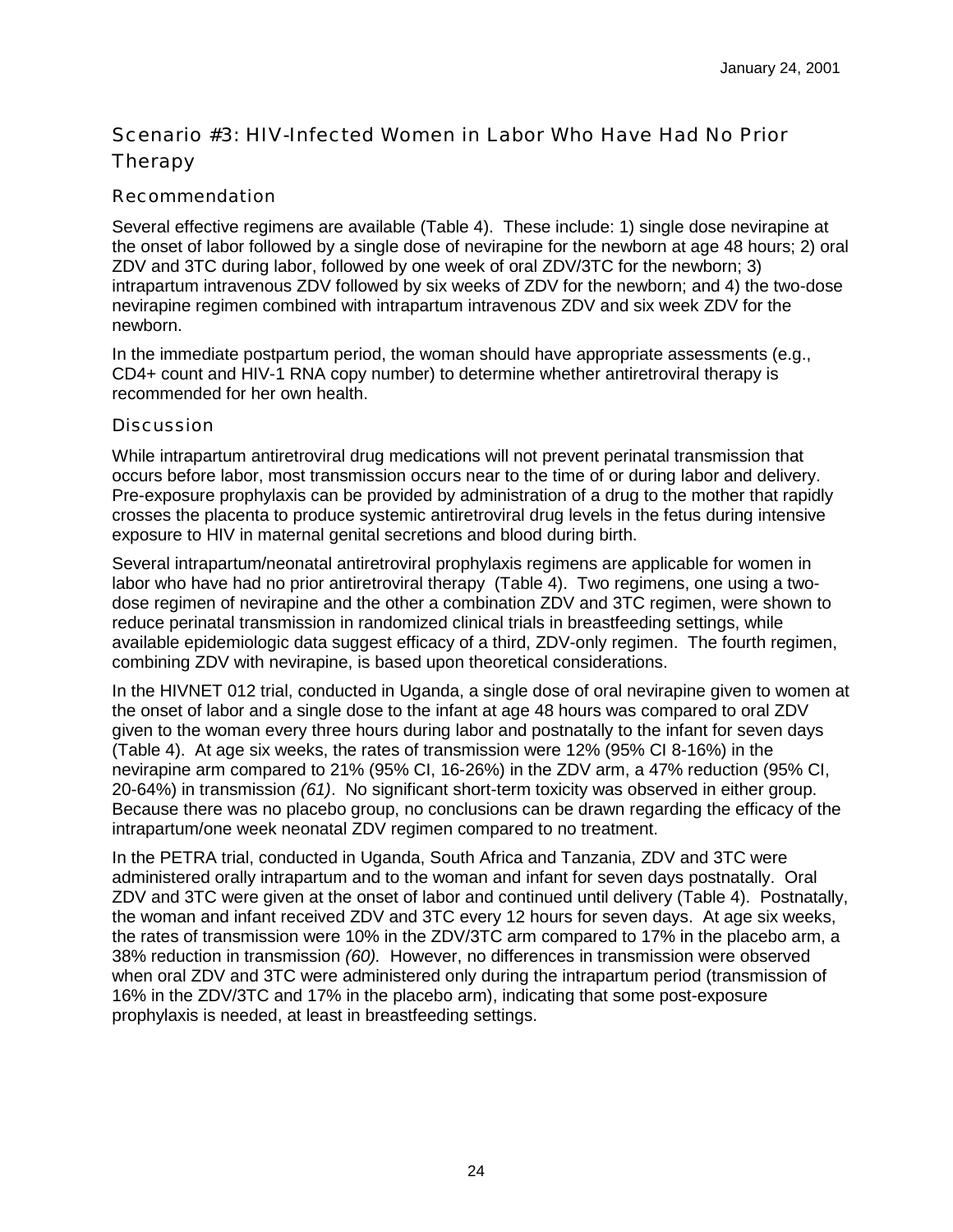## Scenario #3: HIV-Infected Women in Labor Who Have Had No Prior Therapy

### Recommendation

Several effective regimens are available (Table 4). These include: 1) single dose nevirapine at the onset of labor followed by a single dose of nevirapine for the newborn at age 48 hours; 2) oral ZDV and 3TC during labor, followed by one week of oral ZDV/3TC for the newborn; 3) intrapartum intravenous ZDV followed by six weeks of ZDV for the newborn; and 4) the two-dose nevirapine regimen combined with intrapartum intravenous ZDV and six week ZDV for the newborn.

In the immediate postpartum period, the woman should have appropriate assessments (e.g., CD4+ count and HIV-1 RNA copy number) to determine whether antiretroviral therapy is recommended for her own health.

### Discussion

While intrapartum antiretroviral drug medications will not prevent perinatal transmission that occurs before labor, most transmission occurs near to the time of or during labor and delivery. Pre-exposure prophylaxis can be provided by administration of a drug to the mother that rapidly crosses the placenta to produce systemic antiretroviral drug levels in the fetus during intensive exposure to HIV in maternal genital secretions and blood during birth.

Several intrapartum/neonatal antiretroviral prophylaxis regimens are applicable for women in labor who have had no prior antiretroviral therapy (Table 4). Two regimens, one using a two-dose regimen of nevirapine and the other a combination ZDV and 3TC regimen, were shown to reduce perinatal transmission in randomized clinical trials in breastfeeding settings, while available epidemiologic data suggest efficacy of a third, ZDV-only regimen. The fourth regimen, combining ZDV with nevirapine, is based upon theoretical considerations.

In the HIVNET 012 trial, conducted in Uganda, a single dose of oral nevirapine given to women at the onset of labor and a single dose to the infant at age 48 hours was compared to oral ZDV given to the woman every three hours during labor and postnatally to the infant for seven days (Table 4). At age six weeks, the rates of transmission were 12% (95% CI 8-16%) in the nevirapine arm compared to 21% (95% CI, 16-26%) in the ZDV arm, a 47% reduction (95% CI, 20-64%) in transmission *(61)*. No significant short-term toxicity was observed in either group. Because there was no placebo group, no conclusions can be drawn regarding the efficacy of the intrapartum/one week neonatal ZDV regimen compared to no treatment.

In the PETRA trial, conducted in Uganda, South Africa and Tanzania, ZDV and 3TC were administered orally intrapartum and to the woman and infant for seven days postnatally. Oral ZDV and 3TC were given at the onset of labor and continued until delivery (Table 4). Postnatally, the woman and infant received ZDV and 3TC every 12 hours for seven days. At age six weeks, the rates of transmission were 10% in the ZDV/3TC arm compared to 17% in the placebo arm, a 38% reduction in transmission *(60).* However, no differences in transmission were observed when oral ZDV and 3TC were administered only during the intrapartum period (transmission of 16% in the ZDV/3TC and 17% in the placebo arm), indicating that some post-exposure prophylaxis is needed, at least in breastfeeding settings.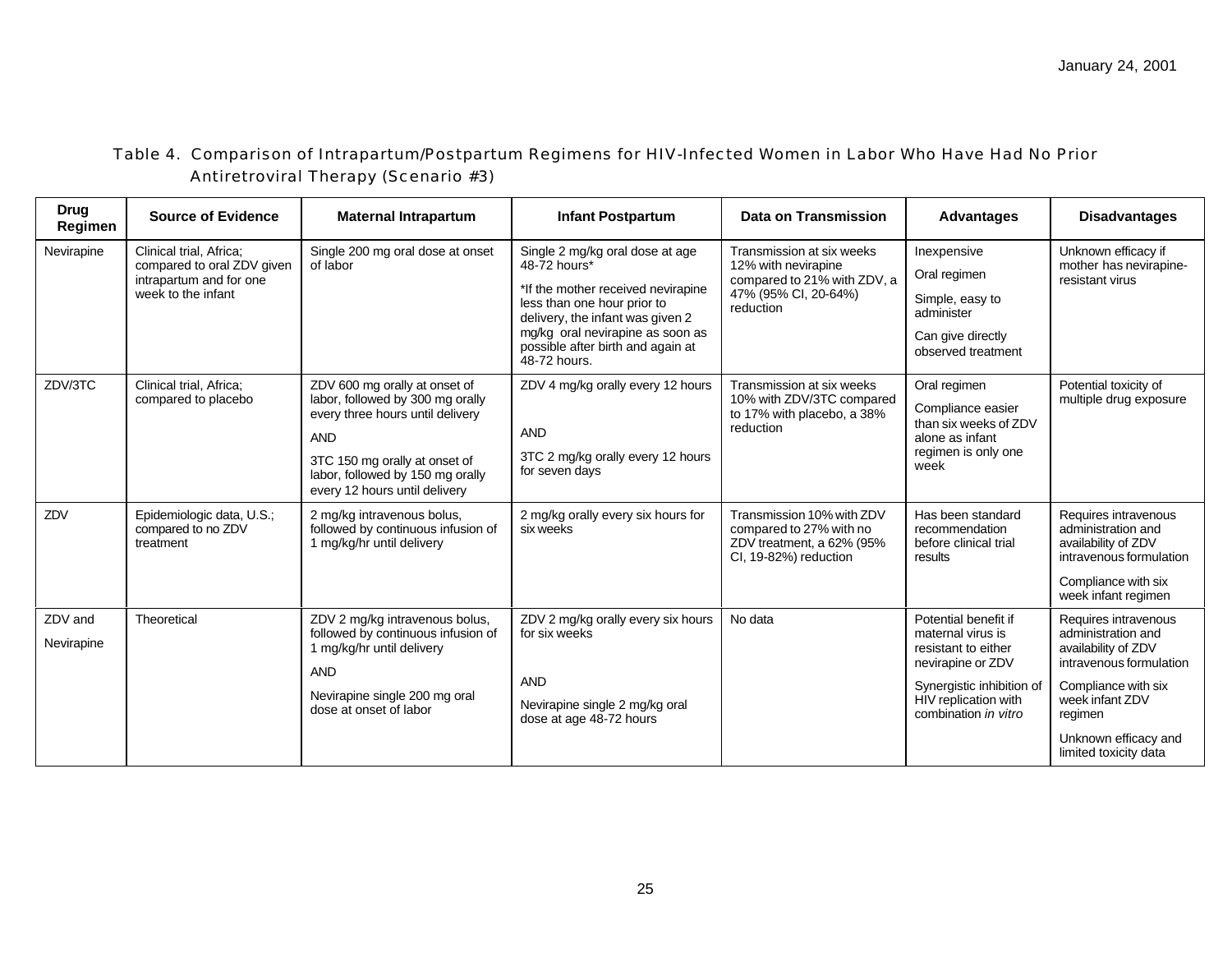## Table 4. Comparison of Intrapartum/Postpartum Regimens for HIV-Infected Women in Labor Who Have Had No Prior Antiretroviral Therapy (Scenario #3)

| Drug Regimen | Source of Evidence | Maternal Intrapartum | Infant Postpartum | Data on Transmission | Advantages | Disadvantages |
|---|---|---|---|---|---|---|
| Nevirapine | Clinical trial, Africa; compared to oral ZDV given intrapartum and for one week to the infant | Single 200 mg oral dose at onset of labor | Single 2 mg/kg oral dose at age 48-72 hours*<br><br>*If the mother received nevirapine less than one hour prior to delivery, the infant was given 2 mg/kg oral nevirapine as soon as possible after birth and again at 48-72 hours. | Transmission at six weeks 12% with nevirapine compared to 21% with ZDV, a 47% (95% CI, 20-64%) reduction | Inexpensive<br><br>Oral regimen<br><br>Simple, easy to administer<br><br>Can give directly observed treatment | Unknown efficacy if mother has nevirapine-resistant virus |
| ZDV/3TC | Clinical trial, Africa; compared to placebo | ZDV 600 mg orally at onset of labor, followed by 300 mg orally every three hours until delivery<br><br>AND<br><br>3TC 150 mg orally at onset of labor, followed by 150 mg orally every 12 hours until delivery | ZDV 4 mg/kg orally every 12 hours<br><br>AND<br><br>3TC 2 mg/kg orally every 12 hours for seven days | Transmission at six weeks 10% with ZDV/3TC compared to 17% with placebo, a 38% reduction | Oral regimen<br><br>Compliance easier than six weeks of ZDV alone as infant regimen is only one week | Potential toxicity of multiple drug exposure |
| ZDV | Epidemiologic data, U.S.; compared to no ZDV treatment | 2 mg/kg intravenous bolus, followed by continuous infusion of 1 mg/kg/hr until delivery | 2 mg/kg orally every six hours for six weeks | Transmission 10% with ZDV compared to 27% with no ZDV treatment, a 62% (95% CI, 19-82%) reduction | Has been standard recommendation before clinical trial results | Requires intravenous administration and availability of ZDV intravenous formulation<br><br>Compliance with six week infant regimen |
| ZDV and Nevirapine | Theoretical | ZDV 2 mg/kg intravenous bolus, followed by continuous infusion of 1 mg/kg/hr until delivery<br><br>AND<br><br>Nevirapine single 200 mg oral dose at onset of labor | ZDV 2 mg/kg orally every six hours for six weeks<br><br>AND<br><br>Nevirapine single 2 mg/kg oral dose at age 48-72 hours | No data | Potential benefit if maternal virus is resistant to either nevirapine or ZDV<br><br>Synergistic inhibition of HIV replication with combination *in vitro* | Requires intravenous administration and availability of ZDV intravenous formulation<br><br>Compliance with six week infant ZDV regimen<br><br>Unknown efficacy and limited toxicity data |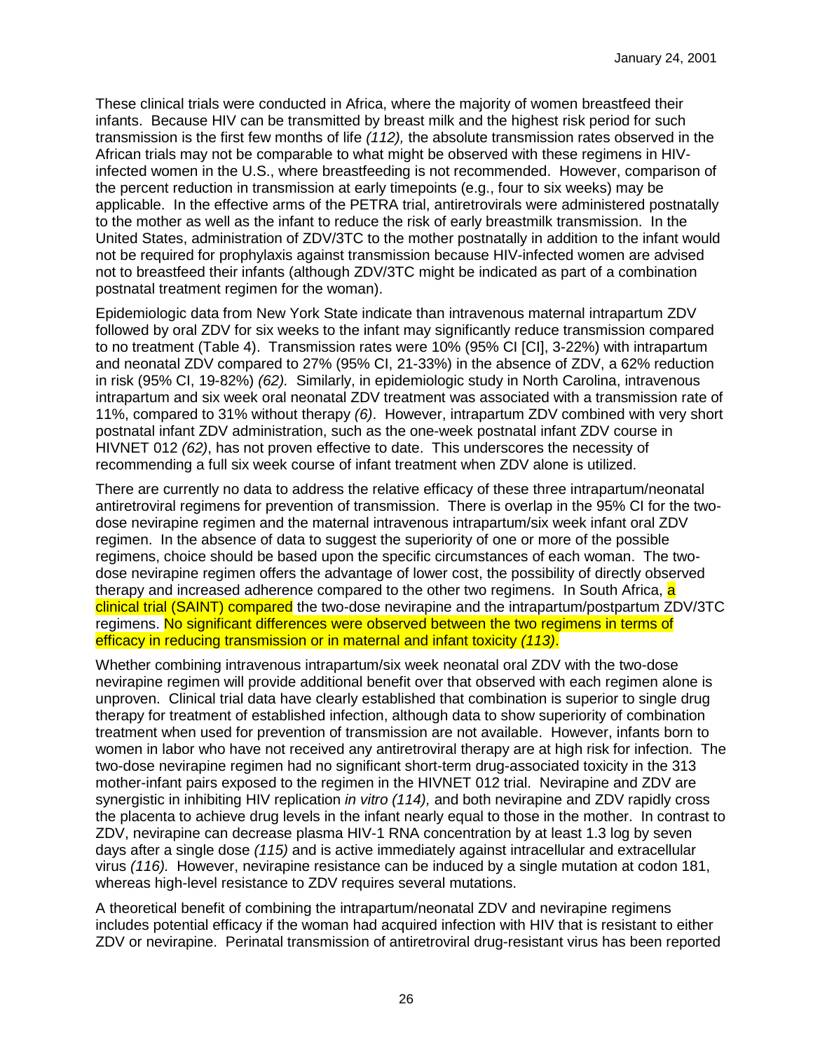These clinical trials were conducted in Africa, where the majority of women breastfeed their infants. Because HIV can be transmitted by breast milk and the highest risk period for such transmission is the first few months of life *(112),* the absolute transmission rates observed in the African trials may not be comparable to what might be observed with these regimens in HIV-infected women in the U.S., where breastfeeding is not recommended. However, comparison of the percent reduction in transmission at early timepoints (e.g., four to six weeks) may be applicable. In the effective arms of the PETRA trial, antiretrovirals were administered postnatally to the mother as well as the infant to reduce the risk of early breastmilk transmission. In the United States, administration of ZDV/3TC to the mother postnatally in addition to the infant would not be required for prophylaxis against transmission because HIV-infected women are advised not to breastfeed their infants (although ZDV/3TC might be indicated as part of a combination postnatal treatment regimen for the woman).

Epidemiologic data from New York State indicate than intravenous maternal intrapartum ZDV followed by oral ZDV for six weeks to the infant may significantly reduce transmission compared to no treatment (Table 4). Transmission rates were 10% (95% CI [CI], 3-22%) with intrapartum and neonatal ZDV compared to 27% (95% CI, 21-33%) in the absence of ZDV, a 62% reduction in risk (95% CI, 19-82%) *(62).* Similarly, in epidemiologic study in North Carolina, intravenous intrapartum and six week oral neonatal ZDV treatment was associated with a transmission rate of 11%, compared to 31% without therapy *(6)*. However, intrapartum ZDV combined with very short postnatal infant ZDV administration, such as the one-week postnatal infant ZDV course in HIVNET 012 *(62)*, has not proven effective to date. This underscores the necessity of recommending a full six week course of infant treatment when ZDV alone is utilized.

There are currently no data to address the relative efficacy of these three intrapartum/neonatal antiretroviral regimens for prevention of transmission. There is overlap in the 95% CI for the two-dose nevirapine regimen and the maternal intravenous intrapartum/six week infant oral ZDV regimen. In the absence of data to suggest the superiority of one or more of the possible regimens, choice should be based upon the specific circumstances of each woman. The two-dose nevirapine regimen offers the advantage of lower cost, the possibility of directly observed therapy and increased adherence compared to the other two regimens. In South Africa, a clinical trial (SAINT) compared the two-dose nevirapine and the intrapartum/postpartum ZDV/3TC regimens. No significant differences were observed between the two regimens in terms of efficacy in reducing transmission or in maternal and infant toxicity *(113)*.

Whether combining intravenous intrapartum/six week neonatal oral ZDV with the two-dose nevirapine regimen will provide additional benefit over that observed with each regimen alone is unproven. Clinical trial data have clearly established that combination is superior to single drug therapy for treatment of established infection, although data to show superiority of combination treatment when used for prevention of transmission are not available. However, infants born to women in labor who have not received any antiretroviral therapy are at high risk for infection. The two-dose nevirapine regimen had no significant short-term drug-associated toxicity in the 313 mother-infant pairs exposed to the regimen in the HIVNET 012 trial. Nevirapine and ZDV are synergistic in inhibiting HIV replication *in vitro (114),* and both nevirapine and ZDV rapidly cross the placenta to achieve drug levels in the infant nearly equal to those in the mother. In contrast to ZDV, nevirapine can decrease plasma HIV-1 RNA concentration by at least 1.3 log by seven days after a single dose *(115)* and is active immediately against intracellular and extracellular virus *(116).* However, nevirapine resistance can be induced by a single mutation at codon 181, whereas high-level resistance to ZDV requires several mutations.

A theoretical benefit of combining the intrapartum/neonatal ZDV and nevirapine regimens includes potential efficacy if the woman had acquired infection with HIV that is resistant to either ZDV or nevirapine. Perinatal transmission of antiretroviral drug-resistant virus has been reported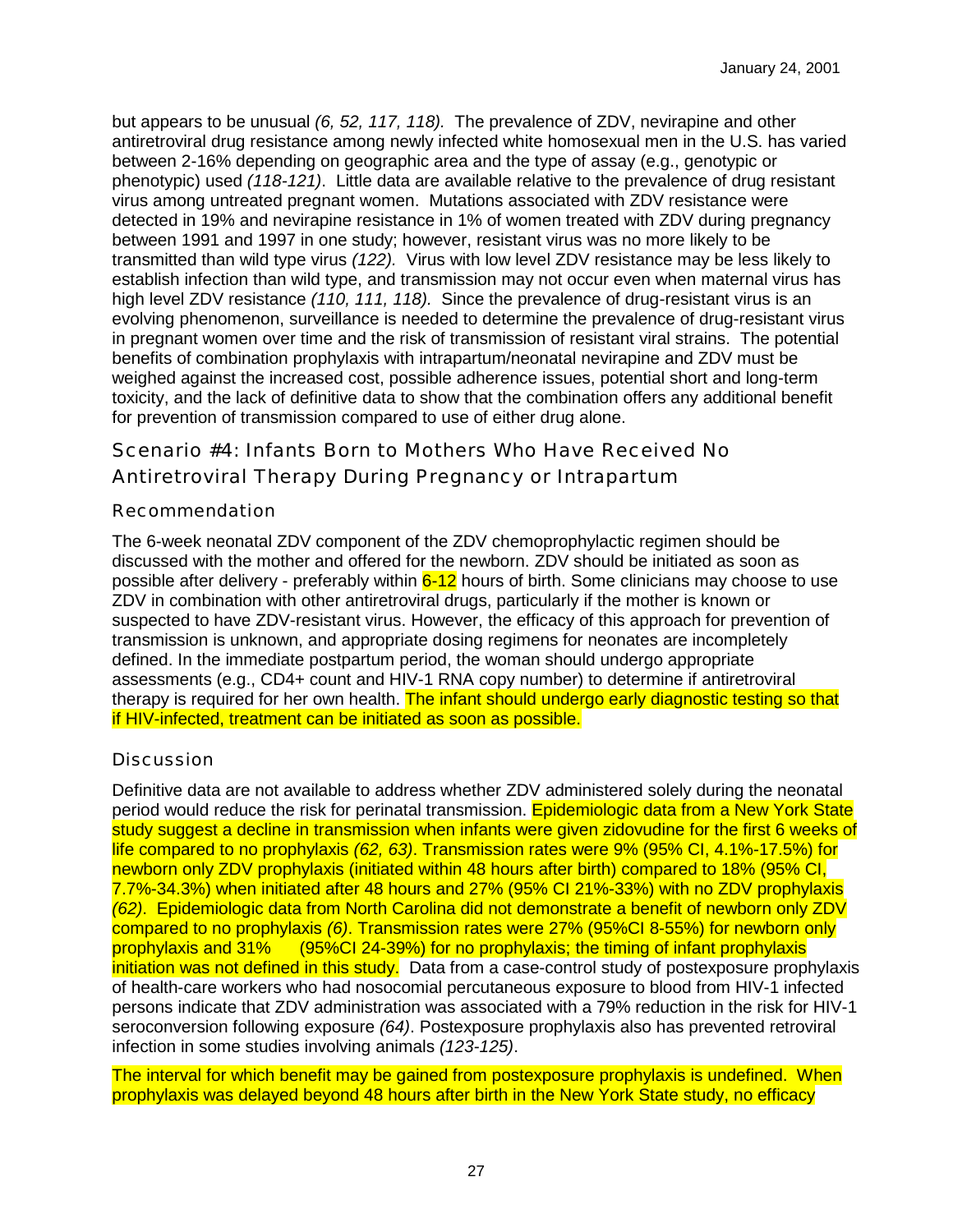but appears to be unusual *(6, 52, 117, 118).* The prevalence of ZDV, nevirapine and other antiretroviral drug resistance among newly infected white homosexual men in the U.S. has varied between 2-16% depending on geographic area and the type of assay (e.g., genotypic or phenotypic) used *(118-121)*. Little data are available relative to the prevalence of drug resistant virus among untreated pregnant women. Mutations associated with ZDV resistance were detected in 19% and nevirapine resistance in 1% of women treated with ZDV during pregnancy between 1991 and 1997 in one study; however, resistant virus was no more likely to be transmitted than wild type virus *(122).* Virus with low level ZDV resistance may be less likely to establish infection than wild type, and transmission may not occur even when maternal virus has high level ZDV resistance *(110, 111, 118).* Since the prevalence of drug-resistant virus is an evolving phenomenon, surveillance is needed to determine the prevalence of drug-resistant virus in pregnant women over time and the risk of transmission of resistant viral strains. The potential benefits of combination prophylaxis with intrapartum/neonatal nevirapine and ZDV must be weighed against the increased cost, possible adherence issues, potential short and long-term toxicity, and the lack of definitive data to show that the combination offers any additional benefit for prevention of transmission compared to use of either drug alone.

## Scenario #4: Infants Born to Mothers Who Have Received No Antiretroviral Therapy During Pregnancy or Intrapartum

### Recommendation

The 6-week neonatal ZDV component of the ZDV chemoprophylactic regimen should be discussed with the mother and offered for the newborn. ZDV should be initiated as soon as possible after delivery - preferably within 6-12 hours of birth. Some clinicians may choose to use ZDV in combination with other antiretroviral drugs, particularly if the mother is known or suspected to have ZDV-resistant virus. However, the efficacy of this approach for prevention of transmission is unknown, and appropriate dosing regimens for neonates are incompletely defined. In the immediate postpartum period, the woman should undergo appropriate assessments (e.g., CD4+ count and HIV-1 RNA copy number) to determine if antiretroviral therapy is required for her own health. The infant should undergo early diagnostic testing so that if HIV-infected, treatment can be initiated as soon as possible.

### Discussion

Definitive data are not available to address whether ZDV administered solely during the neonatal period would reduce the risk for perinatal transmission. Epidemiologic data from a New York State study suggest a decline in transmission when infants were given zidovudine for the first 6 weeks of life compared to no prophylaxis *(62, 63)*. Transmission rates were 9% (95% CI, 4.1%-17.5%) for newborn only ZDV prophylaxis (initiated within 48 hours after birth) compared to 18% (95% CI, 7.7%-34.3%) when initiated after 48 hours and 27% (95% CI 21%-33%) with no ZDV prophylaxis *(62)*. Epidemiologic data from North Carolina did not demonstrate a benefit of newborn only ZDV compared to no prophylaxis *(6)*. Transmission rates were 27% (95%CI 8-55%) for newborn only prophylaxis and 31% (95%CI 24-39%) for no prophylaxis; the timing of infant prophylaxis initiation was not defined in this study. Data from a case-control study of postexposure prophylaxis of health-care workers who had nosocomial percutaneous exposure to blood from HIV-1 infected persons indicate that ZDV administration was associated with a 79% reduction in the risk for HIV-1 seroconversion following exposure *(64)*. Postexposure prophylaxis also has prevented retroviral infection in some studies involving animals *(123-125)*.

The interval for which benefit may be gained from postexposure prophylaxis is undefined. When prophylaxis was delayed beyond 48 hours after birth in the New York State study, no efficacy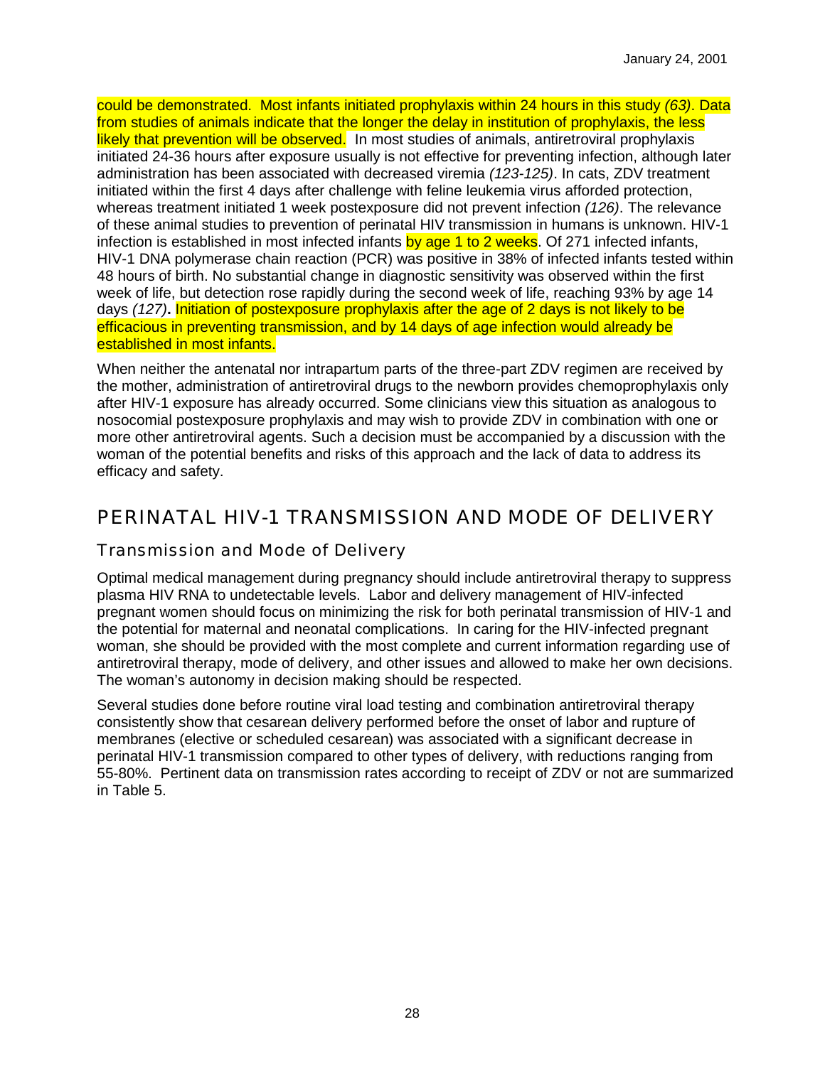could be demonstrated. Most infants initiated prophylaxis within 24 hours in this study *(63)*. Data from studies of animals indicate that the longer the delay in institution of prophylaxis, the less likely that prevention will be observed. In most studies of animals, antiretroviral prophylaxis initiated 24-36 hours after exposure usually is not effective for preventing infection, although later administration has been associated with decreased viremia *(123-125)*. In cats, ZDV treatment initiated within the first 4 days after challenge with feline leukemia virus afforded protection, whereas treatment initiated 1 week postexposure did not prevent infection *(126)*. The relevance of these animal studies to prevention of perinatal HIV transmission in humans is unknown. HIV-1 infection is established in most infected infants by age 1 to 2 weeks. Of 271 infected infants, HIV-1 DNA polymerase chain reaction (PCR) was positive in 38% of infected infants tested within 48 hours of birth. No substantial change in diagnostic sensitivity was observed within the first week of life, but detection rose rapidly during the second week of life, reaching 93% by age 14 days *(127)*. Initiation of postexposure prophylaxis after the age of 2 days is not likely to be efficacious in preventing transmission, and by 14 days of age infection would already be established in most infants.

When neither the antenatal nor intrapartum parts of the three-part ZDV regimen are received by the mother, administration of antiretroviral drugs to the newborn provides chemoprophylaxis only after HIV-1 exposure has already occurred. Some clinicians view this situation as analogous to nosocomial postexposure prophylaxis and may wish to provide ZDV in combination with one or more other antiretroviral agents. Such a decision must be accompanied by a discussion with the woman of the potential benefits and risks of this approach and the lack of data to address its efficacy and safety.

# PERINATAL HIV-1 TRANSMISSION AND MODE OF DELIVERY

## Transmission and Mode of Delivery

Optimal medical management during pregnancy should include antiretroviral therapy to suppress plasma HIV RNA to undetectable levels. Labor and delivery management of HIV-infected pregnant women should focus on minimizing the risk for both perinatal transmission of HIV-1 and the potential for maternal and neonatal complications. In caring for the HIV-infected pregnant woman, she should be provided with the most complete and current information regarding use of antiretroviral therapy, mode of delivery, and other issues and allowed to make her own decisions. The woman's autonomy in decision making should be respected.

Several studies done before routine viral load testing and combination antiretroviral therapy consistently show that cesarean delivery performed before the onset of labor and rupture of membranes (elective or scheduled cesarean) was associated with a significant decrease in perinatal HIV-1 transmission compared to other types of delivery, with reductions ranging from 55-80%. Pertinent data on transmission rates according to receipt of ZDV or not are summarized in Table 5.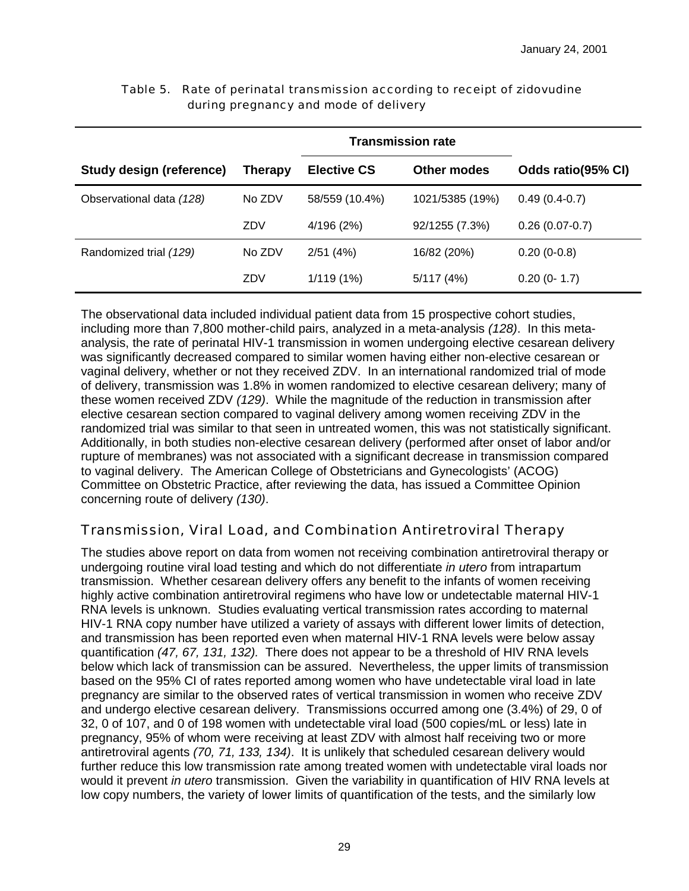Table 5. Rate of perinatal transmission according to receipt of zidovudine during pregnancy and mode of delivery

| | | Transmission rate | | |
|---|---|---|---|---|
| **Study design (reference)** | **Therapy** | **Elective CS** | **Other modes** | **Odds ratio(95% CI)** |
| Observational data *(128)* | No ZDV | 58/559 (10.4%) | 1021/5385 (19%) | 0.49 (0.4-0.7) |
| | ZDV | 4/196 (2%) | 92/1255 (7.3%) | 0.26 (0.07-0.7) |
| Randomized trial *(129)* | No ZDV | 2/51 (4%) | 16/82 (20%) | 0.20 (0-0.8) |
| | ZDV | 1/119 (1%) | 5/117 (4%) | 0.20 (0- 1.7) |

The observational data included individual patient data from 15 prospective cohort studies, including more than 7,800 mother-child pairs, analyzed in a meta-analysis *(128)*. In this meta-analysis, the rate of perinatal HIV-1 transmission in women undergoing elective cesarean delivery was significantly decreased compared to similar women having either non-elective cesarean or vaginal delivery, whether or not they received ZDV. In an international randomized trial of mode of delivery, transmission was 1.8% in women randomized to elective cesarean delivery; many of these women received ZDV *(129)*. While the magnitude of the reduction in transmission after elective cesarean section compared to vaginal delivery among women receiving ZDV in the randomized trial was similar to that seen in untreated women, this was not statistically significant. Additionally, in both studies non-elective cesarean delivery (performed after onset of labor and/or rupture of membranes) was not associated with a significant decrease in transmission compared to vaginal delivery. The American College of Obstetricians and Gynecologists' (ACOG) Committee on Obstetric Practice, after reviewing the data, has issued a Committee Opinion concerning route of delivery *(130)*.

## Transmission, Viral Load, and Combination Antiretroviral Therapy

The studies above report on data from women not receiving combination antiretroviral therapy or undergoing routine viral load testing and which do not differentiate *in utero* from intrapartum transmission. Whether cesarean delivery offers any benefit to the infants of women receiving highly active combination antiretroviral regimens who have low or undetectable maternal HIV-1 RNA levels is unknown. Studies evaluating vertical transmission rates according to maternal HIV-1 RNA copy number have utilized a variety of assays with different lower limits of detection, and transmission has been reported even when maternal HIV-1 RNA levels were below assay quantification *(47, 67, 131, 132).* There does not appear to be a threshold of HIV RNA levels below which lack of transmission can be assured. Nevertheless, the upper limits of transmission based on the 95% CI of rates reported among women who have undetectable viral load in late pregnancy are similar to the observed rates of vertical transmission in women who receive ZDV and undergo elective cesarean delivery. Transmissions occurred among one (3.4%) of 29, 0 of 32, 0 of 107, and 0 of 198 women with undetectable viral load (500 copies/mL or less) late in pregnancy, 95% of whom were receiving at least ZDV with almost half receiving two or more antiretroviral agents *(70, 71, 133, 134)*. It is unlikely that scheduled cesarean delivery would further reduce this low transmission rate among treated women with undetectable viral loads nor would it prevent *in utero* transmission. Given the variability in quantification of HIV RNA levels at low copy numbers, the variety of lower limits of quantification of the tests, and the similarly low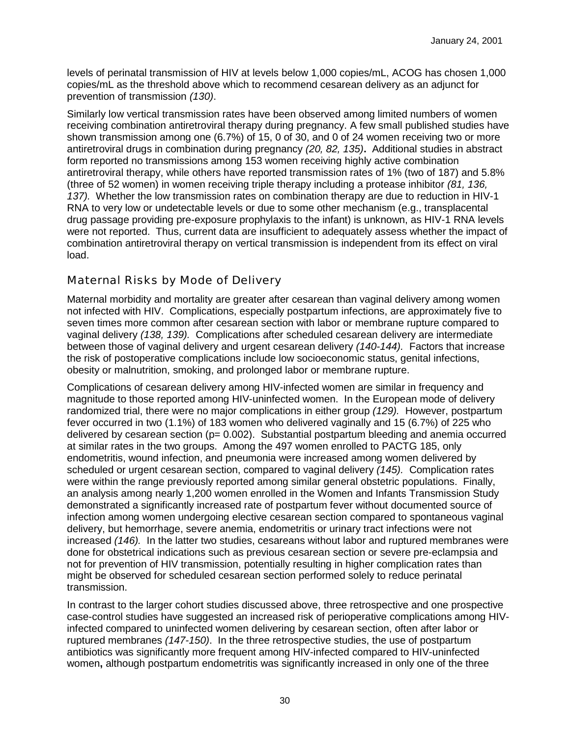levels of perinatal transmission of HIV at levels below 1,000 copies/mL, ACOG has chosen 1,000 copies/mL as the threshold above which to recommend cesarean delivery as an adjunct for prevention of transmission *(130)*.

Similarly low vertical transmission rates have been observed among limited numbers of women receiving combination antiretroviral therapy during pregnancy. A few small published studies have shown transmission among one (6.7%) of 15, 0 of 30, and 0 of 24 women receiving two or more antiretroviral drugs in combination during pregnancy *(20, 82, 135)*. Additional studies in abstract form reported no transmissions among 153 women receiving highly active combination antiretroviral therapy, while others have reported transmission rates of 1% (two of 187) and 5.8% (three of 52 women) in women receiving triple therapy including a protease inhibitor *(81, 136, 137).* Whether the low transmission rates on combination therapy are due to reduction in HIV-1 RNA to very low or undetectable levels or due to some other mechanism (e.g., transplacental drug passage providing pre-exposure prophylaxis to the infant) is unknown, as HIV-1 RNA levels were not reported. Thus, current data are insufficient to adequately assess whether the impact of combination antiretroviral therapy on vertical transmission is independent from its effect on viral load.

## Maternal Risks by Mode of Delivery

Maternal morbidity and mortality are greater after cesarean than vaginal delivery among women not infected with HIV. Complications, especially postpartum infections, are approximately five to seven times more common after cesarean section with labor or membrane rupture compared to vaginal delivery *(138, 139).* Complications after scheduled cesarean delivery are intermediate between those of vaginal delivery and urgent cesarean delivery *(140-144).* Factors that increase the risk of postoperative complications include low socioeconomic status, genital infections, obesity or malnutrition, smoking, and prolonged labor or membrane rupture.

Complications of cesarean delivery among HIV-infected women are similar in frequency and magnitude to those reported among HIV-uninfected women. In the European mode of delivery randomized trial, there were no major complications in either group *(129).* However, postpartum fever occurred in two (1.1%) of 183 women who delivered vaginally and 15 (6.7%) of 225 who delivered by cesarean section ($p = 0.002$). Substantial postpartum bleeding and anemia occurred at similar rates in the two groups. Among the 497 women enrolled to PACTG 185, only endometritis, wound infection, and pneumonia were increased among women delivered by scheduled or urgent cesarean section, compared to vaginal delivery *(145).* Complication rates were within the range previously reported among similar general obstetric populations. Finally, an analysis among nearly 1,200 women enrolled in the Women and Infants Transmission Study demonstrated a significantly increased rate of postpartum fever without documented source of infection among women undergoing elective cesarean section compared to spontaneous vaginal delivery, but hemorrhage, severe anemia, endometritis or urinary tract infections were not increased *(146).* In the latter two studies, cesareans without labor and ruptured membranes were done for obstetrical indications such as previous cesarean section or severe pre-eclampsia and not for prevention of HIV transmission, potentially resulting in higher complication rates than might be observed for scheduled cesarean section performed solely to reduce perinatal transmission.

In contrast to the larger cohort studies discussed above, three retrospective and one prospective case-control studies have suggested an increased risk of perioperative complications among HIV-infected compared to uninfected women delivering by cesarean section, often after labor or ruptured membranes *(147-150)*. In the three retrospective studies, the use of postpartum antibiotics was significantly more frequent among HIV-infected compared to HIV-uninfected women**,** although postpartum endometritis was significantly increased in only one of the three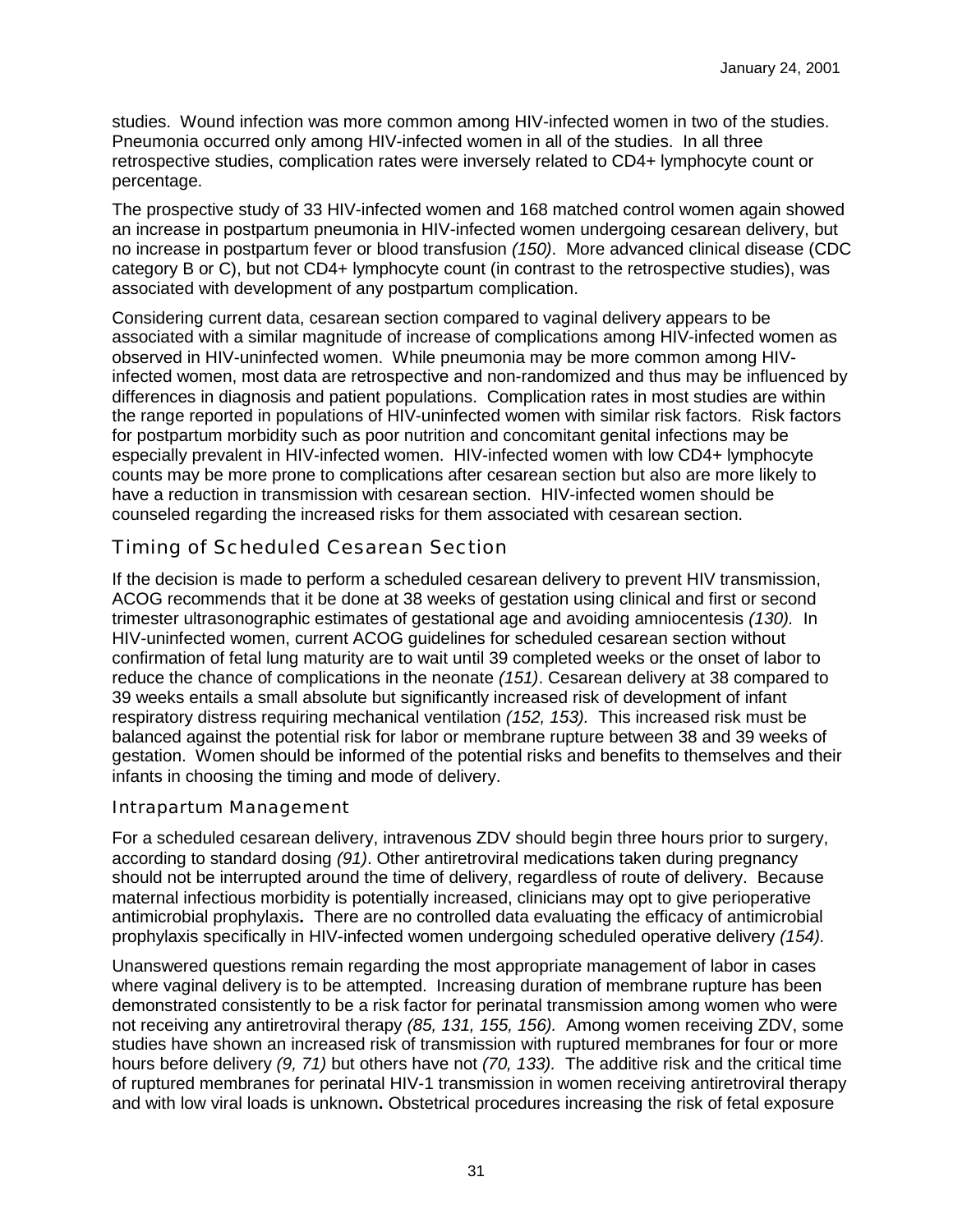studies. Wound infection was more common among HIV-infected women in two of the studies. Pneumonia occurred only among HIV-infected women in all of the studies. In all three retrospective studies, complication rates were inversely related to CD4+ lymphocyte count or percentage.

The prospective study of 33 HIV-infected women and 168 matched control women again showed an increase in postpartum pneumonia in HIV-infected women undergoing cesarean delivery, but no increase in postpartum fever or blood transfusion *(150)*. More advanced clinical disease (CDC category B or C), but not CD4+ lymphocyte count (in contrast to the retrospective studies), was associated with development of any postpartum complication.

Considering current data, cesarean section compared to vaginal delivery appears to be associated with a similar magnitude of increase of complications among HIV-infected women as observed in HIV-uninfected women. While pneumonia may be more common among HIV-infected women, most data are retrospective and non-randomized and thus may be influenced by differences in diagnosis and patient populations. Complication rates in most studies are within the range reported in populations of HIV-uninfected women with similar risk factors. Risk factors for postpartum morbidity such as poor nutrition and concomitant genital infections may be especially prevalent in HIV-infected women. HIV-infected women with low CD4+ lymphocyte counts may be more prone to complications after cesarean section but also are more likely to have a reduction in transmission with cesarean section. HIV-infected women should be counseled regarding the increased risks for them associated with cesarean section.

## Timing of Scheduled Cesarean Section

If the decision is made to perform a scheduled cesarean delivery to prevent HIV transmission, ACOG recommends that it be done at 38 weeks of gestation using clinical and first or second trimester ultrasonographic estimates of gestational age and avoiding amniocentesis *(130).* In HIV-uninfected women, current ACOG guidelines for scheduled cesarean section without confirmation of fetal lung maturity are to wait until 39 completed weeks or the onset of labor to reduce the chance of complications in the neonate *(151)*. Cesarean delivery at 38 compared to 39 weeks entails a small absolute but significantly increased risk of development of infant respiratory distress requiring mechanical ventilation *(152, 153).* This increased risk must be balanced against the potential risk for labor or membrane rupture between 38 and 39 weeks of gestation. Women should be informed of the potential risks and benefits to themselves and their infants in choosing the timing and mode of delivery.

### Intrapartum Management

For a scheduled cesarean delivery, intravenous ZDV should begin three hours prior to surgery, according to standard dosing *(91)*. Other antiretroviral medications taken during pregnancy should not be interrupted around the time of delivery, regardless of route of delivery. Because maternal infectious morbidity is potentially increased, clinicians may opt to give perioperative antimicrobial prophylaxis**.** There are no controlled data evaluating the efficacy of antimicrobial prophylaxis specifically in HIV-infected women undergoing scheduled operative delivery *(154).*

Unanswered questions remain regarding the most appropriate management of labor in cases where vaginal delivery is to be attempted. Increasing duration of membrane rupture has been demonstrated consistently to be a risk factor for perinatal transmission among women who were not receiving any antiretroviral therapy *(85, 131, 155, 156).* Among women receiving ZDV, some studies have shown an increased risk of transmission with ruptured membranes for four or more hours before delivery *(9, 71)* but others have not *(70, 133).* The additive risk and the critical time of ruptured membranes for perinatal HIV-1 transmission in women receiving antiretroviral therapy and with low viral loads is unknown**.** Obstetrical procedures increasing the risk of fetal exposure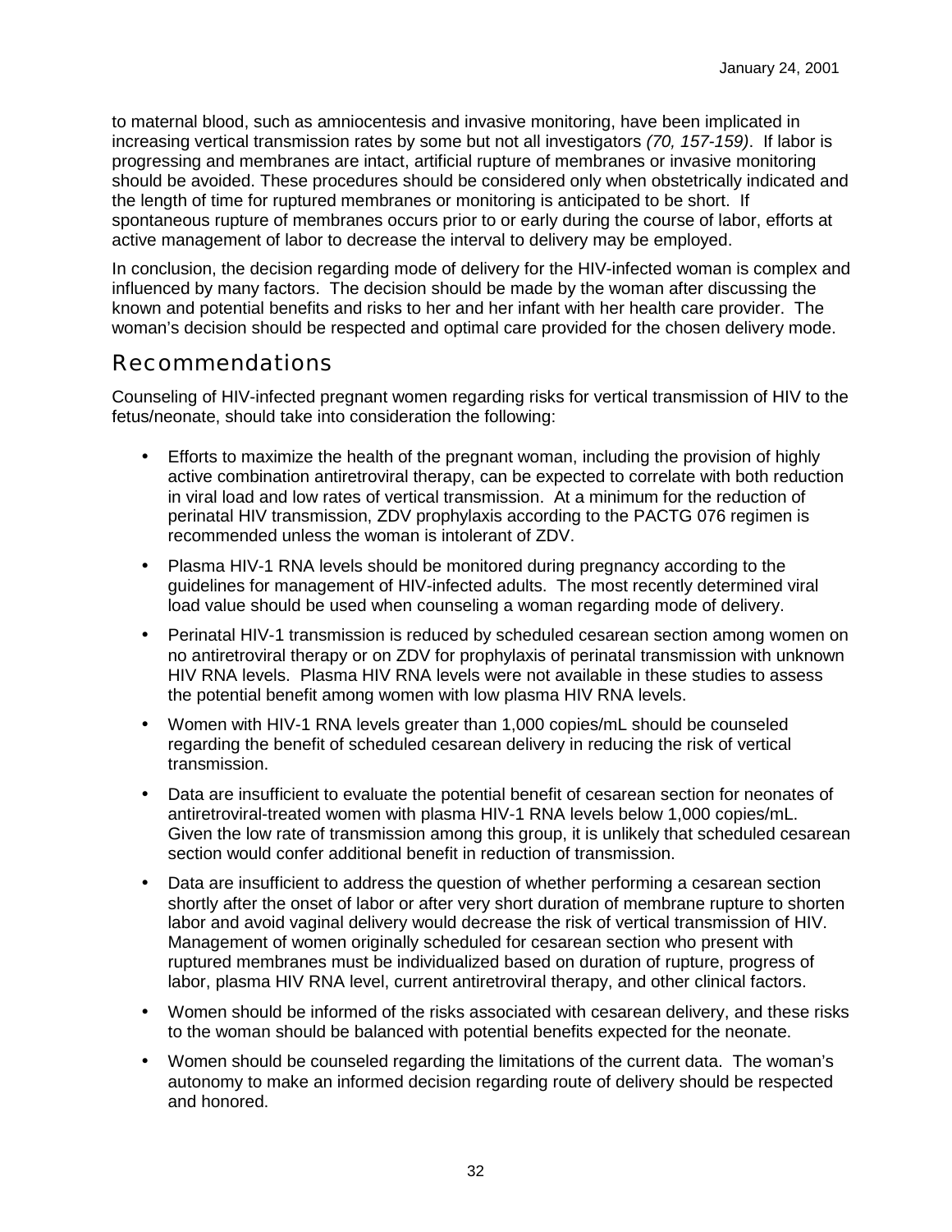to maternal blood, such as amniocentesis and invasive monitoring, have been implicated in increasing vertical transmission rates by some but not all investigators *(70, 157-159)*. If labor is progressing and membranes are intact, artificial rupture of membranes or invasive monitoring should be avoided. These procedures should be considered only when obstetrically indicated and the length of time for ruptured membranes or monitoring is anticipated to be short. If spontaneous rupture of membranes occurs prior to or early during the course of labor, efforts at active management of labor to decrease the interval to delivery may be employed.

In conclusion, the decision regarding mode of delivery for the HIV-infected woman is complex and influenced by many factors. The decision should be made by the woman after discussing the known and potential benefits and risks to her and her infant with her health care provider. The woman's decision should be respected and optimal care provided for the chosen delivery mode.

## Recommendations

Counseling of HIV-infected pregnant women regarding risks for vertical transmission of HIV to the fetus/neonate, should take into consideration the following:

- Efforts to maximize the health of the pregnant woman, including the provision of highly active combination antiretroviral therapy, can be expected to correlate with both reduction in viral load and low rates of vertical transmission. At a minimum for the reduction of perinatal HIV transmission, ZDV prophylaxis according to the PACTG 076 regimen is recommended unless the woman is intolerant of ZDV.
- Plasma HIV-1 RNA levels should be monitored during pregnancy according to the guidelines for management of HIV-infected adults. The most recently determined viral load value should be used when counseling a woman regarding mode of delivery.
- Perinatal HIV-1 transmission is reduced by scheduled cesarean section among women on no antiretroviral therapy or on ZDV for prophylaxis of perinatal transmission with unknown HIV RNA levels. Plasma HIV RNA levels were not available in these studies to assess the potential benefit among women with low plasma HIV RNA levels.
- Women with HIV-1 RNA levels greater than 1,000 copies/mL should be counseled regarding the benefit of scheduled cesarean delivery in reducing the risk of vertical transmission.
- Data are insufficient to evaluate the potential benefit of cesarean section for neonates of antiretroviral-treated women with plasma HIV-1 RNA levels below 1,000 copies/mL. Given the low rate of transmission among this group, it is unlikely that scheduled cesarean section would confer additional benefit in reduction of transmission.
- Data are insufficient to address the question of whether performing a cesarean section shortly after the onset of labor or after very short duration of membrane rupture to shorten labor and avoid vaginal delivery would decrease the risk of vertical transmission of HIV. Management of women originally scheduled for cesarean section who present with ruptured membranes must be individualized based on duration of rupture, progress of labor, plasma HIV RNA level, current antiretroviral therapy, and other clinical factors.
- Women should be informed of the risks associated with cesarean delivery, and these risks to the woman should be balanced with potential benefits expected for the neonate.
- Women should be counseled regarding the limitations of the current data. The woman's autonomy to make an informed decision regarding route of delivery should be respected and honored.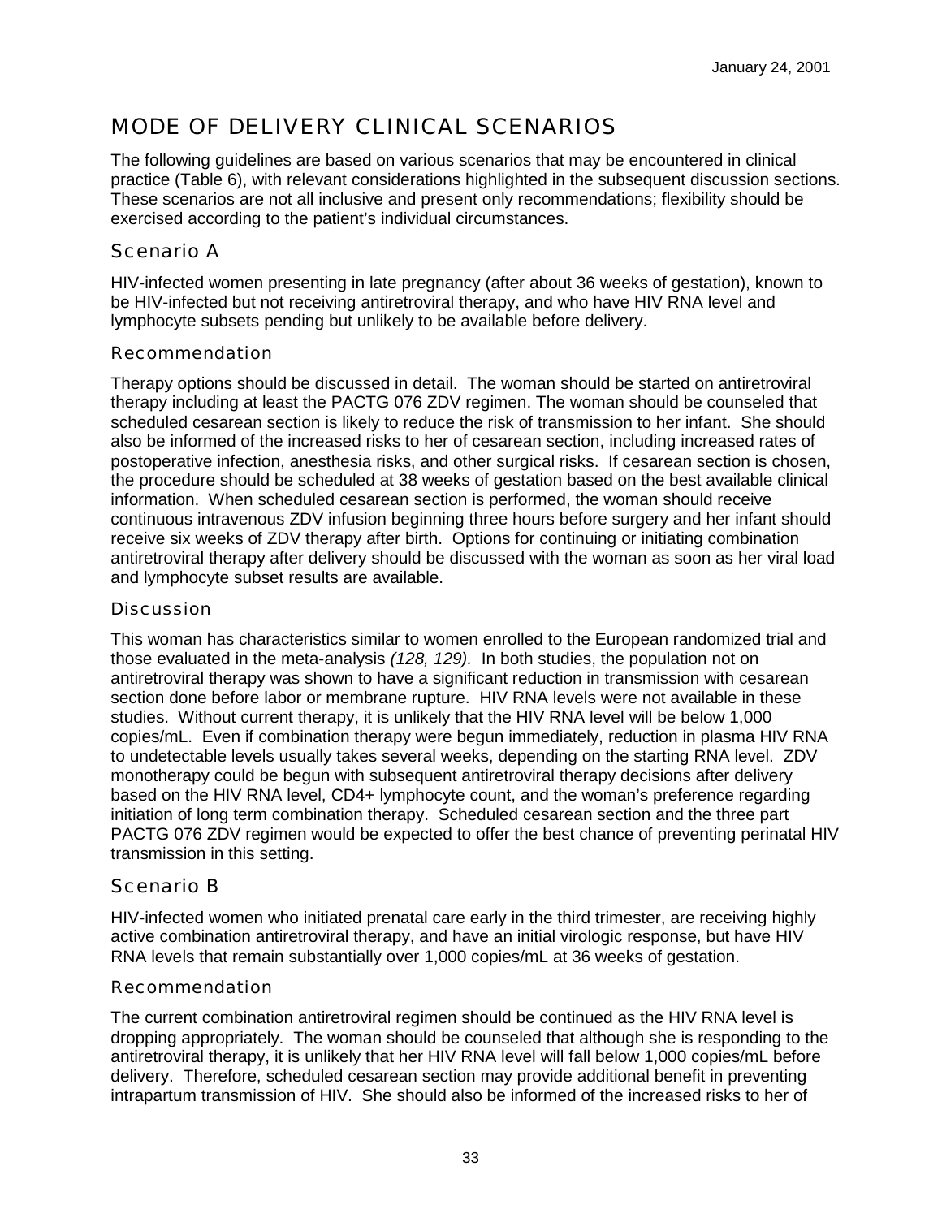# MODE OF DELIVERY CLINICAL SCENARIOS

The following guidelines are based on various scenarios that may be encountered in clinical practice (Table 6), with relevant considerations highlighted in the subsequent discussion sections. These scenarios are not all inclusive and present only recommendations; flexibility should be exercised according to the patient's individual circumstances.

## Scenario A

HIV-infected women presenting in late pregnancy (after about 36 weeks of gestation), known to be HIV-infected but not receiving antiretroviral therapy, and who have HIV RNA level and lymphocyte subsets pending but unlikely to be available before delivery.

### Recommendation

Therapy options should be discussed in detail. The woman should be started on antiretroviral therapy including at least the PACTG 076 ZDV regimen. The woman should be counseled that scheduled cesarean section is likely to reduce the risk of transmission to her infant. She should also be informed of the increased risks to her of cesarean section, including increased rates of postoperative infection, anesthesia risks, and other surgical risks. If cesarean section is chosen, the procedure should be scheduled at 38 weeks of gestation based on the best available clinical information. When scheduled cesarean section is performed, the woman should receive continuous intravenous ZDV infusion beginning three hours before surgery and her infant should receive six weeks of ZDV therapy after birth. Options for continuing or initiating combination antiretroviral therapy after delivery should be discussed with the woman as soon as her viral load and lymphocyte subset results are available.

### Discussion

This woman has characteristics similar to women enrolled to the European randomized trial and those evaluated in the meta-analysis *(128, 129).* In both studies, the population not on antiretroviral therapy was shown to have a significant reduction in transmission with cesarean section done before labor or membrane rupture. HIV RNA levels were not available in these studies. Without current therapy, it is unlikely that the HIV RNA level will be below 1,000 copies/mL. Even if combination therapy were begun immediately, reduction in plasma HIV RNA to undetectable levels usually takes several weeks, depending on the starting RNA level. ZDV monotherapy could be begun with subsequent antiretroviral therapy decisions after delivery based on the HIV RNA level, CD4+ lymphocyte count, and the woman's preference regarding initiation of long term combination therapy. Scheduled cesarean section and the three part PACTG 076 ZDV regimen would be expected to offer the best chance of preventing perinatal HIV transmission in this setting.

## Scenario B

HIV-infected women who initiated prenatal care early in the third trimester, are receiving highly active combination antiretroviral therapy, and have an initial virologic response, but have HIV RNA levels that remain substantially over 1,000 copies/mL at 36 weeks of gestation.

### Recommendation

The current combination antiretroviral regimen should be continued as the HIV RNA level is dropping appropriately. The woman should be counseled that although she is responding to the antiretroviral therapy, it is unlikely that her HIV RNA level will fall below 1,000 copies/mL before delivery. Therefore, scheduled cesarean section may provide additional benefit in preventing intrapartum transmission of HIV. She should also be informed of the increased risks to her of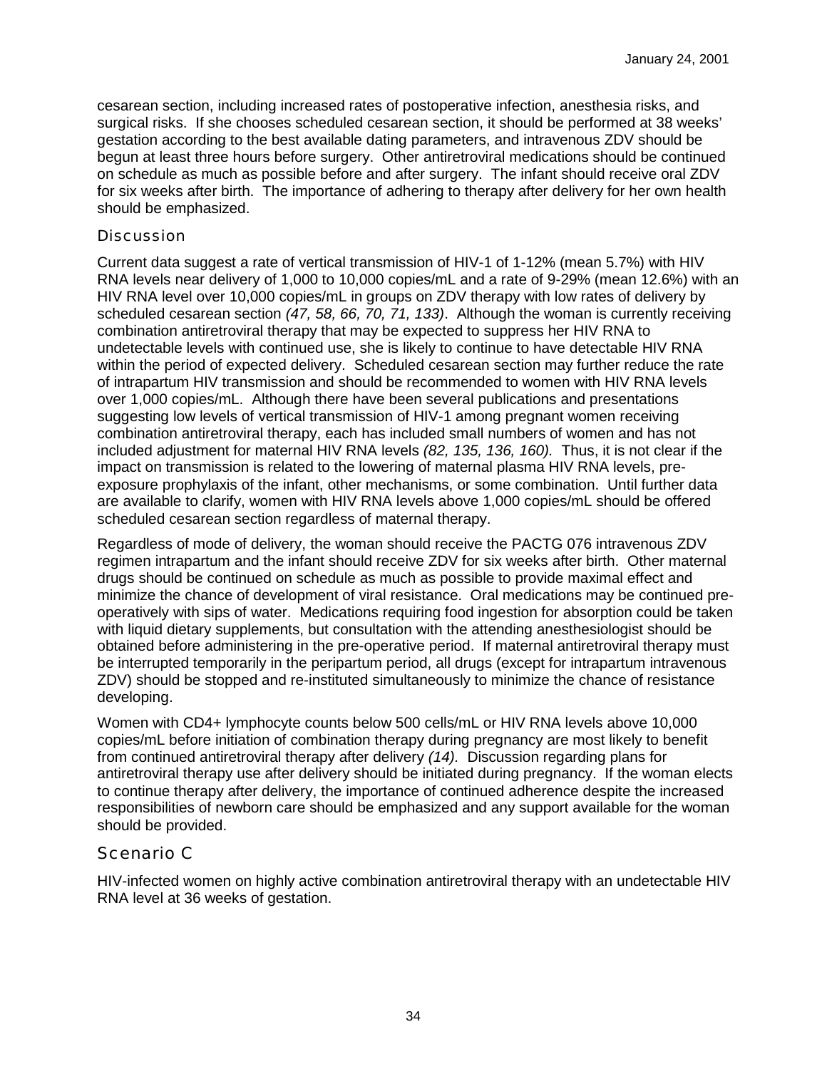cesarean section, including increased rates of postoperative infection, anesthesia risks, and surgical risks. If she chooses scheduled cesarean section, it should be performed at 38 weeks' gestation according to the best available dating parameters, and intravenous ZDV should be begun at least three hours before surgery. Other antiretroviral medications should be continued on schedule as much as possible before and after surgery. The infant should receive oral ZDV for six weeks after birth. The importance of adhering to therapy after delivery for her own health should be emphasized.

### Discussion

Current data suggest a rate of vertical transmission of HIV-1 of 1-12% (mean 5.7%) with HIV RNA levels near delivery of 1,000 to 10,000 copies/mL and a rate of 9-29% (mean 12.6%) with an HIV RNA level over 10,000 copies/mL in groups on ZDV therapy with low rates of delivery by scheduled cesarean section *(47, 58, 66, 70, 71, 133)*. Although the woman is currently receiving combination antiretroviral therapy that may be expected to suppress her HIV RNA to undetectable levels with continued use, she is likely to continue to have detectable HIV RNA within the period of expected delivery. Scheduled cesarean section may further reduce the rate of intrapartum HIV transmission and should be recommended to women with HIV RNA levels over 1,000 copies/mL. Although there have been several publications and presentations suggesting low levels of vertical transmission of HIV-1 among pregnant women receiving combination antiretroviral therapy, each has included small numbers of women and has not included adjustment for maternal HIV RNA levels *(82, 135, 136, 160).* Thus, it is not clear if the impact on transmission is related to the lowering of maternal plasma HIV RNA levels, pre-exposure prophylaxis of the infant, other mechanisms, or some combination. Until further data are available to clarify, women with HIV RNA levels above 1,000 copies/mL should be offered scheduled cesarean section regardless of maternal therapy.

Regardless of mode of delivery, the woman should receive the PACTG 076 intravenous ZDV regimen intrapartum and the infant should receive ZDV for six weeks after birth. Other maternal drugs should be continued on schedule as much as possible to provide maximal effect and minimize the chance of development of viral resistance. Oral medications may be continued pre-operatively with sips of water. Medications requiring food ingestion for absorption could be taken with liquid dietary supplements, but consultation with the attending anesthesiologist should be obtained before administering in the pre-operative period. If maternal antiretroviral therapy must be interrupted temporarily in the peripartum period, all drugs (except for intrapartum intravenous ZDV) should be stopped and re-instituted simultaneously to minimize the chance of resistance developing.

Women with CD4+ lymphocyte counts below 500 cells/mL or HIV RNA levels above 10,000 copies/mL before initiation of combination therapy during pregnancy are most likely to benefit from continued antiretroviral therapy after delivery *(14)*. Discussion regarding plans for antiretroviral therapy use after delivery should be initiated during pregnancy. If the woman elects to continue therapy after delivery, the importance of continued adherence despite the increased responsibilities of newborn care should be emphasized and any support available for the woman should be provided.

## Scenario C

HIV-infected women on highly active combination antiretroviral therapy with an undetectable HIV RNA level at 36 weeks of gestation.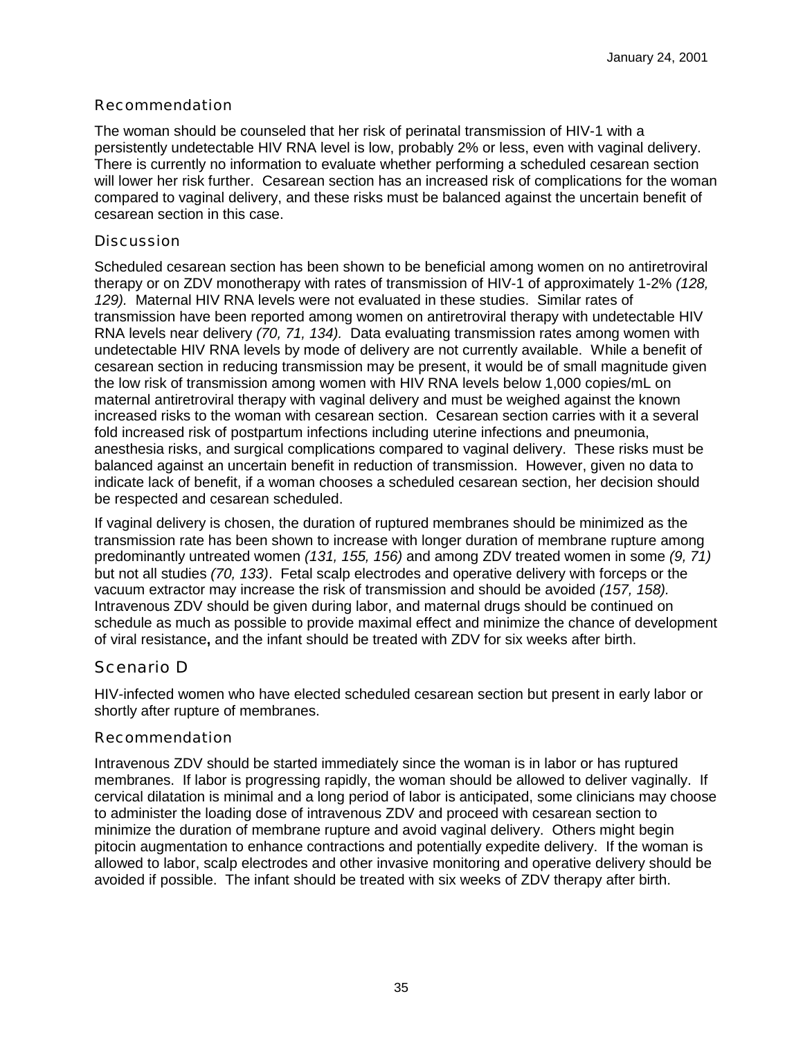### Recommendation

The woman should be counseled that her risk of perinatal transmission of HIV-1 with a persistently undetectable HIV RNA level is low, probably 2% or less, even with vaginal delivery. There is currently no information to evaluate whether performing a scheduled cesarean section will lower her risk further. Cesarean section has an increased risk of complications for the woman compared to vaginal delivery, and these risks must be balanced against the uncertain benefit of cesarean section in this case.

### Discussion

Scheduled cesarean section has been shown to be beneficial among women on no antiretroviral therapy or on ZDV monotherapy with rates of transmission of HIV-1 of approximately 1-2% *(128, 129).* Maternal HIV RNA levels were not evaluated in these studies. Similar rates of transmission have been reported among women on antiretroviral therapy with undetectable HIV RNA levels near delivery *(70, 71, 134).* Data evaluating transmission rates among women with undetectable HIV RNA levels by mode of delivery are not currently available. While a benefit of cesarean section in reducing transmission may be present, it would be of small magnitude given the low risk of transmission among women with HIV RNA levels below 1,000 copies/mL on maternal antiretroviral therapy with vaginal delivery and must be weighed against the known increased risks to the woman with cesarean section. Cesarean section carries with it a several fold increased risk of postpartum infections including uterine infections and pneumonia, anesthesia risks, and surgical complications compared to vaginal delivery. These risks must be balanced against an uncertain benefit in reduction of transmission. However, given no data to indicate lack of benefit, if a woman chooses a scheduled cesarean section, her decision should be respected and cesarean scheduled.

If vaginal delivery is chosen, the duration of ruptured membranes should be minimized as the transmission rate has been shown to increase with longer duration of membrane rupture among predominantly untreated women *(131, 155, 156)* and among ZDV treated women in some *(9, 71)* but not all studies *(70, 133)*. Fetal scalp electrodes and operative delivery with forceps or the vacuum extractor may increase the risk of transmission and should be avoided *(157, 158).* Intravenous ZDV should be given during labor, and maternal drugs should be continued on schedule as much as possible to provide maximal effect and minimize the chance of development of viral resistance**,** and the infant should be treated with ZDV for six weeks after birth.

## Scenario D

HIV-infected women who have elected scheduled cesarean section but present in early labor or shortly after rupture of membranes.

### Recommendation

Intravenous ZDV should be started immediately since the woman is in labor or has ruptured membranes. If labor is progressing rapidly, the woman should be allowed to deliver vaginally. If cervical dilatation is minimal and a long period of labor is anticipated, some clinicians may choose to administer the loading dose of intravenous ZDV and proceed with cesarean section to minimize the duration of membrane rupture and avoid vaginal delivery. Others might begin pitocin augmentation to enhance contractions and potentially expedite delivery. If the woman is allowed to labor, scalp electrodes and other invasive monitoring and operative delivery should be avoided if possible. The infant should be treated with six weeks of ZDV therapy after birth.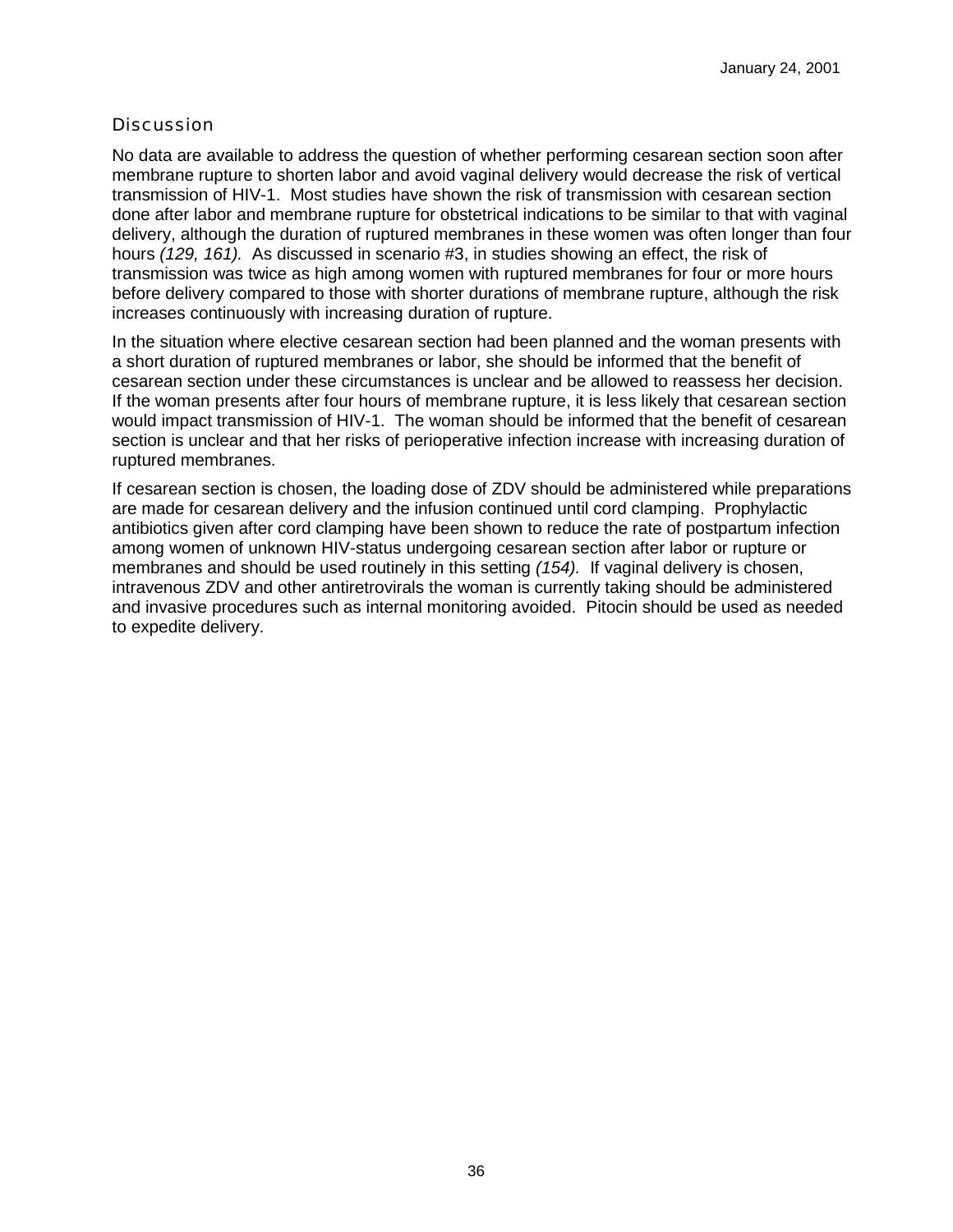## Discussion

No data are available to address the question of whether performing cesarean section soon after membrane rupture to shorten labor and avoid vaginal delivery would decrease the risk of vertical transmission of HIV-1. Most studies have shown the risk of transmission with cesarean section done after labor and membrane rupture for obstetrical indications to be similar to that with vaginal delivery, although the duration of ruptured membranes in these women was often longer than four hours *(129, 161).* As discussed in scenario #3, in studies showing an effect, the risk of transmission was twice as high among women with ruptured membranes for four or more hours before delivery compared to those with shorter durations of membrane rupture, although the risk increases continuously with increasing duration of rupture.

In the situation where elective cesarean section had been planned and the woman presents with a short duration of ruptured membranes or labor, she should be informed that the benefit of cesarean section under these circumstances is unclear and be allowed to reassess her decision. If the woman presents after four hours of membrane rupture, it is less likely that cesarean section would impact transmission of HIV-1. The woman should be informed that the benefit of cesarean section is unclear and that her risks of perioperative infection increase with increasing duration of ruptured membranes.

If cesarean section is chosen, the loading dose of ZDV should be administered while preparations are made for cesarean delivery and the infusion continued until cord clamping. Prophylactic antibiotics given after cord clamping have been shown to reduce the rate of postpartum infection among women of unknown HIV-status undergoing cesarean section after labor or rupture or membranes and should be used routinely in this setting *(154).* If vaginal delivery is chosen, intravenous ZDV and other antiretrovirals the woman is currently taking should be administered and invasive procedures such as internal monitoring avoided. Pitocin should be used as needed to expedite delivery.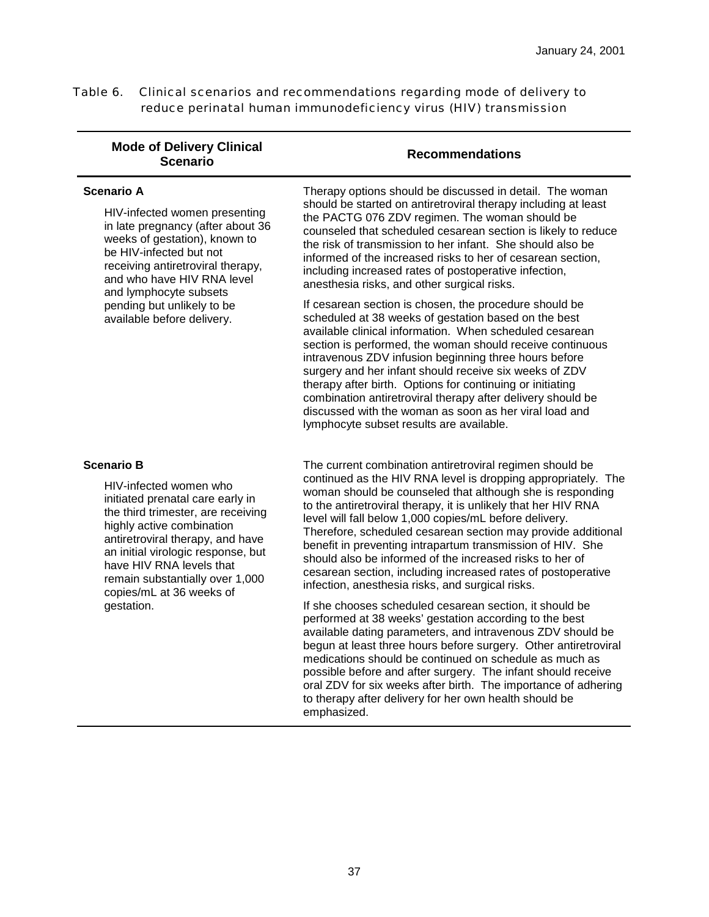Table 6. Clinical scenarios and recommendations regarding mode of delivery to reduce perinatal human immunodeficiency virus (HIV) transmission

| Mode of Delivery Clinical Scenario | Recommendations |
|---|---|
| **Scenario A**<br><br>HIV-infected women presenting in late pregnancy (after about 36 weeks of gestation), known to be HIV-infected but not receiving antiretroviral therapy, and who have HIV RNA level and lymphocyte subsets pending but unlikely to be available before delivery. | Therapy options should be discussed in detail. The woman should be started on antiretroviral therapy including at least the PACTG 076 ZDV regimen. The woman should be counseled that scheduled cesarean section is likely to reduce the risk of transmission to her infant. She should also be informed of the increased risks to her of cesarean section, including increased rates of postoperative infection, anesthesia risks, and other surgical risks.<br><br>If cesarean section is chosen, the procedure should be scheduled at 38 weeks of gestation based on the best available clinical information. When scheduled cesarean section is performed, the woman should receive continuous intravenous ZDV infusion beginning three hours before surgery and her infant should receive six weeks of ZDV therapy after birth. Options for continuing or initiating combination antiretroviral therapy after delivery should be discussed with the woman as soon as her viral load and lymphocyte subset results are available. |
| **Scenario B**<br><br>HIV-infected women who initiated prenatal care early in the third trimester, are receiving highly active combination antiretroviral therapy, and have an initial virologic response, but have HIV RNA levels that remain substantially over 1,000 copies/mL at 36 weeks of gestation. | The current combination antiretroviral regimen should be continued as the HIV RNA level is dropping appropriately. The woman should be counseled that although she is responding to the antiretroviral therapy, it is unlikely that her HIV RNA level will fall below 1,000 copies/mL before delivery. Therefore, scheduled cesarean section may provide additional benefit in preventing intrapartum transmission of HIV. She should also be informed of the increased risks to her of cesarean section, including increased rates of postoperative infection, anesthesia risks, and surgical risks.<br><br>If she chooses scheduled cesarean section, it should be performed at 38 weeks' gestation according to the best available dating parameters, and intravenous ZDV should be begun at least three hours before surgery. Other antiretroviral medications should be continued on schedule as much as possible before and after surgery. The infant should receive oral ZDV for six weeks after birth. The importance of adhering to therapy after delivery for her own health should be emphasized. |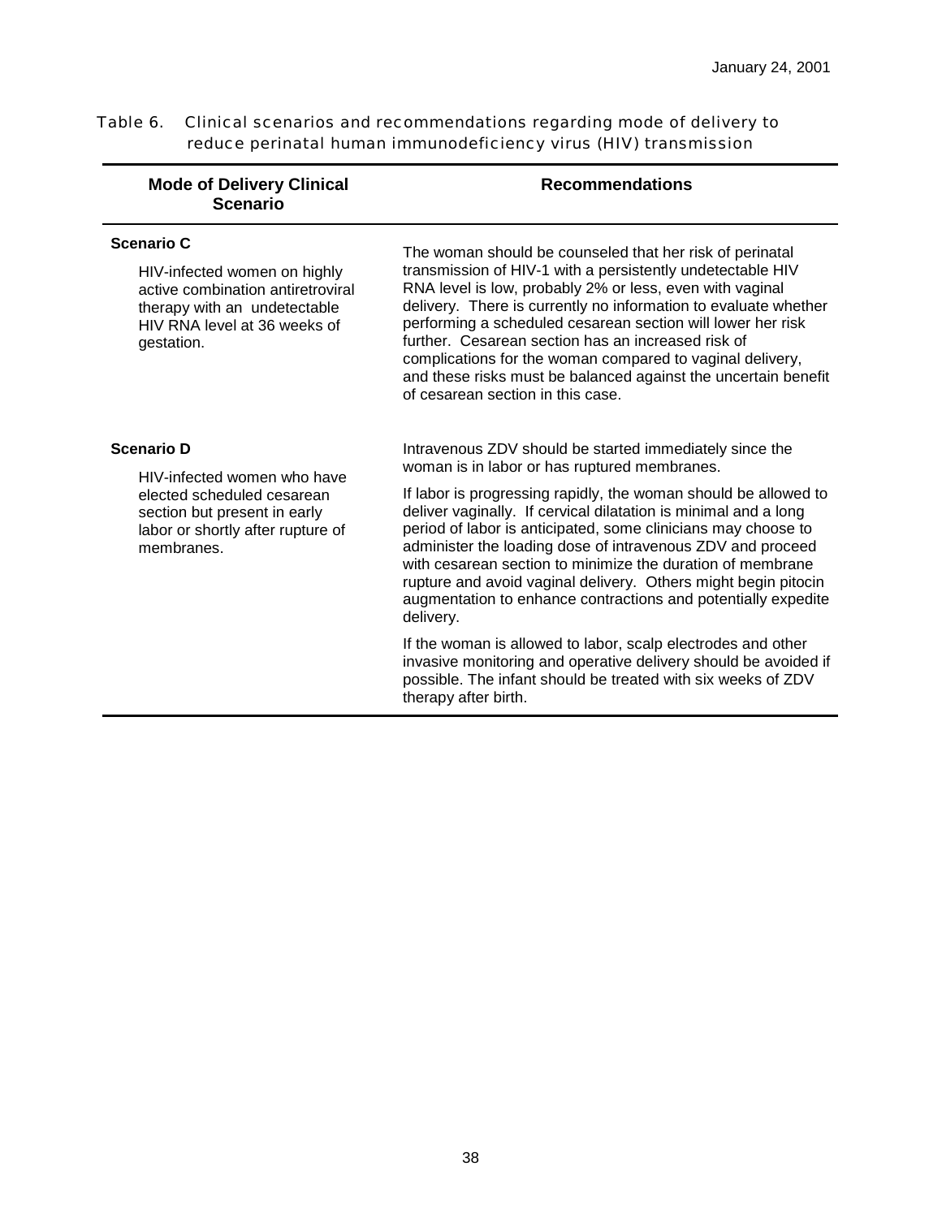Table 6. Clinical scenarios and recommendations regarding mode of delivery to reduce perinatal human immunodeficiency virus (HIV) transmission

| Mode of Delivery Clinical Scenario | Recommendations |
|---|---|
| **Scenario C**<br><br>HIV-infected women on highly active combination antiretroviral therapy with an undetectable HIV RNA level at 36 weeks of gestation. | The woman should be counseled that her risk of perinatal transmission of HIV-1 with a persistently undetectable HIV RNA level is low, probably 2% or less, even with vaginal delivery. There is currently no information to evaluate whether performing a scheduled cesarean section will lower her risk further. Cesarean section has an increased risk of complications for the woman compared to vaginal delivery, and these risks must be balanced against the uncertain benefit of cesarean section in this case. |
| **Scenario D**<br><br>HIV-infected women who have elected scheduled cesarean section but present in early labor or shortly after rupture of membranes. | Intravenous ZDV should be started immediately since the woman is in labor or has ruptured membranes.<br><br>If labor is progressing rapidly, the woman should be allowed to deliver vaginally. If cervical dilatation is minimal and a long period of labor is anticipated, some clinicians may choose to administer the loading dose of intravenous ZDV and proceed with cesarean section to minimize the duration of membrane rupture and avoid vaginal delivery. Others might begin pitocin augmentation to enhance contractions and potentially expedite delivery.<br><br>If the woman is allowed to labor, scalp electrodes and other invasive monitoring and operative delivery should be avoided if possible. The infant should be treated with six weeks of ZDV therapy after birth. |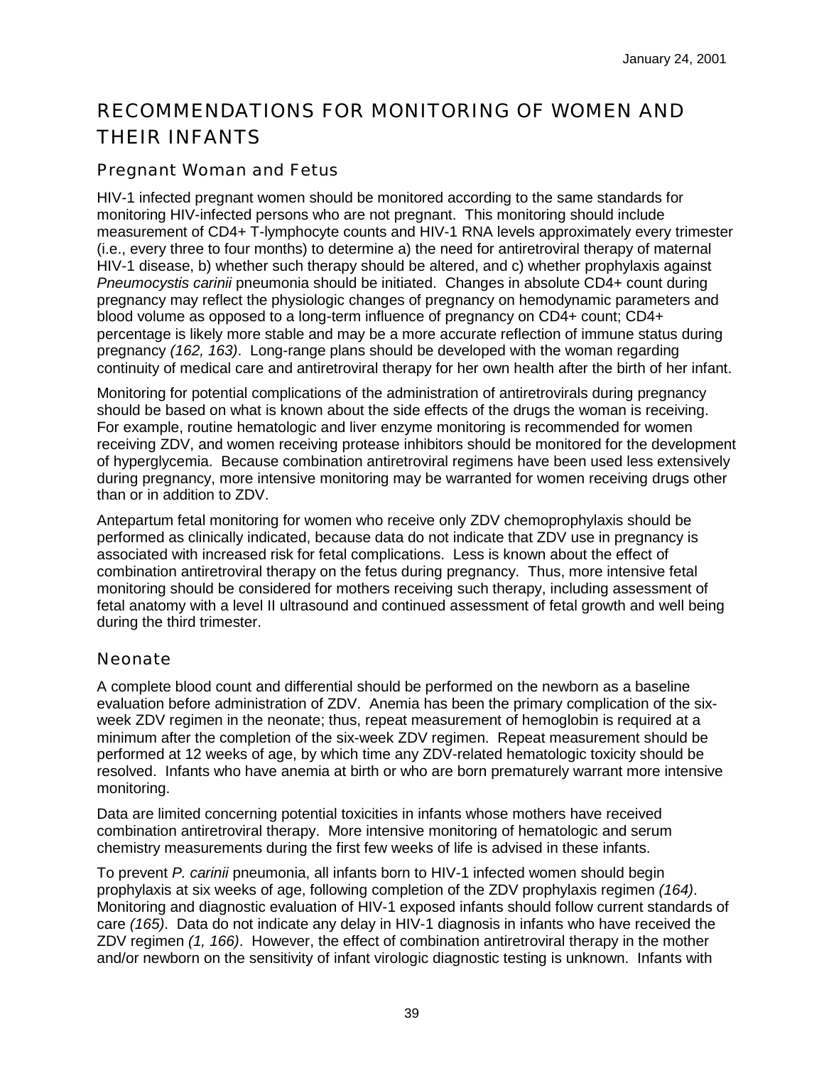# RECOMMENDATIONS FOR MONITORING OF WOMEN AND THEIR INFANTS

## Pregnant Woman and Fetus

HIV-1 infected pregnant women should be monitored according to the same standards for monitoring HIV-infected persons who are not pregnant. This monitoring should include measurement of CD4+ T-lymphocyte counts and HIV-1 RNA levels approximately every trimester (i.e., every three to four months) to determine a) the need for antiretroviral therapy of maternal HIV-1 disease, b) whether such therapy should be altered, and c) whether prophylaxis against *Pneumocystis carinii* pneumonia should be initiated. Changes in absolute CD4+ count during pregnancy may reflect the physiologic changes of pregnancy on hemodynamic parameters and blood volume as opposed to a long-term influence of pregnancy on CD4+ count; CD4+ percentage is likely more stable and may be a more accurate reflection of immune status during pregnancy *(162, 163)*. Long-range plans should be developed with the woman regarding continuity of medical care and antiretroviral therapy for her own health after the birth of her infant.

Monitoring for potential complications of the administration of antiretrovirals during pregnancy should be based on what is known about the side effects of the drugs the woman is receiving. For example, routine hematologic and liver enzyme monitoring is recommended for women receiving ZDV, and women receiving protease inhibitors should be monitored for the development of hyperglycemia. Because combination antiretroviral regimens have been used less extensively during pregnancy, more intensive monitoring may be warranted for women receiving drugs other than or in addition to ZDV.

Antepartum fetal monitoring for women who receive only ZDV chemoprophylaxis should be performed as clinically indicated, because data do not indicate that ZDV use in pregnancy is associated with increased risk for fetal complications. Less is known about the effect of combination antiretroviral therapy on the fetus during pregnancy. Thus, more intensive fetal monitoring should be considered for mothers receiving such therapy, including assessment of fetal anatomy with a level II ultrasound and continued assessment of fetal growth and well being during the third trimester.

## Neonate

A complete blood count and differential should be performed on the newborn as a baseline evaluation before administration of ZDV. Anemia has been the primary complication of the six-week ZDV regimen in the neonate; thus, repeat measurement of hemoglobin is required at a minimum after the completion of the six-week ZDV regimen. Repeat measurement should be performed at 12 weeks of age, by which time any ZDV-related hematologic toxicity should be resolved. Infants who have anemia at birth or who are born prematurely warrant more intensive monitoring.

Data are limited concerning potential toxicities in infants whose mothers have received combination antiretroviral therapy. More intensive monitoring of hematologic and serum chemistry measurements during the first few weeks of life is advised in these infants.

To prevent *P. carinii* pneumonia, all infants born to HIV-1 infected women should begin prophylaxis at six weeks of age, following completion of the ZDV prophylaxis regimen *(164)*. Monitoring and diagnostic evaluation of HIV-1 exposed infants should follow current standards of care *(165)*. Data do not indicate any delay in HIV-1 diagnosis in infants who have received the ZDV regimen *(1, 166)*. However, the effect of combination antiretroviral therapy in the mother and/or newborn on the sensitivity of infant virologic diagnostic testing is unknown. Infants with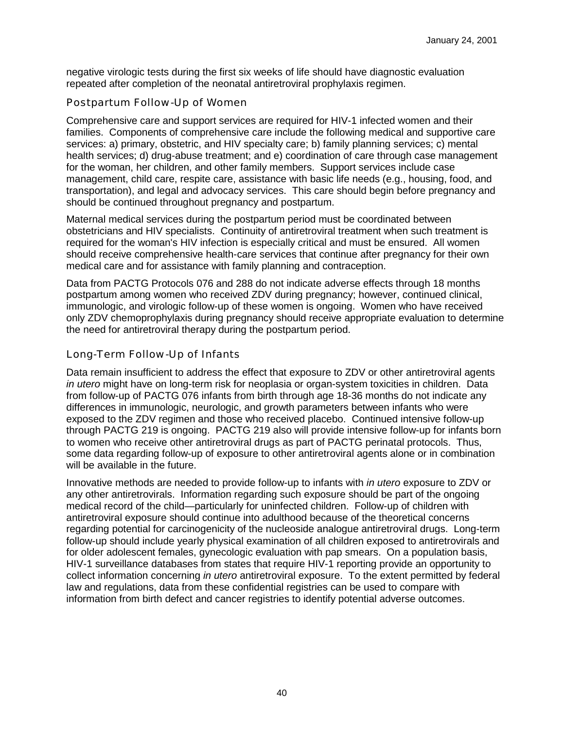negative virologic tests during the first six weeks of life should have diagnostic evaluation repeated after completion of the neonatal antiretroviral prophylaxis regimen.

### Postpartum Follow-Up of Women

Comprehensive care and support services are required for HIV-1 infected women and their families. Components of comprehensive care include the following medical and supportive care services: a) primary, obstetric, and HIV specialty care; b) family planning services; c) mental health services; d) drug-abuse treatment; and e) coordination of care through case management for the woman, her children, and other family members. Support services include case management, child care, respite care, assistance with basic life needs (e.g., housing, food, and transportation), and legal and advocacy services. This care should begin before pregnancy and should be continued throughout pregnancy and postpartum.

Maternal medical services during the postpartum period must be coordinated between obstetricians and HIV specialists. Continuity of antiretroviral treatment when such treatment is required for the woman's HIV infection is especially critical and must be ensured. All women should receive comprehensive health-care services that continue after pregnancy for their own medical care and for assistance with family planning and contraception.

Data from PACTG Protocols 076 and 288 do not indicate adverse effects through 18 months postpartum among women who received ZDV during pregnancy; however, continued clinical, immunologic, and virologic follow-up of these women is ongoing. Women who have received only ZDV chemoprophylaxis during pregnancy should receive appropriate evaluation to determine the need for antiretroviral therapy during the postpartum period.

### Long-Term Follow-Up of Infants

Data remain insufficient to address the effect that exposure to ZDV or other antiretroviral agents *in utero* might have on long-term risk for neoplasia or organ-system toxicities in children. Data from follow-up of PACTG 076 infants from birth through age 18-36 months do not indicate any differences in immunologic, neurologic, and growth parameters between infants who were exposed to the ZDV regimen and those who received placebo. Continued intensive follow-up through PACTG 219 is ongoing. PACTG 219 also will provide intensive follow-up for infants born to women who receive other antiretroviral drugs as part of PACTG perinatal protocols. Thus, some data regarding follow-up of exposure to other antiretroviral agents alone or in combination will be available in the future.

Innovative methods are needed to provide follow-up to infants with *in utero* exposure to ZDV or any other antiretrovirals. Information regarding such exposure should be part of the ongoing medical record of the child—particularly for uninfected children. Follow-up of children with antiretroviral exposure should continue into adulthood because of the theoretical concerns regarding potential for carcinogenicity of the nucleoside analogue antiretroviral drugs. Long-term follow-up should include yearly physical examination of all children exposed to antiretrovirals and for older adolescent females, gynecologic evaluation with pap smears. On a population basis, HIV-1 surveillance databases from states that require HIV-1 reporting provide an opportunity to collect information concerning *in utero* antiretroviral exposure. To the extent permitted by federal law and regulations, data from these confidential registries can be used to compare with information from birth defect and cancer registries to identify potential adverse outcomes.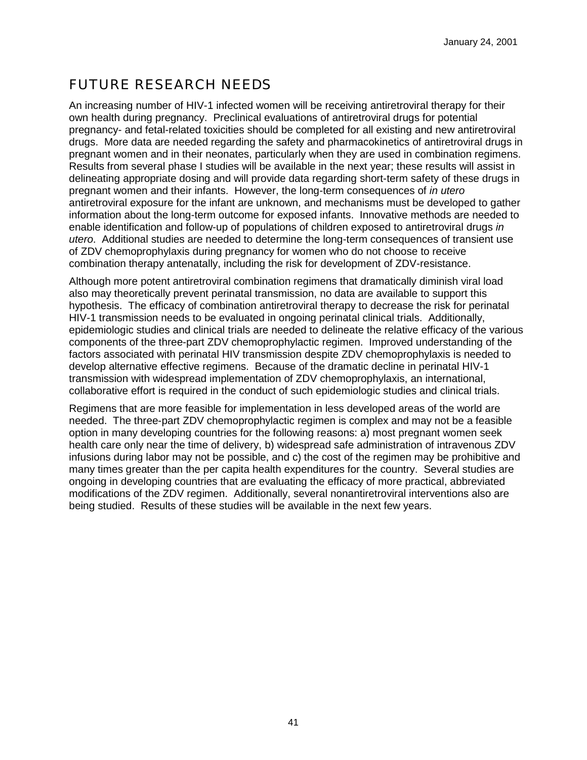# FUTURE RESEARCH NEEDS

An increasing number of HIV-1 infected women will be receiving antiretroviral therapy for their own health during pregnancy. Preclinical evaluations of antiretroviral drugs for potential pregnancy- and fetal-related toxicities should be completed for all existing and new antiretroviral drugs. More data are needed regarding the safety and pharmacokinetics of antiretroviral drugs in pregnant women and in their neonates, particularly when they are used in combination regimens. Results from several phase I studies will be available in the next year; these results will assist in delineating appropriate dosing and will provide data regarding short-term safety of these drugs in pregnant women and their infants. However, the long-term consequences of *in utero* antiretroviral exposure for the infant are unknown, and mechanisms must be developed to gather information about the long-term outcome for exposed infants. Innovative methods are needed to enable identification and follow-up of populations of children exposed to antiretroviral drugs *in utero*. Additional studies are needed to determine the long-term consequences of transient use of ZDV chemoprophylaxis during pregnancy for women who do not choose to receive combination therapy antenatally, including the risk for development of ZDV-resistance.

Although more potent antiretroviral combination regimens that dramatically diminish viral load also may theoretically prevent perinatal transmission, no data are available to support this hypothesis. The efficacy of combination antiretroviral therapy to decrease the risk for perinatal HIV-1 transmission needs to be evaluated in ongoing perinatal clinical trials. Additionally, epidemiologic studies and clinical trials are needed to delineate the relative efficacy of the various components of the three-part ZDV chemoprophylactic regimen. Improved understanding of the factors associated with perinatal HIV transmission despite ZDV chemoprophylaxis is needed to develop alternative effective regimens. Because of the dramatic decline in perinatal HIV-1 transmission with widespread implementation of ZDV chemoprophylaxis, an international, collaborative effort is required in the conduct of such epidemiologic studies and clinical trials.

Regimens that are more feasible for implementation in less developed areas of the world are needed. The three-part ZDV chemoprophylactic regimen is complex and may not be a feasible option in many developing countries for the following reasons: a) most pregnant women seek health care only near the time of delivery, b) widespread safe administration of intravenous ZDV infusions during labor may not be possible, and c) the cost of the regimen may be prohibitive and many times greater than the per capita health expenditures for the country. Several studies are ongoing in developing countries that are evaluating the efficacy of more practical, abbreviated modifications of the ZDV regimen. Additionally, several nonantiretroviral interventions also are being studied. Results of these studies will be available in the next few years.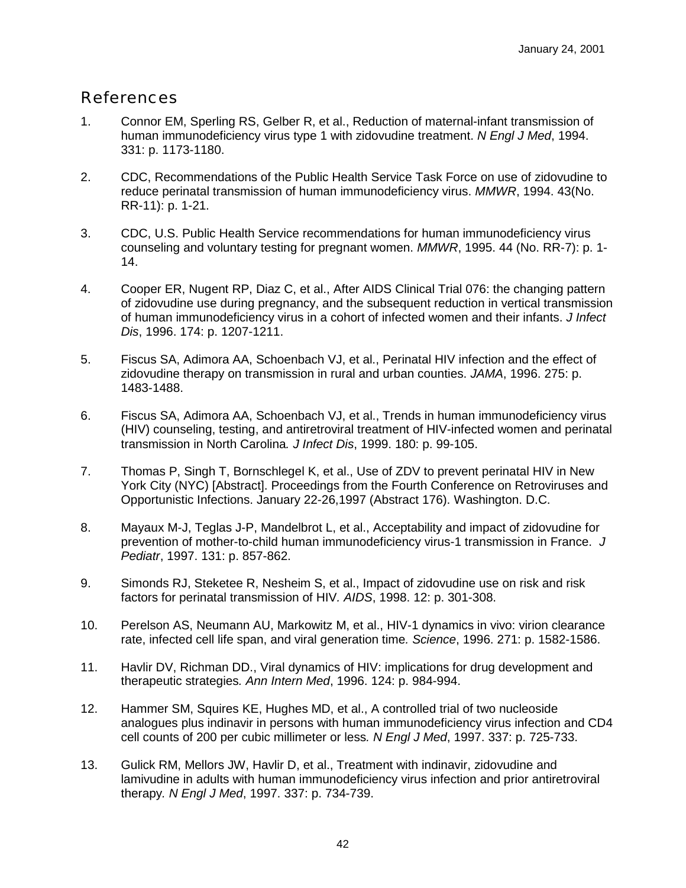## References

1. Connor EM, Sperling RS, Gelber R, et al., Reduction of maternal-infant transmission of human immunodeficiency virus type 1 with zidovudine treatment. *N Engl J Med*, 1994. 331: p. 1173-1180.

2. CDC, Recommendations of the Public Health Service Task Force on use of zidovudine to reduce perinatal transmission of human immunodeficiency virus. *MMWR*, 1994. 43(No. RR-11): p. 1-21.

3. CDC, U.S. Public Health Service recommendations for human immunodeficiency virus counseling and voluntary testing for pregnant women. *MMWR*, 1995. 44 (No. RR-7): p. 1-14.

4. Cooper ER, Nugent RP, Diaz C, et al., After AIDS Clinical Trial 076: the changing pattern of zidovudine use during pregnancy, and the subsequent reduction in vertical transmission of human immunodeficiency virus in a cohort of infected women and their infants. *J Infect Dis*, 1996. 174: p. 1207-1211.

5. Fiscus SA, Adimora AA, Schoenbach VJ, et al., Perinatal HIV infection and the effect of zidovudine therapy on transmission in rural and urban counties. *JAMA*, 1996. 275: p. 1483-1488.

6. Fiscus SA, Adimora AA, Schoenbach VJ, et al., Trends in human immunodeficiency virus (HIV) counseling, testing, and antiretroviral treatment of HIV-infected women and perinatal transmission in North Carolina*. J Infect Dis*, 1999. 180: p. 99-105.

7. Thomas P, Singh T, Bornschlegel K, et al., Use of ZDV to prevent perinatal HIV in New York City (NYC) [Abstract]. Proceedings from the Fourth Conference on Retroviruses and Opportunistic Infections. January 22-26,1997 (Abstract 176). Washington. D.C.

8. Mayaux M-J, Teglas J-P, Mandelbrot L, et al., Acceptability and impact of zidovudine for prevention of mother-to-child human immunodeficiency virus-1 transmission in France. *J Pediatr*, 1997. 131: p. 857-862.

9. Simonds RJ, Steketee R, Nesheim S, et al., Impact of zidovudine use on risk and risk factors for perinatal transmission of HIV*. AIDS*, 1998. 12: p. 301-308.

10. Perelson AS, Neumann AU, Markowitz M, et al., HIV-1 dynamics in vivo: virion clearance rate, infected cell life span, and viral generation time*. Science*, 1996. 271: p. 1582-1586.

11. Havlir DV, Richman DD., Viral dynamics of HIV: implications for drug development and therapeutic strategies*. Ann Intern Med*, 1996. 124: p. 984-994.

12. Hammer SM, Squires KE, Hughes MD, et al., A controlled trial of two nucleoside analogues plus indinavir in persons with human immunodeficiency virus infection and CD4 cell counts of 200 per cubic millimeter or less*. N Engl J Med*, 1997. 337: p. 725-733.

13. Gulick RM, Mellors JW, Havlir D, et al., Treatment with indinavir, zidovudine and lamivudine in adults with human immunodeficiency virus infection and prior antiretroviral therapy*. N Engl J Med*, 1997. 337: p. 734-739.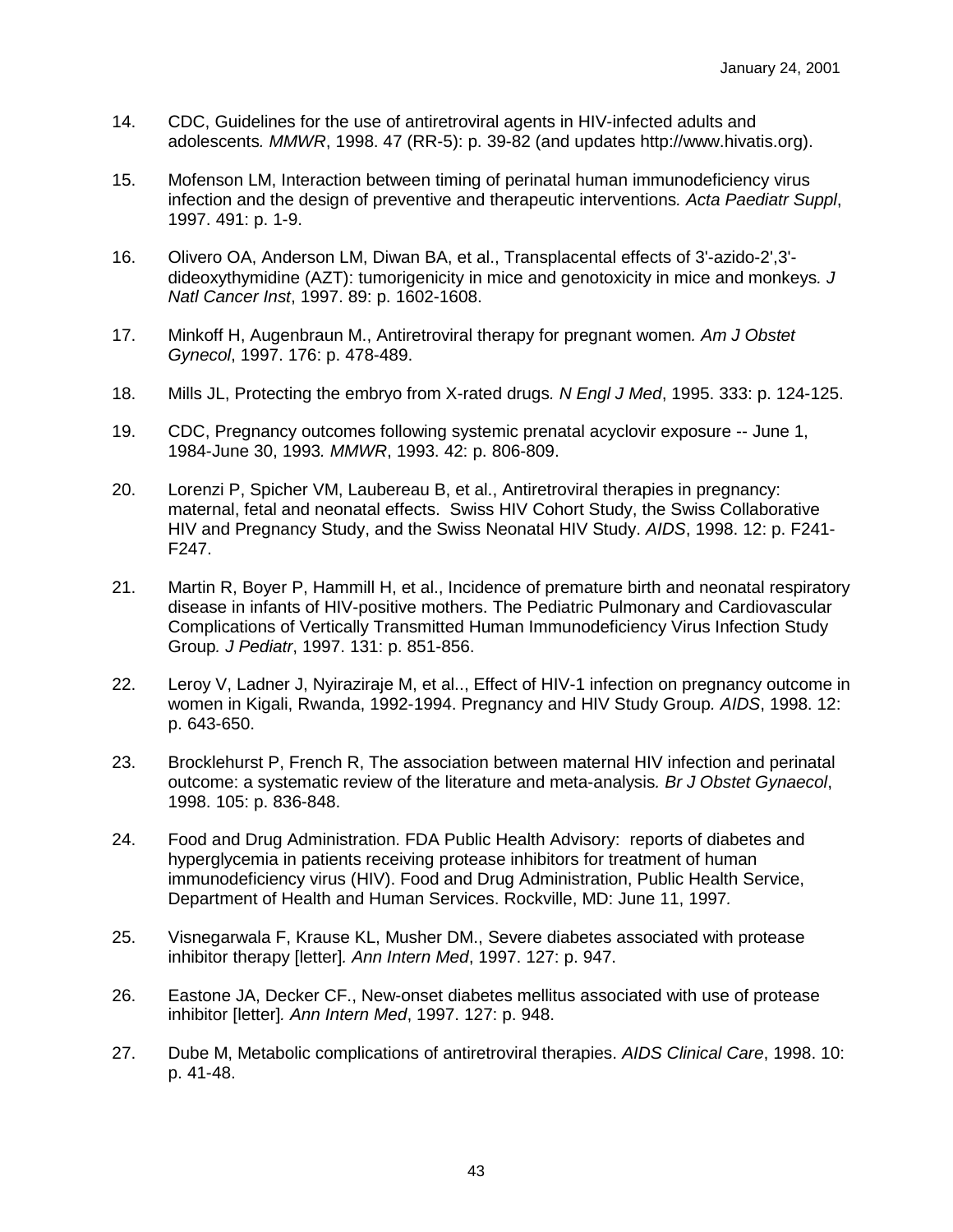14. CDC, Guidelines for the use of antiretroviral agents in HIV-infected adults and adolescents*. MMWR*, 1998. 47 (RR-5): p. 39-82 (and updates http://www.hivatis.org).

15. Mofenson LM, Interaction between timing of perinatal human immunodeficiency virus infection and the design of preventive and therapeutic interventions*. Acta Paediatr Suppl*, 1997. 491: p. 1-9.

16. Olivero OA, Anderson LM, Diwan BA, et al., Transplacental effects of 3'-azido-2',3'-dideoxythymidine (AZT): tumorigenicity in mice and genotoxicity in mice and monkeys*. J Natl Cancer Inst*, 1997. 89: p. 1602-1608.

17. Minkoff H, Augenbraun M., Antiretroviral therapy for pregnant women*. Am J Obstet Gynecol*, 1997. 176: p. 478-489.

18. Mills JL, Protecting the embryo from X-rated drugs*. N Engl J Med*, 1995. 333: p. 124-125.

19. CDC, Pregnancy outcomes following systemic prenatal acyclovir exposure -- June 1, 1984-June 30, 1993*. MMWR*, 1993. 42: p. 806-809.

20. Lorenzi P, Spicher VM, Laubereau B, et al., Antiretroviral therapies in pregnancy: maternal, fetal and neonatal effects. Swiss HIV Cohort Study, the Swiss Collaborative HIV and Pregnancy Study, and the Swiss Neonatal HIV Study. *AIDS*, 1998. 12: p. F241-F247.

21. Martin R, Boyer P, Hammill H, et al., Incidence of premature birth and neonatal respiratory disease in infants of HIV-positive mothers. The Pediatric Pulmonary and Cardiovascular Complications of Vertically Transmitted Human Immunodeficiency Virus Infection Study Group*. J Pediatr*, 1997. 131: p. 851-856.

22. Leroy V, Ladner J, Nyiraziraje M, et al.., Effect of HIV-1 infection on pregnancy outcome in women in Kigali, Rwanda, 1992-1994. Pregnancy and HIV Study Group*. AIDS*, 1998. 12: p. 643-650.

23. Brocklehurst P, French R, The association between maternal HIV infection and perinatal outcome: a systematic review of the literature and meta-analysis*. Br J Obstet Gynaecol*, 1998. 105: p. 836-848.

24. Food and Drug Administration. FDA Public Health Advisory: reports of diabetes and hyperglycemia in patients receiving protease inhibitors for treatment of human immunodeficiency virus (HIV). Food and Drug Administration, Public Health Service, Department of Health and Human Services. Rockville, MD: June 11, 1997*.*

25. Visnegarwala F, Krause KL, Musher DM., Severe diabetes associated with protease inhibitor therapy [letter]*. Ann Intern Med*, 1997. 127: p. 947.

26. Eastone JA, Decker CF., New-onset diabetes mellitus associated with use of protease inhibitor [letter]*. Ann Intern Med*, 1997. 127: p. 948.

27. Dube M, Metabolic complications of antiretroviral therapies. *AIDS Clinical Care*, 1998. 10: p. 41-48.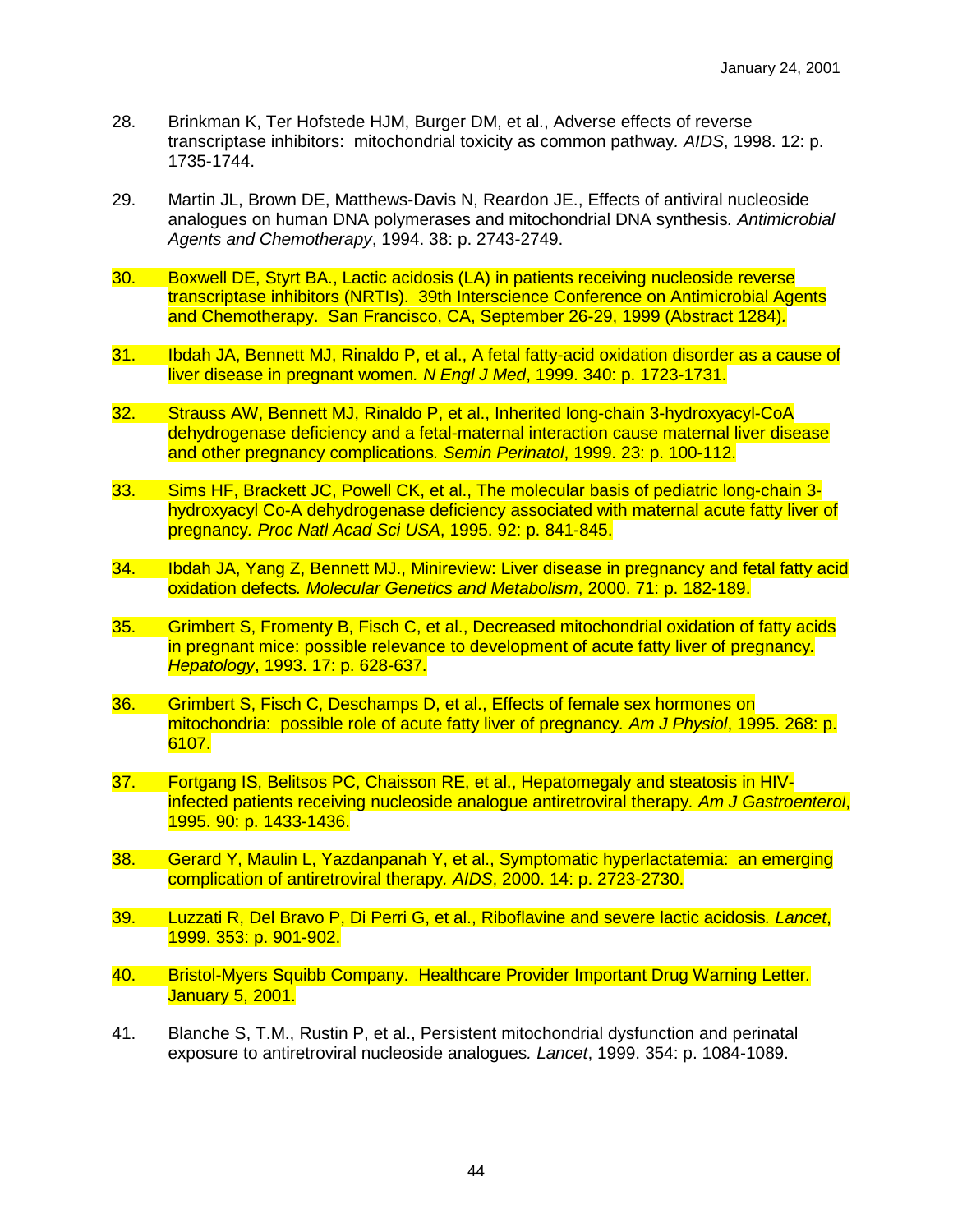28. Brinkman K, Ter Hofstede HJM, Burger DM, et al., Adverse effects of reverse transcriptase inhibitors: mitochondrial toxicity as common pathway. *AIDS*, 1998. 12: p. 1735-1744.

29. Martin JL, Brown DE, Matthews-Davis N, Reardon JE., Effects of antiviral nucleoside analogues on human DNA polymerases and mitochondrial DNA synthesis. *Antimicrobial Agents and Chemotherapy*, 1994. 38: p. 2743-2749.

30. Boxwell DE, Styrt BA., Lactic acidosis (LA) in patients receiving nucleoside reverse transcriptase inhibitors (NRTIs). 39th Interscience Conference on Antimicrobial Agents and Chemotherapy. San Francisco, CA, September 26-29, 1999 (Abstract 1284).

31. Ibdah JA, Bennett MJ, Rinaldo P, et al., A fetal fatty-acid oxidation disorder as a cause of liver disease in pregnant women. *N Engl J Med*, 1999. 340: p. 1723-1731.

32. Strauss AW, Bennett MJ, Rinaldo P, et al., Inherited long-chain 3-hydroxyacyl-CoA dehydrogenase deficiency and a fetal-maternal interaction cause maternal liver disease and other pregnancy complications. *Semin Perinatol*, 1999. 23: p. 100-112.

33. Sims HF, Brackett JC, Powell CK, et al., The molecular basis of pediatric long-chain 3-hydroxyacyl Co-A dehydrogenase deficiency associated with maternal acute fatty liver of pregnancy. *Proc Natl Acad Sci USA*, 1995. 92: p. 841-845.

34. Ibdah JA, Yang Z, Bennett MJ., Minireview: Liver disease in pregnancy and fetal fatty acid oxidation defects. *Molecular Genetics and Metabolism*, 2000. 71: p. 182-189.

35. Grimbert S, Fromenty B, Fisch C, et al., Decreased mitochondrial oxidation of fatty acids in pregnant mice: possible relevance to development of acute fatty liver of pregnancy. *Hepatology*, 1993. 17: p. 628-637.

36. Grimbert S, Fisch C, Deschamps D, et al., Effects of female sex hormones on mitochondria: possible role of acute fatty liver of pregnancy. *Am J Physiol*, 1995. 268: p. 6107.

37. Fortgang IS, Belitsos PC, Chaisson RE, et al., Hepatomegaly and steatosis in HIV-infected patients receiving nucleoside analogue antiretroviral therapy. *Am J Gastroenterol*, 1995. 90: p. 1433-1436.

38. Gerard Y, Maulin L, Yazdanpanah Y, et al., Symptomatic hyperlactatemia: an emerging complication of antiretroviral therapy. *AIDS*, 2000. 14: p. 2723-2730.

39. Luzzati R, Del Bravo P, Di Perri G, et al., Riboflavine and severe lactic acidosis. *Lancet*, 1999. 353: p. 901-902.

40. Bristol-Myers Squibb Company. Healthcare Provider Important Drug Warning Letter. January 5, 2001.

41. Blanche S, T.M., Rustin P, et al., Persistent mitochondrial dysfunction and perinatal exposure to antiretroviral nucleoside analogues. *Lancet*, 1999. 354: p. 1084-1089.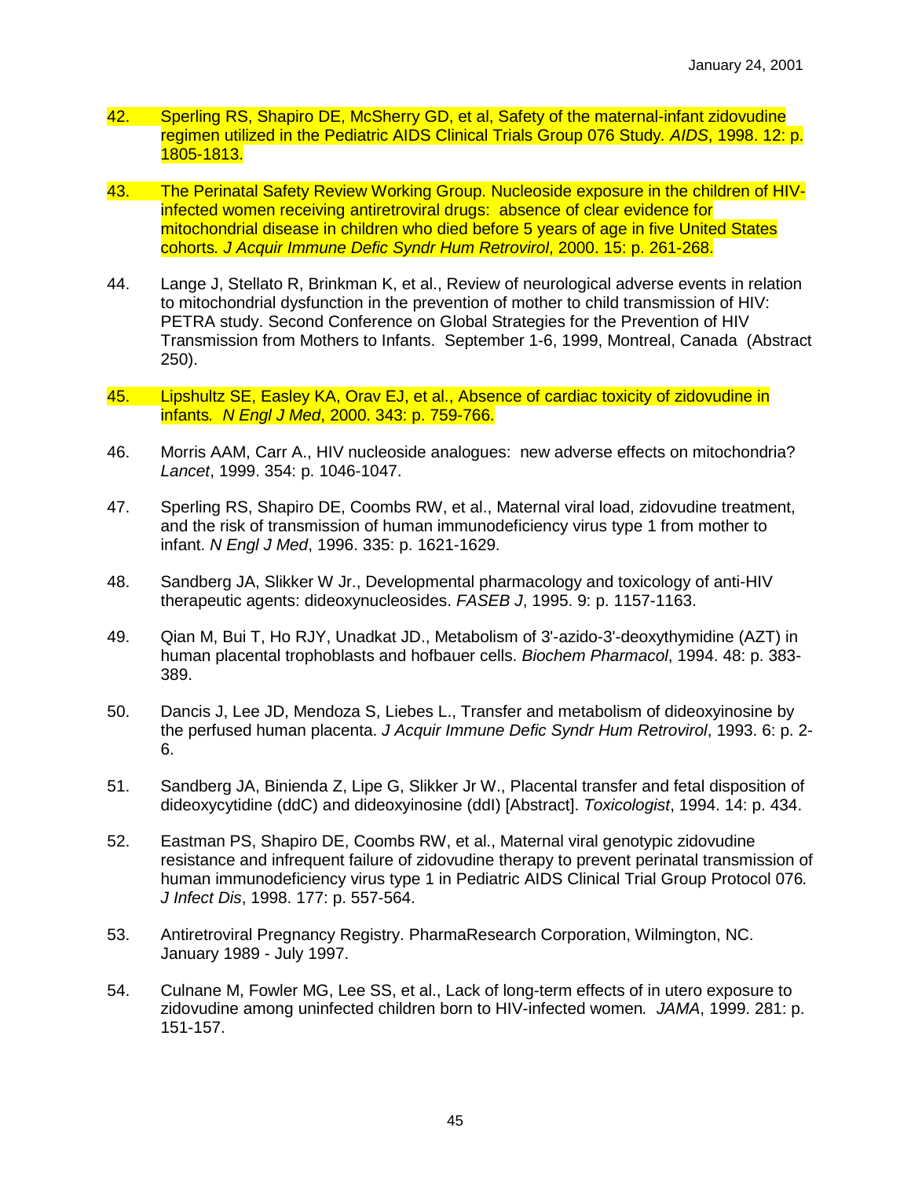42. Sperling RS, Shapiro DE, McSherry GD, et al, Safety of the maternal-infant zidovudine regimen utilized in the Pediatric AIDS Clinical Trials Group 076 Study. *AIDS*, 1998. 12: p. 1805-1813.

43. The Perinatal Safety Review Working Group. Nucleoside exposure in the children of HIV-infected women receiving antiretroviral drugs: absence of clear evidence for mitochondrial disease in children who died before 5 years of age in five United States cohorts. *J Acquir Immune Defic Syndr Hum Retrovirol*, 2000. 15: p. 261-268.

44. Lange J, Stellato R, Brinkman K, et al., Review of neurological adverse events in relation to mitochondrial dysfunction in the prevention of mother to child transmission of HIV: PETRA study. Second Conference on Global Strategies for the Prevention of HIV Transmission from Mothers to Infants. September 1-6, 1999, Montreal, Canada (Abstract 250).

45. Lipshultz SE, Easley KA, Orav EJ, et al., Absence of cardiac toxicity of zidovudine in infants. *N Engl J Med*, 2000. 343: p. 759-766.

46. Morris AAM, Carr A., HIV nucleoside analogues: new adverse effects on mitochondria? *Lancet*, 1999. 354: p. 1046-1047.

47. Sperling RS, Shapiro DE, Coombs RW, et al., Maternal viral load, zidovudine treatment, and the risk of transmission of human immunodeficiency virus type 1 from mother to infant. *N Engl J Med*, 1996. 335: p. 1621-1629.

48. Sandberg JA, Slikker W Jr., Developmental pharmacology and toxicology of anti-HIV therapeutic agents: dideoxynucleosides. *FASEB J*, 1995. 9: p. 1157-1163.

49. Qian M, Bui T, Ho RJY, Unadkat JD., Metabolism of 3'-azido-3'-deoxythymidine (AZT) in human placental trophoblasts and hofbauer cells. *Biochem Pharmacol*, 1994. 48: p. 383-389.

50. Dancis J, Lee JD, Mendoza S, Liebes L., Transfer and metabolism of dideoxyinosine by the perfused human placenta. *J Acquir Immune Defic Syndr Hum Retrovirol*, 1993. 6: p. 2-6.

51. Sandberg JA, Binienda Z, Lipe G, Slikker Jr W., Placental transfer and fetal disposition of dideoxycytidine (ddC) and dideoxyinosine (ddI) [Abstract]. *Toxicologist*, 1994. 14: p. 434.

52. Eastman PS, Shapiro DE, Coombs RW, et al., Maternal viral genotypic zidovudine resistance and infrequent failure of zidovudine therapy to prevent perinatal transmission of human immunodeficiency virus type 1 in Pediatric AIDS Clinical Trial Group Protocol 076. *J Infect Dis*, 1998. 177: p. 557-564.

53. Antiretroviral Pregnancy Registry. PharmaResearch Corporation, Wilmington, NC. January 1989 - July 1997.

54. Culnane M, Fowler MG, Lee SS, et al., Lack of long-term effects of in utero exposure to zidovudine among uninfected children born to HIV-infected women. *JAMA*, 1999. 281: p. 151-157.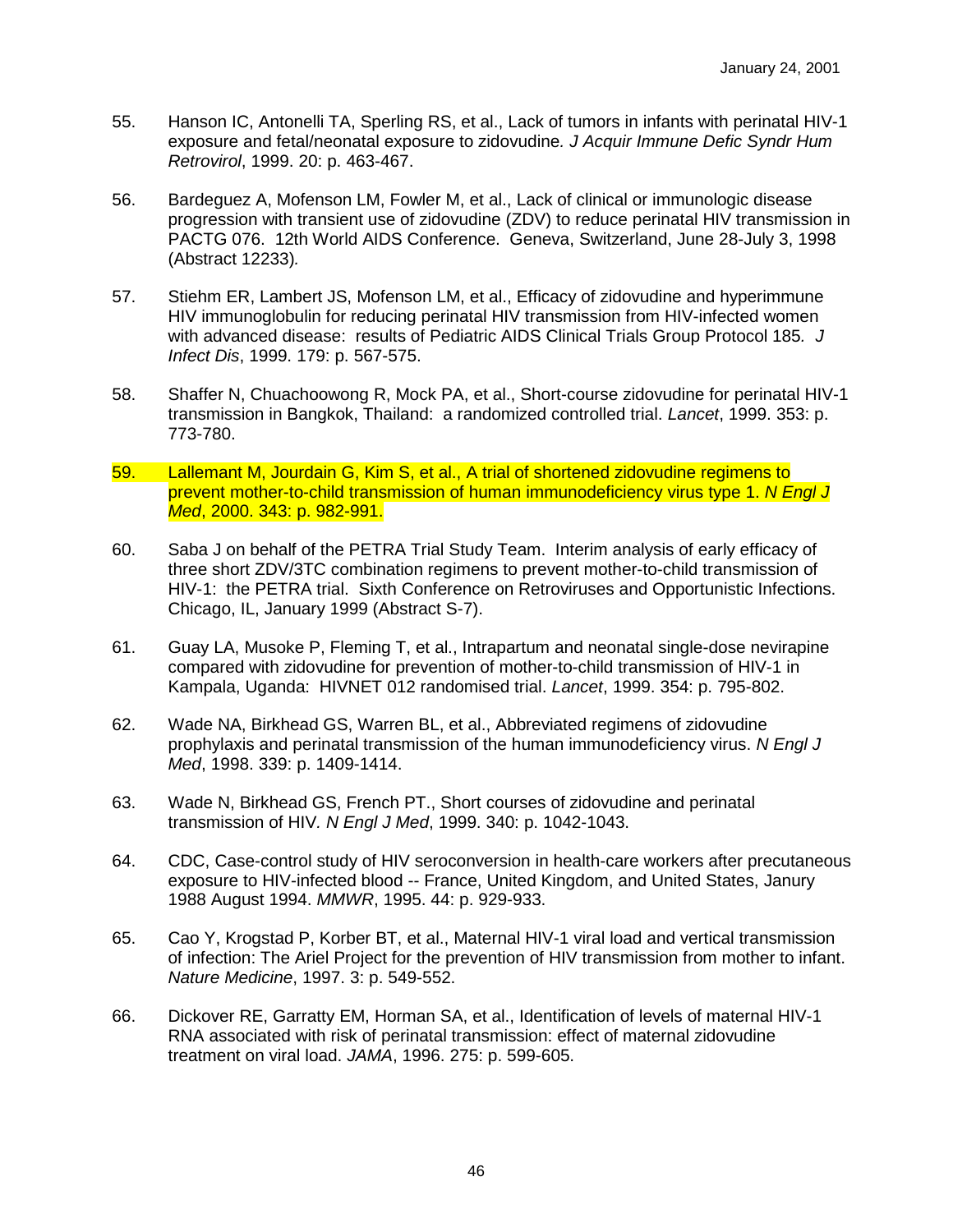55. Hanson IC, Antonelli TA, Sperling RS, et al., Lack of tumors in infants with perinatal HIV-1 exposure and fetal/neonatal exposure to zidovudine*. J Acquir Immune Defic Syndr Hum Retrovirol*, 1999. 20: p. 463-467.

56. Bardeguez A, Mofenson LM, Fowler M, et al., Lack of clinical or immunologic disease progression with transient use of zidovudine (ZDV) to reduce perinatal HIV transmission in PACTG 076. 12th World AIDS Conference. Geneva, Switzerland, June 28-July 3, 1998 (Abstract 12233)*.*

57. Stiehm ER, Lambert JS, Mofenson LM, et al., Efficacy of zidovudine and hyperimmune HIV immunoglobulin for reducing perinatal HIV transmission from HIV-infected women with advanced disease: results of Pediatric AIDS Clinical Trials Group Protocol 185*. J Infect Dis*, 1999. 179: p. 567-575.

58. Shaffer N, Chuachoowong R, Mock PA, et al., Short-course zidovudine for perinatal HIV-1 transmission in Bangkok, Thailand: a randomized controlled trial. *Lancet*, 1999. 353: p. 773-780.

59. Lallemant M, Jourdain G, Kim S, et al., A trial of shortened zidovudine regimens to prevent mother-to-child transmission of human immunodeficiency virus type 1. *N Engl J Med*, 2000. 343: p. 982-991.

60. Saba J on behalf of the PETRA Trial Study Team. Interim analysis of early efficacy of three short ZDV/3TC combination regimens to prevent mother-to-child transmission of HIV-1: the PETRA trial. Sixth Conference on Retroviruses and Opportunistic Infections. Chicago, IL, January 1999 (Abstract S-7).

61. Guay LA, Musoke P, Fleming T, et al., Intrapartum and neonatal single-dose nevirapine compared with zidovudine for prevention of mother-to-child transmission of HIV-1 in Kampala, Uganda: HIVNET 012 randomised trial. *Lancet*, 1999. 354: p. 795-802.

62. Wade NA, Birkhead GS, Warren BL, et al., Abbreviated regimens of zidovudine prophylaxis and perinatal transmission of the human immunodeficiency virus. *N Engl J Med*, 1998. 339: p. 1409-1414.

63. Wade N, Birkhead GS, French PT., Short courses of zidovudine and perinatal transmission of HIV*. N Engl J Med*, 1999. 340: p. 1042-1043.

64. CDC, Case-control study of HIV seroconversion in health-care workers after precutaneous exposure to HIV-infected blood -- France, United Kingdom, and United States, Janury 1988 August 1994. *MMWR*, 1995. 44: p. 929-933.

65. Cao Y, Krogstad P, Korber BT, et al., Maternal HIV-1 viral load and vertical transmission of infection: The Ariel Project for the prevention of HIV transmission from mother to infant. *Nature Medicine*, 1997. 3: p. 549-552.

66. Dickover RE, Garratty EM, Horman SA, et al., Identification of levels of maternal HIV-1 RNA associated with risk of perinatal transmission: effect of maternal zidovudine treatment on viral load. *JAMA*, 1996. 275: p. 599-605.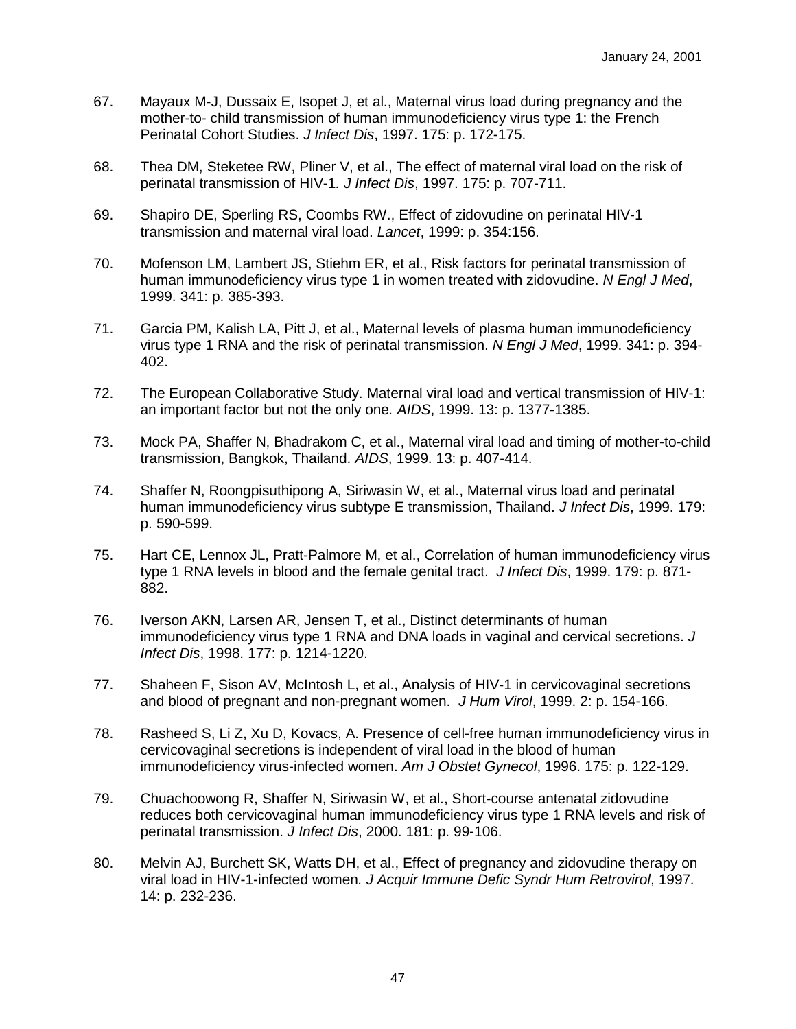67. Mayaux M-J, Dussaix E, Isopet J, et al., Maternal virus load during pregnancy and the mother-to- child transmission of human immunodeficiency virus type 1: the French Perinatal Cohort Studies. *J Infect Dis*, 1997. 175: p. 172-175.

68. Thea DM, Steketee RW, Pliner V, et al., The effect of maternal viral load on the risk of perinatal transmission of HIV-1*. J Infect Dis*, 1997. 175: p. 707-711.

69. Shapiro DE, Sperling RS, Coombs RW., Effect of zidovudine on perinatal HIV-1 transmission and maternal viral load. *Lancet*, 1999: p. 354:156.

70. Mofenson LM, Lambert JS, Stiehm ER, et al., Risk factors for perinatal transmission of human immunodeficiency virus type 1 in women treated with zidovudine. *N Engl J Med*, 1999. 341: p. 385-393.

71. Garcia PM, Kalish LA, Pitt J, et al., Maternal levels of plasma human immunodeficiency virus type 1 RNA and the risk of perinatal transmission. *N Engl J Med*, 1999. 341: p. 394-402.

72. The European Collaborative Study. Maternal viral load and vertical transmission of HIV-1: an important factor but not the only one*. AIDS*, 1999. 13: p. 1377-1385.

73. Mock PA, Shaffer N, Bhadrakom C, et al., Maternal viral load and timing of mother-to-child transmission, Bangkok, Thailand. *AIDS*, 1999. 13: p. 407-414.

74. Shaffer N, Roongpisuthipong A, Siriwasin W, et al., Maternal virus load and perinatal human immunodeficiency virus subtype E transmission, Thailand. *J Infect Dis*, 1999. 179: p. 590-599.

75. Hart CE, Lennox JL, Pratt-Palmore M, et al., Correlation of human immunodeficiency virus type 1 RNA levels in blood and the female genital tract. *J Infect Dis*, 1999. 179: p. 871-882.

76. Iverson AKN, Larsen AR, Jensen T, et al., Distinct determinants of human immunodeficiency virus type 1 RNA and DNA loads in vaginal and cervical secretions. *J Infect Dis*, 1998. 177: p. 1214-1220.

77. Shaheen F, Sison AV, McIntosh L, et al., Analysis of HIV-1 in cervicovaginal secretions and blood of pregnant and non-pregnant women. *J Hum Virol*, 1999. 2: p. 154-166.

78. Rasheed S, Li Z, Xu D, Kovacs, A*.* Presence of cell-free human immunodeficiency virus in cervicovaginal secretions is independent of viral load in the blood of human immunodeficiency virus-infected women. *Am J Obstet Gynecol*, 1996. 175: p. 122-129.

79. Chuachoowong R, Shaffer N, Siriwasin W, et al., Short-course antenatal zidovudine reduces both cervicovaginal human immunodeficiency virus type 1 RNA levels and risk of perinatal transmission. *J Infect Dis*, 2000. 181: p. 99-106.

80. Melvin AJ, Burchett SK, Watts DH, et al., Effect of pregnancy and zidovudine therapy on viral load in HIV-1-infected women*. J Acquir Immune Defic Syndr Hum Retrovirol*, 1997. 14: p. 232-236.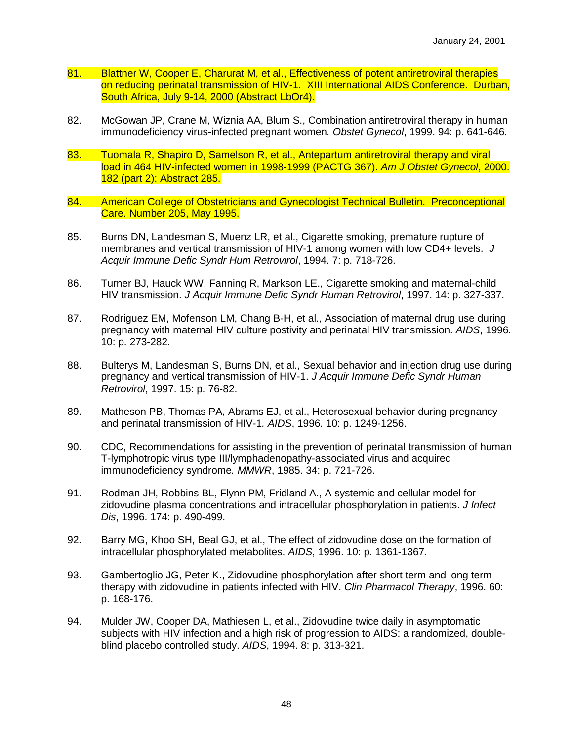81. Blattner W, Cooper E, Charurat M, et al., Effectiveness of potent antiretroviral therapies on reducing perinatal transmission of HIV-1. XIII International AIDS Conference. Durban, South Africa, July 9-14, 2000 (Abstract LbOr4).

82. McGowan JP, Crane M, Wiznia AA, Blum S., Combination antiretroviral therapy in human immunodeficiency virus-infected pregnant women. *Obstet Gynecol*, 1999. 94: p. 641-646.

83. Tuomala R, Shapiro D, Samelson R, et al., Antepartum antiretroviral therapy and viral load in 464 HIV-infected women in 1998-1999 (PACTG 367). *Am J Obstet Gynecol*, 2000. 182 (part 2): Abstract 285.

84. American College of Obstetricians and Gynecologist Technical Bulletin. Preconceptional Care. Number 205, May 1995.

85. Burns DN, Landesman S, Muenz LR, et al., Cigarette smoking, premature rupture of membranes and vertical transmission of HIV-1 among women with low CD4+ levels. *J Acquir Immune Defic Syndr Hum Retrovirol*, 1994. 7: p. 718-726.

86. Turner BJ, Hauck WW, Fanning R, Markson LE., Cigarette smoking and maternal-child HIV transmission. *J Acquir Immune Defic Syndr Human Retrovirol*, 1997. 14: p. 327-337.

87. Rodriguez EM, Mofenson LM, Chang B-H, et al., Association of maternal drug use during pregnancy with maternal HIV culture postivity and perinatal HIV transmission. *AIDS*, 1996. 10: p. 273-282.

88. Bulterys M, Landesman S, Burns DN, et al., Sexual behavior and injection drug use during pregnancy and vertical transmission of HIV-1. *J Acquir Immune Defic Syndr Human Retrovirol*, 1997. 15: p. 76-82.

89. Matheson PB, Thomas PA, Abrams EJ, et al., Heterosexual behavior during pregnancy and perinatal transmission of HIV-1. *AIDS*, 1996. 10: p. 1249-1256.

90. CDC, Recommendations for assisting in the prevention of perinatal transmission of human T-lymphotropic virus type III/lymphadenopathy-associated virus and acquired immunodeficiency syndrome. *MMWR*, 1985. 34: p. 721-726.

91. Rodman JH, Robbins BL, Flynn PM, Fridland A., A systemic and cellular model for zidovudine plasma concentrations and intracellular phosphorylation in patients. *J Infect Dis*, 1996. 174: p. 490-499.

92. Barry MG, Khoo SH, Beal GJ, et al., The effect of zidovudine dose on the formation of intracellular phosphorylated metabolites. *AIDS*, 1996. 10: p. 1361-1367.

93. Gambertoglio JG, Peter K., Zidovudine phosphorylation after short term and long term therapy with zidovudine in patients infected with HIV. *Clin Pharmacol Therapy*, 1996. 60: p. 168-176.

94. Mulder JW, Cooper DA, Mathiesen L, et al., Zidovudine twice daily in asymptomatic subjects with HIV infection and a high risk of progression to AIDS: a randomized, double-blind placebo controlled study. *AIDS*, 1994. 8: p. 313-321.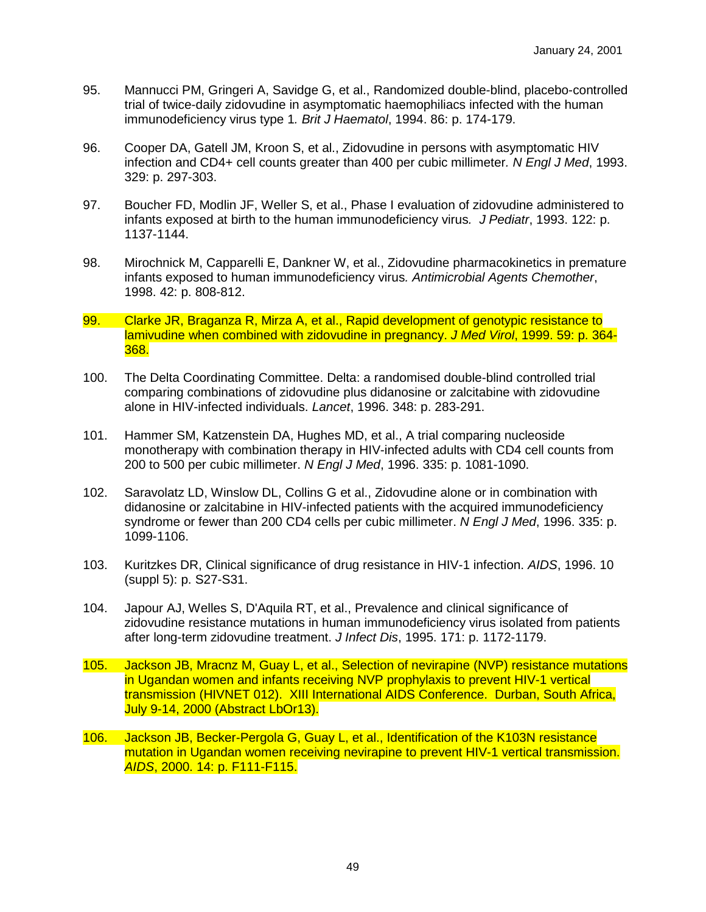95. Mannucci PM, Gringeri A, Savidge G, et al., Randomized double-blind, placebo-controlled trial of twice-daily zidovudine in asymptomatic haemophiliacs infected with the human immunodeficiency virus type 1*. Brit J Haematol*, 1994. 86: p. 174-179.

96. Cooper DA, Gatell JM, Kroon S, et al., Zidovudine in persons with asymptomatic HIV infection and CD4+ cell counts greater than 400 per cubic millimeter*. N Engl J Med*, 1993. 329: p. 297-303.

97. Boucher FD, Modlin JF, Weller S, et al., Phase I evaluation of zidovudine administered to infants exposed at birth to the human immunodeficiency virus*. J Pediatr*, 1993. 122: p. 1137-1144.

98. Mirochnick M, Capparelli E, Dankner W, et al., Zidovudine pharmacokinetics in premature infants exposed to human immunodeficiency virus*. Antimicrobial Agents Chemother*, 1998. 42: p. 808-812.

99. Clarke JR, Braganza R, Mirza A, et al., Rapid development of genotypic resistance to lamivudine when combined with zidovudine in pregnancy. *J Med Virol*, 1999. 59: p. 364-368.

100. The Delta Coordinating Committee. Delta: a randomised double-blind controlled trial comparing combinations of zidovudine plus didanosine or zalcitabine with zidovudine alone in HIV-infected individuals. *Lancet*, 1996. 348: p. 283-291.

101. Hammer SM, Katzenstein DA, Hughes MD, et al., A trial comparing nucleoside monotherapy with combination therapy in HIV-infected adults with CD4 cell counts from 200 to 500 per cubic millimeter. *N Engl J Med*, 1996. 335: p. 1081-1090.

102. Saravolatz LD, Winslow DL, Collins G et al., Zidovudine alone or in combination with didanosine or zalcitabine in HIV-infected patients with the acquired immunodeficiency syndrome or fewer than 200 CD4 cells per cubic millimeter. *N Engl J Med*, 1996. 335: p. 1099-1106.

103. Kuritzkes DR, Clinical significance of drug resistance in HIV-1 infection. *AIDS*, 1996. 10 (suppl 5): p. S27-S31.

104. Japour AJ, Welles S, D'Aquila RT, et al., Prevalence and clinical significance of zidovudine resistance mutations in human immunodeficiency virus isolated from patients after long-term zidovudine treatment. *J Infect Dis*, 1995. 171: p. 1172-1179.

105. Jackson JB, Mracnz M, Guay L, et al., Selection of nevirapine (NVP) resistance mutations in Ugandan women and infants receiving NVP prophylaxis to prevent HIV-1 vertical transmission (HIVNET 012). XIII International AIDS Conference. Durban, South Africa, July 9-14, 2000 (Abstract LbOr13).

106. Jackson JB, Becker-Pergola G, Guay L, et al., Identification of the K103N resistance mutation in Ugandan women receiving nevirapine to prevent HIV-1 vertical transmission. *AIDS*, 2000. 14: p. F111-F115.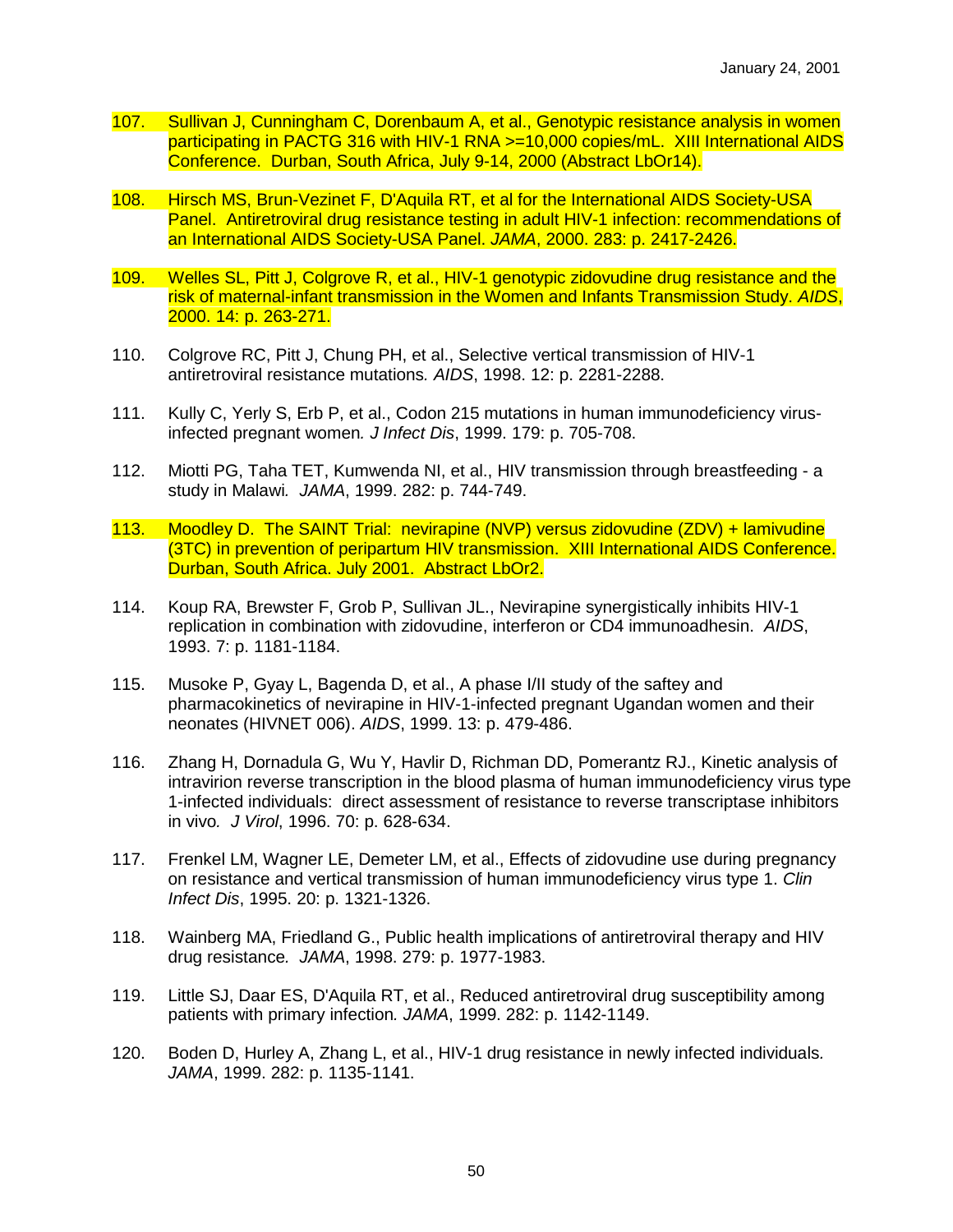107. Sullivan J, Cunningham C, Dorenbaum A, et al., Genotypic resistance analysis in women participating in PACTG 316 with HIV-1 RNA >=10,000 copies/mL. XIII International AIDS Conference. Durban, South Africa, July 9-14, 2000 (Abstract LbOr14).

108. Hirsch MS, Brun-Vezinet F, D'Aquila RT, et al for the International AIDS Society-USA Panel. Antiretroviral drug resistance testing in adult HIV-1 infection: recommendations of an International AIDS Society-USA Panel. *JAMA*, 2000. 283: p. 2417-2426.

109. Welles SL, Pitt J, Colgrove R, et al., HIV-1 genotypic zidovudine drug resistance and the risk of maternal-infant transmission in the Women and Infants Transmission Study. *AIDS*, 2000. 14: p. 263-271.

110. Colgrove RC, Pitt J, Chung PH, et al., Selective vertical transmission of HIV-1 antiretroviral resistance mutations*.* *AIDS*, 1998. 12: p. 2281-2288.

111. Kully C, Yerly S, Erb P, et al., Codon 215 mutations in human immunodeficiency virus-infected pregnant women*.* *J Infect Dis*, 1999. 179: p. 705-708.

112. Miotti PG, Taha TET, Kumwenda NI, et al., HIV transmission through breastfeeding - a study in Malawi*.* *JAMA*, 1999. 282: p. 744-749.

113. Moodley D. The SAINT Trial: nevirapine (NVP) versus zidovudine (ZDV) + lamivudine (3TC) in prevention of peripartum HIV transmission. XIII International AIDS Conference. Durban, South Africa. July 2001. Abstract LbOr2.

114. Koup RA, Brewster F, Grob P, Sullivan JL., Nevirapine synergistically inhibits HIV-1 replication in combination with zidovudine, interferon or CD4 immunoadhesin. *AIDS*, 1993. 7: p. 1181-1184.

115. Musoke P, Gyay L, Bagenda D, et al., A phase I/II study of the saftey and pharmacokinetics of nevirapine in HIV-1-infected pregnant Ugandan women and their neonates (HIVNET 006). *AIDS*, 1999. 13: p. 479-486.

116. Zhang H, Dornadula G, Wu Y, Havlir D, Richman DD, Pomerantz RJ., Kinetic analysis of intravirion reverse transcription in the blood plasma of human immunodeficiency virus type 1-infected individuals: direct assessment of resistance to reverse transcriptase inhibitors in vivo*.* *J Virol*, 1996. 70: p. 628-634.

117. Frenkel LM, Wagner LE, Demeter LM, et al., Effects of zidovudine use during pregnancy on resistance and vertical transmission of human immunodeficiency virus type 1. *Clin Infect Dis*, 1995. 20: p. 1321-1326.

118. Wainberg MA, Friedland G., Public health implications of antiretroviral therapy and HIV drug resistance*.* *JAMA*, 1998. 279: p. 1977-1983.

119. Little SJ, Daar ES, D'Aquila RT, et al., Reduced antiretroviral drug susceptibility among patients with primary infection*.* *JAMA*, 1999. 282: p. 1142-1149.

120. Boden D, Hurley A, Zhang L, et al., HIV-1 drug resistance in newly infected individuals*.* *JAMA*, 1999. 282: p. 1135-1141.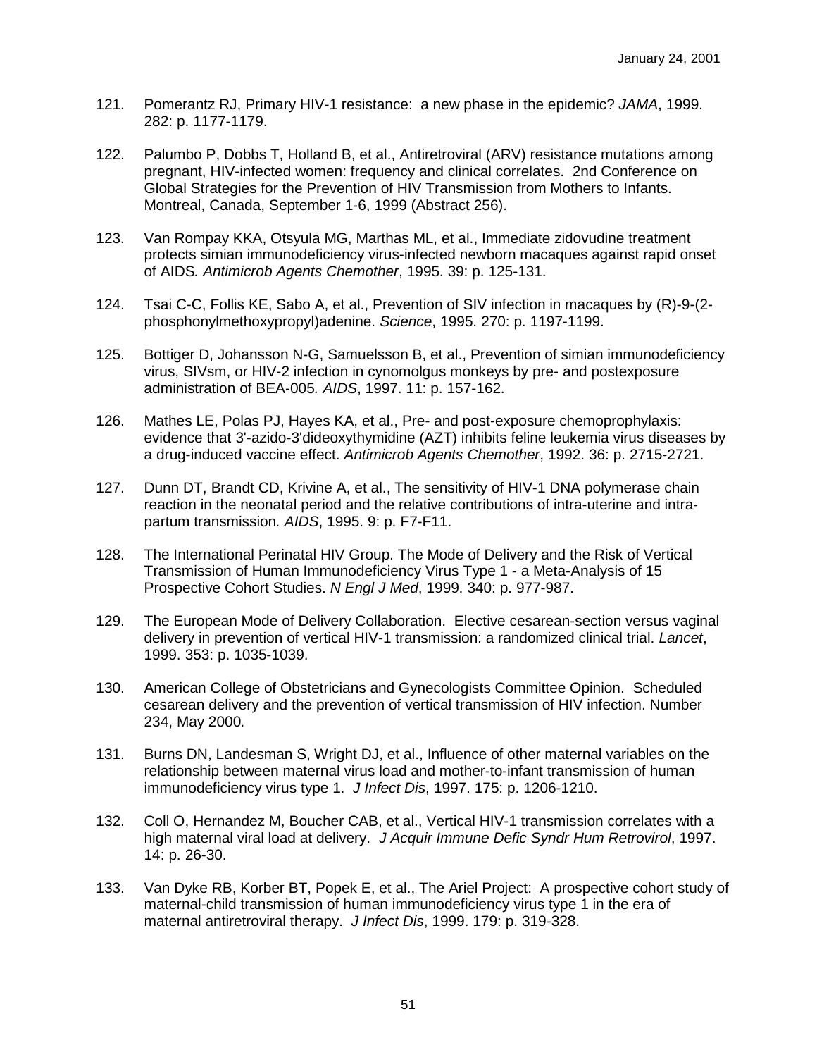121. Pomerantz RJ, Primary HIV-1 resistance: a new phase in the epidemic? *JAMA*, 1999. 282: p. 1177-1179.

122. Palumbo P, Dobbs T, Holland B, et al., Antiretroviral (ARV) resistance mutations among pregnant, HIV-infected women: frequency and clinical correlates. 2nd Conference on Global Strategies for the Prevention of HIV Transmission from Mothers to Infants. Montreal, Canada, September 1-6, 1999 (Abstract 256).

123. Van Rompay KKA, Otsyula MG, Marthas ML, et al., Immediate zidovudine treatment protects simian immunodeficiency virus-infected newborn macaques against rapid onset of AIDS*. Antimicrob Agents Chemother*, 1995. 39: p. 125-131.

124. Tsai C-C, Follis KE, Sabo A, et al., Prevention of SIV infection in macaques by (R)-9-(2-phosphonylmethoxypropyl)adenine. *Science*, 1995. 270: p. 1197-1199.

125. Bottiger D, Johansson N-G, Samuelsson B, et al., Prevention of simian immunodeficiency virus, SIVsm, or HIV-2 infection in cynomolgus monkeys by pre- and postexposure administration of BEA-005*. AIDS*, 1997. 11: p. 157-162.

126. Mathes LE, Polas PJ, Hayes KA, et al., Pre- and post-exposure chemoprophylaxis: evidence that 3'-azido-3'dideoxythymidine (AZT) inhibits feline leukemia virus diseases by a drug-induced vaccine effect. *Antimicrob Agents Chemother*, 1992. 36: p. 2715-2721.

127. Dunn DT, Brandt CD, Krivine A, et al., The sensitivity of HIV-1 DNA polymerase chain reaction in the neonatal period and the relative contributions of intra-uterine and intra-partum transmission*. AIDS*, 1995. 9: p. F7-F11.

128. The International Perinatal HIV Group. The Mode of Delivery and the Risk of Vertical Transmission of Human Immunodeficiency Virus Type 1 - a Meta-Analysis of 15 Prospective Cohort Studies. *N Engl J Med*, 1999. 340: p. 977-987.

129. The European Mode of Delivery Collaboration. Elective cesarean-section versus vaginal delivery in prevention of vertical HIV-1 transmission: a randomized clinical trial. *Lancet*, 1999. 353: p. 1035-1039.

130. American College of Obstetricians and Gynecologists Committee Opinion. Scheduled cesarean delivery and the prevention of vertical transmission of HIV infection. Number 234, May 2000*.*

131. Burns DN, Landesman S, Wright DJ, et al., Influence of other maternal variables on the relationship between maternal virus load and mother-to-infant transmission of human immunodeficiency virus type 1. *J Infect Dis*, 1997. 175: p. 1206-1210.

132. Coll O, Hernandez M, Boucher CAB, et al., Vertical HIV-1 transmission correlates with a high maternal viral load at delivery. *J Acquir Immune Defic Syndr Hum Retrovirol*, 1997. 14: p. 26-30.

133. Van Dyke RB, Korber BT, Popek E, et al., The Ariel Project: A prospective cohort study of maternal-child transmission of human immunodeficiency virus type 1 in the era of maternal antiretroviral therapy. *J Infect Dis*, 1999. 179: p. 319-328.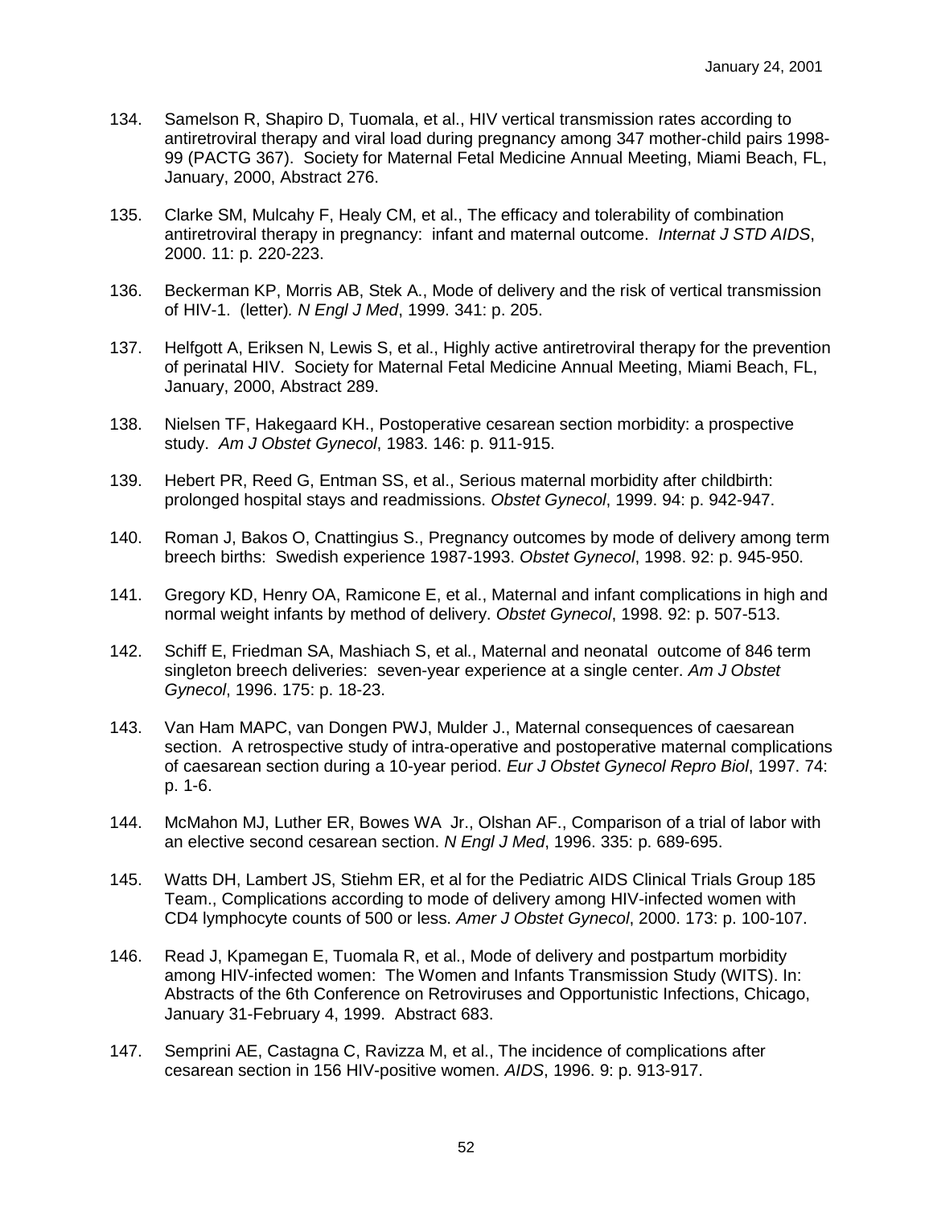134. Samelson R, Shapiro D, Tuomala, et al., HIV vertical transmission rates according to antiretroviral therapy and viral load during pregnancy among 347 mother-child pairs 1998-99 (PACTG 367). Society for Maternal Fetal Medicine Annual Meeting, Miami Beach, FL, January, 2000, Abstract 276.

135. Clarke SM, Mulcahy F, Healy CM, et al., The efficacy and tolerability of combination antiretroviral therapy in pregnancy: infant and maternal outcome. *Internat J STD AIDS*, 2000. 11: p. 220-223.

136. Beckerman KP, Morris AB, Stek A., Mode of delivery and the risk of vertical transmission of HIV-1. (letter)*. N Engl J Med*, 1999. 341: p. 205.

137. Helfgott A, Eriksen N, Lewis S, et al., Highly active antiretroviral therapy for the prevention of perinatal HIV. Society for Maternal Fetal Medicine Annual Meeting, Miami Beach, FL, January, 2000, Abstract 289.

138. Nielsen TF, Hakegaard KH., Postoperative cesarean section morbidity: a prospective study. *Am J Obstet Gynecol*, 1983. 146: p. 911-915.

139. Hebert PR, Reed G, Entman SS, et al., Serious maternal morbidity after childbirth: prolonged hospital stays and readmissions. *Obstet Gynecol*, 1999. 94: p. 942-947.

140. Roman J, Bakos O, Cnattingius S., Pregnancy outcomes by mode of delivery among term breech births: Swedish experience 1987-1993. *Obstet Gynecol*, 1998. 92: p. 945-950.

141. Gregory KD, Henry OA, Ramicone E, et al., Maternal and infant complications in high and normal weight infants by method of delivery. *Obstet Gynecol*, 1998. 92: p. 507-513.

142. Schiff E, Friedman SA, Mashiach S, et al., Maternal and neonatal outcome of 846 term singleton breech deliveries: seven-year experience at a single center. *Am J Obstet Gynecol*, 1996. 175: p. 18-23.

143. Van Ham MAPC, van Dongen PWJ, Mulder J., Maternal consequences of caesarean section. A retrospective study of intra-operative and postoperative maternal complications of caesarean section during a 10-year period. *Eur J Obstet Gynecol Repro Biol*, 1997. 74: p. 1-6.

144. McMahon MJ, Luther ER, Bowes WA Jr., Olshan AF., Comparison of a trial of labor with an elective second cesarean section. *N Engl J Med*, 1996. 335: p. 689-695.

145. Watts DH, Lambert JS, Stiehm ER, et al for the Pediatric AIDS Clinical Trials Group 185 Team., Complications according to mode of delivery among HIV-infected women with CD4 lymphocyte counts of 500 or less. *Amer J Obstet Gynecol*, 2000. 173: p. 100-107.

146. Read J, Kpamegan E, Tuomala R, et al., Mode of delivery and postpartum morbidity among HIV-infected women: The Women and Infants Transmission Study (WITS). In: Abstracts of the 6th Conference on Retroviruses and Opportunistic Infections, Chicago, January 31-February 4, 1999. Abstract 683.

147. Semprini AE, Castagna C, Ravizza M, et al., The incidence of complications after cesarean section in 156 HIV-positive women. *AIDS*, 1996. 9: p. 913-917.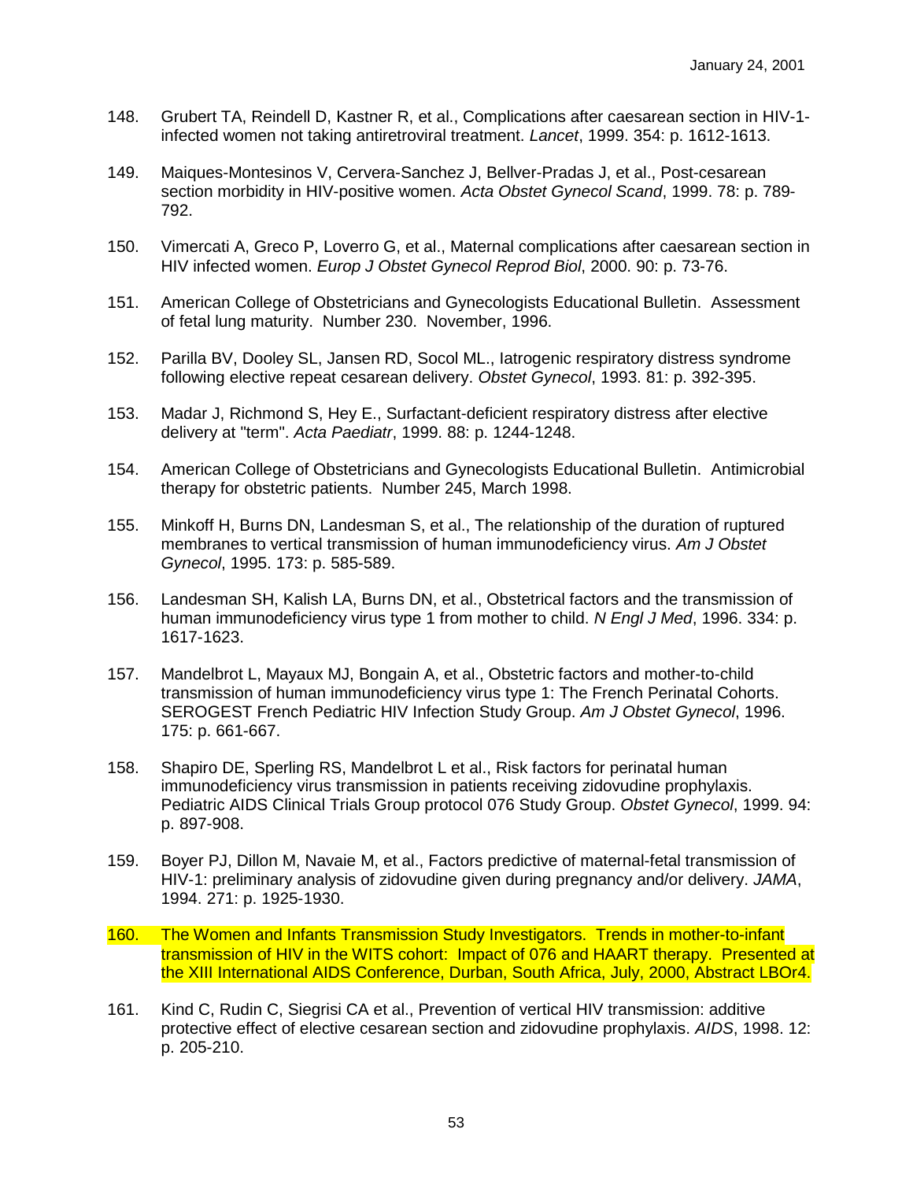148. Grubert TA, Reindell D, Kastner R, et al., Complications after caesarean section in HIV-1-infected women not taking antiretroviral treatment. *Lancet*, 1999. 354: p. 1612-1613.

149. Maiques-Montesinos V, Cervera-Sanchez J, Bellver-Pradas J, et al., Post-cesarean section morbidity in HIV-positive women. *Acta Obstet Gynecol Scand*, 1999. 78: p. 789-792.

150. Vimercati A, Greco P, Loverro G, et al., Maternal complications after caesarean section in HIV infected women. *Europ J Obstet Gynecol Reprod Biol*, 2000. 90: p. 73-76.

151. American College of Obstetricians and Gynecologists Educational Bulletin. Assessment of fetal lung maturity. Number 230. November, 1996.

152. Parilla BV, Dooley SL, Jansen RD, Socol ML., Iatrogenic respiratory distress syndrome following elective repeat cesarean delivery. *Obstet Gynecol*, 1993. 81: p. 392-395.

153. Madar J, Richmond S, Hey E., Surfactant-deficient respiratory distress after elective delivery at "term". *Acta Paediatr*, 1999. 88: p. 1244-1248.

154. American College of Obstetricians and Gynecologists Educational Bulletin. Antimicrobial therapy for obstetric patients. Number 245, March 1998.

155. Minkoff H, Burns DN, Landesman S, et al., The relationship of the duration of ruptured membranes to vertical transmission of human immunodeficiency virus. *Am J Obstet Gynecol*, 1995. 173: p. 585-589.

156. Landesman SH, Kalish LA, Burns DN, et al., Obstetrical factors and the transmission of human immunodeficiency virus type 1 from mother to child. *N Engl J Med*, 1996. 334: p. 1617-1623.

157. Mandelbrot L, Mayaux MJ, Bongain A, et al., Obstetric factors and mother-to-child transmission of human immunodeficiency virus type 1: The French Perinatal Cohorts. SEROGEST French Pediatric HIV Infection Study Group. *Am J Obstet Gynecol*, 1996. 175: p. 661-667.

158. Shapiro DE, Sperling RS, Mandelbrot L et al., Risk factors for perinatal human immunodeficiency virus transmission in patients receiving zidovudine prophylaxis. Pediatric AIDS Clinical Trials Group protocol 076 Study Group. *Obstet Gynecol*, 1999. 94: p. 897-908.

159. Boyer PJ, Dillon M, Navaie M, et al., Factors predictive of maternal-fetal transmission of HIV-1: preliminary analysis of zidovudine given during pregnancy and/or delivery. *JAMA*, 1994. 271: p. 1925-1930.

160. The Women and Infants Transmission Study Investigators. Trends in mother-to-infant transmission of HIV in the WITS cohort: Impact of 076 and HAART therapy. Presented at the XIII International AIDS Conference, Durban, South Africa, July, 2000, Abstract LBOr4.

161. Kind C, Rudin C, Siegrisi CA et al., Prevention of vertical HIV transmission: additive protective effect of elective cesarean section and zidovudine prophylaxis. *AIDS*, 1998. 12: p. 205-210.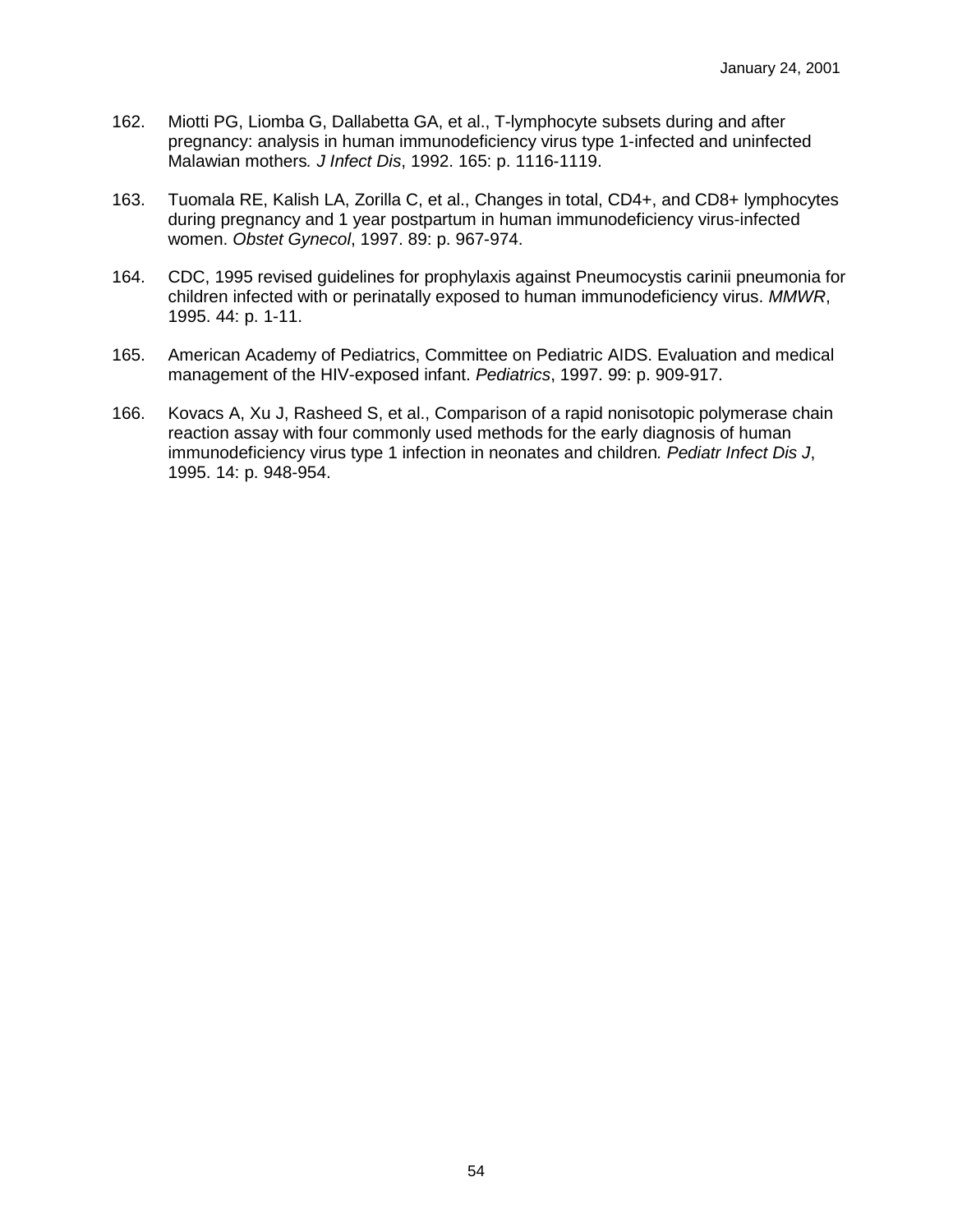162. Miotti PG, Liomba G, Dallabetta GA, et al., T-lymphocyte subsets during and after pregnancy: analysis in human immunodeficiency virus type 1-infected and uninfected Malawian mothers*. J Infect Dis*, 1992. 165: p. 1116-1119.

163. Tuomala RE, Kalish LA, Zorilla C, et al., Changes in total, CD4+, and CD8+ lymphocytes during pregnancy and 1 year postpartum in human immunodeficiency virus-infected women. *Obstet Gynecol*, 1997. 89: p. 967-974.

164. CDC, 1995 revised guidelines for prophylaxis against Pneumocystis carinii pneumonia for children infected with or perinatally exposed to human immunodeficiency virus. *MMWR*, 1995. 44: p. 1-11.

165. American Academy of Pediatrics, Committee on Pediatric AIDS. Evaluation and medical management of the HIV-exposed infant. *Pediatrics*, 1997. 99: p. 909-917.

166. Kovacs A, Xu J, Rasheed S, et al., Comparison of a rapid nonisotopic polymerase chain reaction assay with four commonly used methods for the early diagnosis of human immunodeficiency virus type 1 infection in neonates and children*. Pediatr Infect Dis J*, 1995. 14: p. 948-954.